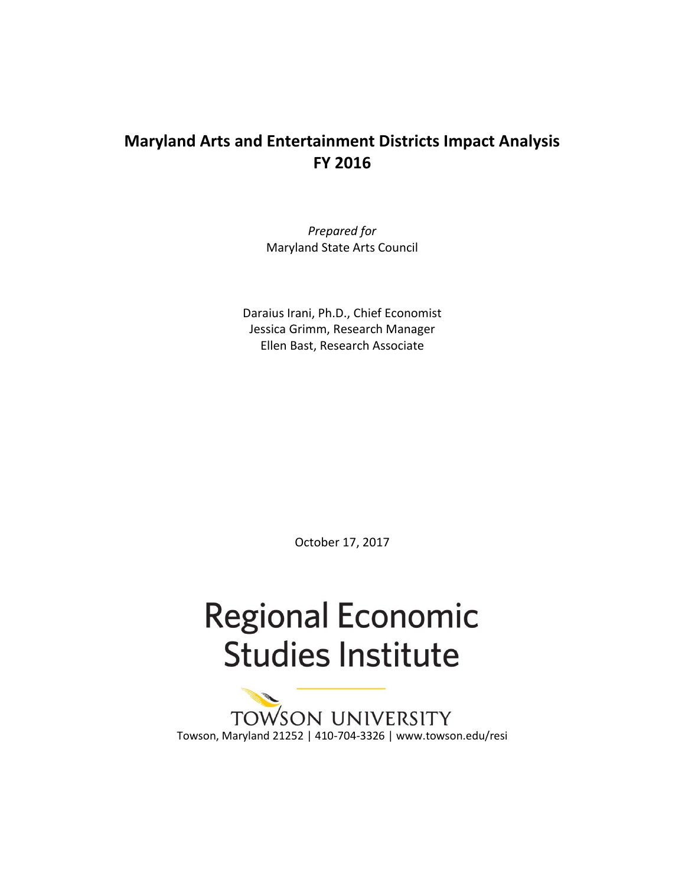# Maryland Arts and Entertainment Districts Impact Analysis FY 2016

*Prepared for*
Maryland State Arts Council

Daraius Irani, Ph.D., Chief Economist
Jessica Grimm, Research Manager
Ellen Bast, Research Associate

October 17, 2017

Regional Economic Studies Institute

TOWSON UNIVERSITY

Towson, Maryland 21252 | 410-704-3326 | www.towson.edu/resi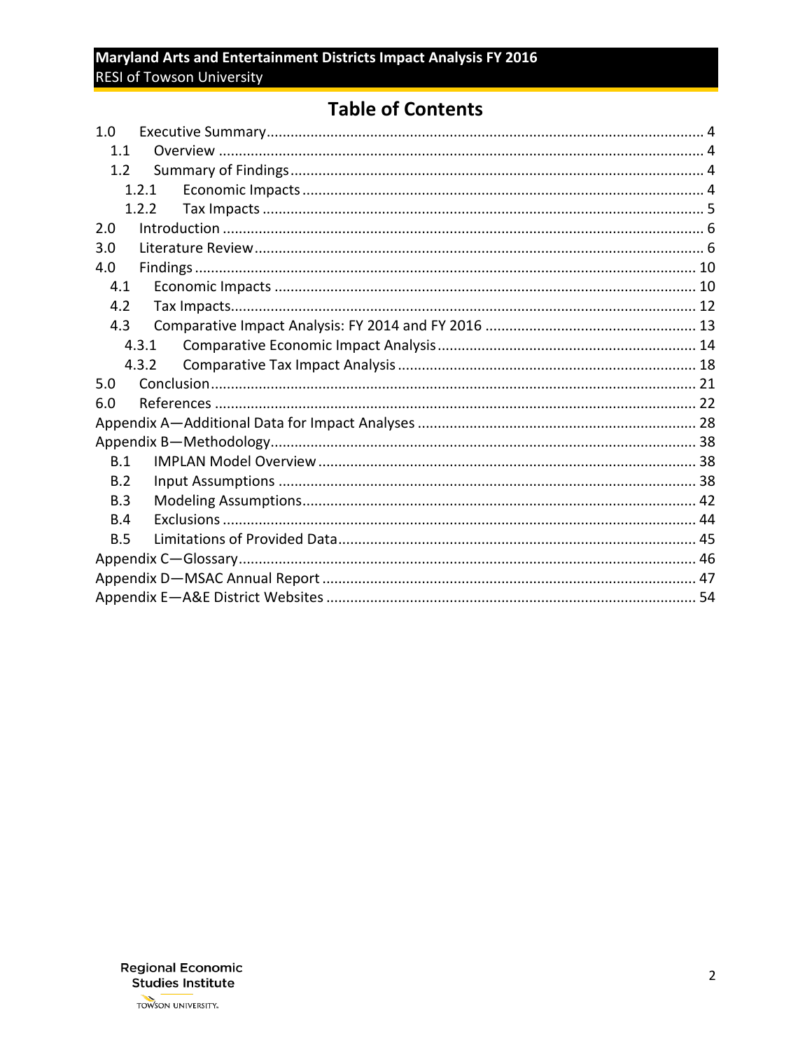# Table of Contents

| | | |
|---|---|---|
| 1.0 | Executive Summary | 4 |
| 1.1 | Overview | 4 |
| 1.2 | Summary of Findings | 4 |
| 1.2.1 | Economic Impacts | 4 |
| 1.2.2 | Tax Impacts | 5 |
| 2.0 | Introduction | 6 |
| 3.0 | Literature Review | 6 |
| 4.0 | Findings | 10 |
| 4.1 | Economic Impacts | 10 |
| 4.2 | Tax Impacts | 12 |
| 4.3 | Comparative Impact Analysis: FY 2014 and FY 2016 | 13 |
| 4.3.1 | Comparative Economic Impact Analysis | 14 |
| 4.3.2 | Comparative Tax Impact Analysis | 18 |
| 5.0 | Conclusion | 21 |
| 6.0 | References | 22 |
| Appendix A—Additional Data for Impact Analyses | | 28 |
| Appendix B—Methodology | | 38 |
| B.1 | IMPLAN Model Overview | 38 |
| B.2 | Input Assumptions | 38 |
| B.3 | Modeling Assumptions | 42 |
| B.4 | Exclusions | 44 |
| B.5 | Limitations of Provided Data | 45 |
| Appendix C—Glossary | | 46 |
| Appendix D—MSAC Annual Report | | 47 |
| Appendix E—A&E District Websites | | 54 |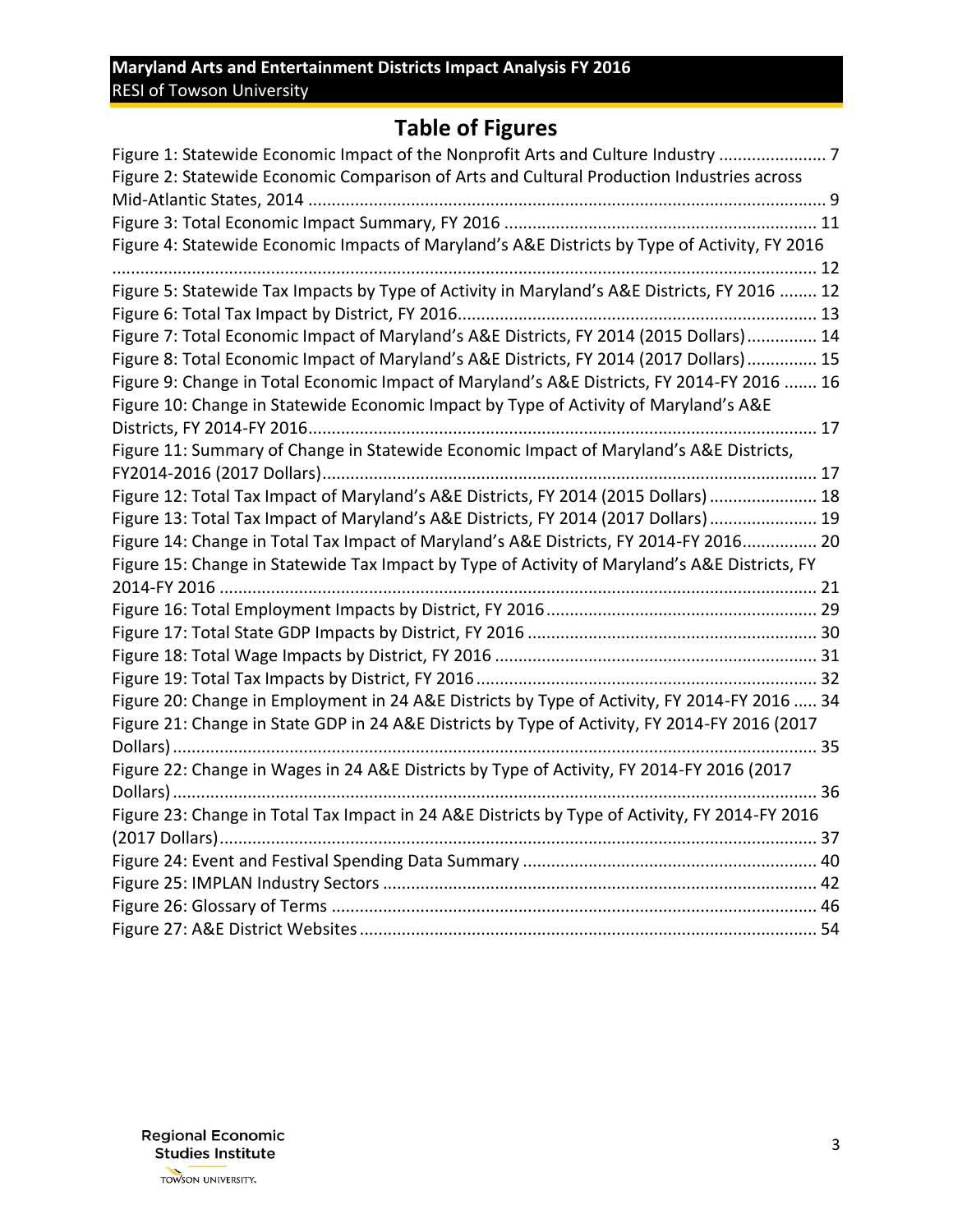# Table of Figures

Figure 1: Statewide Economic Impact of the Nonprofit Arts and Culture Industry ....................... 7
Figure 2: Statewide Economic Comparison of Arts and Cultural Production Industries across Mid-Atlantic States, 2014 ............................................................................................................... 9
Figure 3: Total Economic Impact Summary, FY 2016 ................................................................... 11
Figure 4: Statewide Economic Impacts of Maryland's A&E Districts by Type of Activity, FY 2016 ...................................................................................................................................... 12
Figure 5: Statewide Tax Impacts by Type of Activity in Maryland's A&E Districts, FY 2016 ........ 12
Figure 6: Total Tax Impact by District, FY 2016............................................................................ 13
Figure 7: Total Economic Impact of Maryland's A&E Districts, FY 2014 (2015 Dollars)............... 14
Figure 8: Total Economic Impact of Maryland's A&E Districts, FY 2014 (2017 Dollars)............... 15
Figure 9: Change in Total Economic Impact of Maryland's A&E Districts, FY 2014-FY 2016 ....... 16
Figure 10: Change in Statewide Economic Impact by Type of Activity of Maryland's A&E Districts, FY 2014-FY 2016............................................................................................................ 17
Figure 11: Summary of Change in Statewide Economic Impact of Maryland's A&E Districts, FY2014-2016 (2017 Dollars).......................................................................................................... 17
Figure 12: Total Tax Impact of Maryland's A&E Districts, FY 2014 (2015 Dollars) ....................... 18
Figure 13: Total Tax Impact of Maryland's A&E Districts, FY 2014 (2017 Dollars) ....................... 19
Figure 14: Change in Total Tax Impact of Maryland's A&E Districts, FY 2014-FY 2016................ 20
Figure 15: Change in Statewide Tax Impact by Type of Activity of Maryland's A&E Districts, FY 2014-FY 2016 ............................................................................................................................... 21
Figure 16: Total Employment Impacts by District, FY 2016.......................................................... 29
Figure 17: Total State GDP Impacts by District, FY 2016 .............................................................. 30
Figure 18: Total Wage Impacts by District, FY 2016 ..................................................................... 31
Figure 19: Total Tax Impacts by District, FY 2016......................................................................... 32
Figure 20: Change in Employment in 24 A&E Districts by Type of Activity, FY 2014-FY 2016 ..... 34
Figure 21: Change in State GDP in 24 A&E Districts by Type of Activity, FY 2014-FY 2016 (2017 Dollars) .......................................................................................................................................... 35
Figure 22: Change in Wages in 24 A&E Districts by Type of Activity, FY 2014-FY 2016 (2017 Dollars) .......................................................................................................................................... 36
Figure 23: Change in Total Tax Impact in 24 A&E Districts by Type of Activity, FY 2014-FY 2016 (2017 Dollars)............................................................................................................................... 37
Figure 24: Event and Festival Spending Data Summary ............................................................... 40
Figure 25: IMPLAN Industry Sectors ............................................................................................. 42
Figure 26: Glossary of Terms ........................................................................................................ 46
Figure 27: A&E District Websites................................................................................................... 54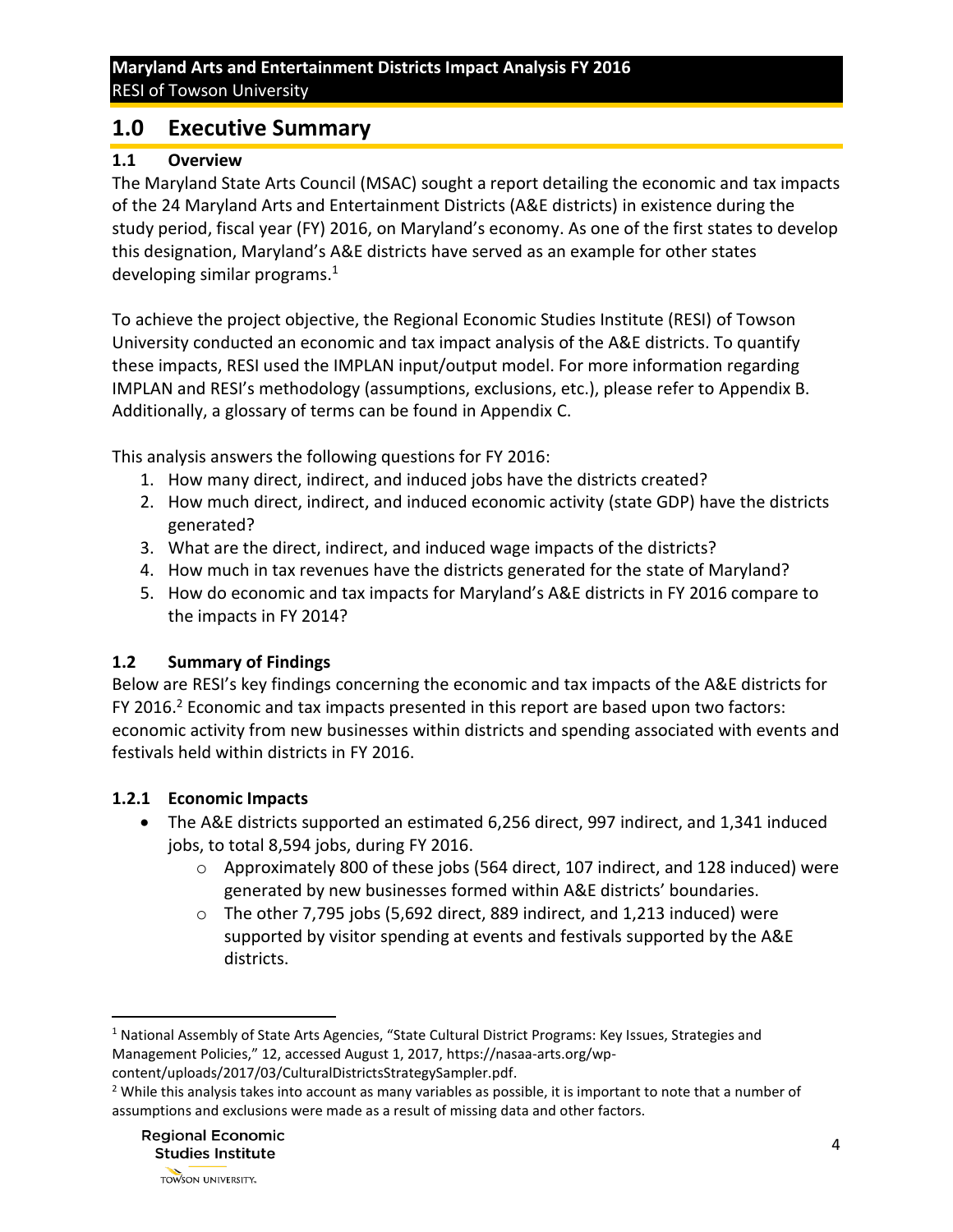# 1.0 Executive Summary

## 1.1 Overview

The Maryland State Arts Council (MSAC) sought a report detailing the economic and tax impacts of the 24 Maryland Arts and Entertainment Districts (A&E districts) in existence during the study period, fiscal year (FY) 2016, on Maryland's economy. As one of the first states to develop this designation, Maryland's A&E districts have served as an example for other states developing similar programs.[1]

To achieve the project objective, the Regional Economic Studies Institute (RESI) of Towson University conducted an economic and tax impact analysis of the A&E districts. To quantify these impacts, RESI used the IMPLAN input/output model. For more information regarding IMPLAN and RESI's methodology (assumptions, exclusions, etc.), please refer to Appendix B. Additionally, a glossary of terms can be found in Appendix C.

This analysis answers the following questions for FY 2016:

1. How many direct, indirect, and induced jobs have the districts created?
2. How much direct, indirect, and induced economic activity (state GDP) have the districts generated?
3. What are the direct, indirect, and induced wage impacts of the districts?
4. How much in tax revenues have the districts generated for the state of Maryland?
5. How do economic and tax impacts for Maryland's A&E districts in FY 2016 compare to the impacts in FY 2014?

## 1.2 Summary of Findings

Below are RESI's key findings concerning the economic and tax impacts of the A&E districts for FY 2016.[2] Economic and tax impacts presented in this report are based upon two factors: economic activity from new businesses within districts and spending associated with events and festivals held within districts in FY 2016.

### 1.2.1 Economic Impacts

- The A&E districts supported an estimated 6,256 direct, 997 indirect, and 1,341 induced jobs, to total 8,594 jobs, during FY 2016.
  - Approximately 800 of these jobs (564 direct, 107 indirect, and 128 induced) were generated by new businesses formed within A&E districts' boundaries.
  - The other 7,795 jobs (5,692 direct, 889 indirect, and 1,213 induced) were supported by visitor spending at events and festivals supported by the A&E districts.

---

[1] National Assembly of State Arts Agencies, "State Cultural District Programs: Key Issues, Strategies and Management Policies," 12, accessed August 1, 2017, https://nasaa-arts.org/wp-content/uploads/2017/03/CulturalDistrictsStrategySampler.pdf.

[2] While this analysis takes into account as many variables as possible, it is important to note that a number of assumptions and exclusions were made as a result of missing data and other factors.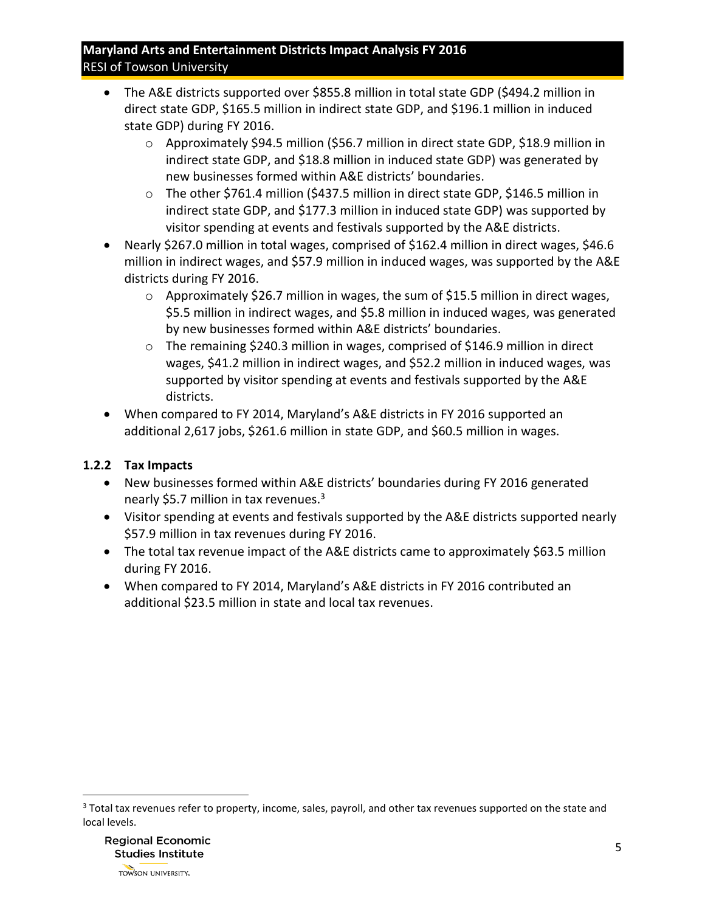- The A&E districts supported over $855.8 million in total state GDP ($494.2 million in direct state GDP, $165.5 million in indirect state GDP, and $196.1 million in induced state GDP) during FY 2016.
  - Approximately $94.5 million ($56.7 million in direct state GDP, $18.9 million in indirect state GDP, and $18.8 million in induced state GDP) was generated by new businesses formed within A&E districts' boundaries.
  - The other $761.4 million ($437.5 million in direct state GDP, $146.5 million in indirect state GDP, and $177.3 million in induced state GDP) was supported by visitor spending at events and festivals supported by the A&E districts.
- Nearly $267.0 million in total wages, comprised of $162.4 million in direct wages, $46.6 million in indirect wages, and $57.9 million in induced wages, was supported by the A&E districts during FY 2016.
  - Approximately $26.7 million in wages, the sum of $15.5 million in direct wages, $5.5 million in indirect wages, and $5.8 million in induced wages, was generated by new businesses formed within A&E districts' boundaries.
  - The remaining $240.3 million in wages, comprised of $146.9 million in direct wages, $41.2 million in indirect wages, and $52.2 million in induced wages, was supported by visitor spending at events and festivals supported by the A&E districts.
- When compared to FY 2014, Maryland's A&E districts in FY 2016 supported an additional 2,617 jobs, $261.6 million in state GDP, and $60.5 million in wages.

### 1.2.2 Tax Impacts

- New businesses formed within A&E districts' boundaries during FY 2016 generated nearly $5.7 million in tax revenues.[3]
- Visitor spending at events and festivals supported by the A&E districts supported nearly $57.9 million in tax revenues during FY 2016.
- The total tax revenue impact of the A&E districts came to approximately $63.5 million during FY 2016.
- When compared to FY 2014, Maryland's A&E districts in FY 2016 contributed an additional $23.5 million in state and local tax revenues.

[3] Total tax revenues refer to property, income, sales, payroll, and other tax revenues supported on the state and local levels.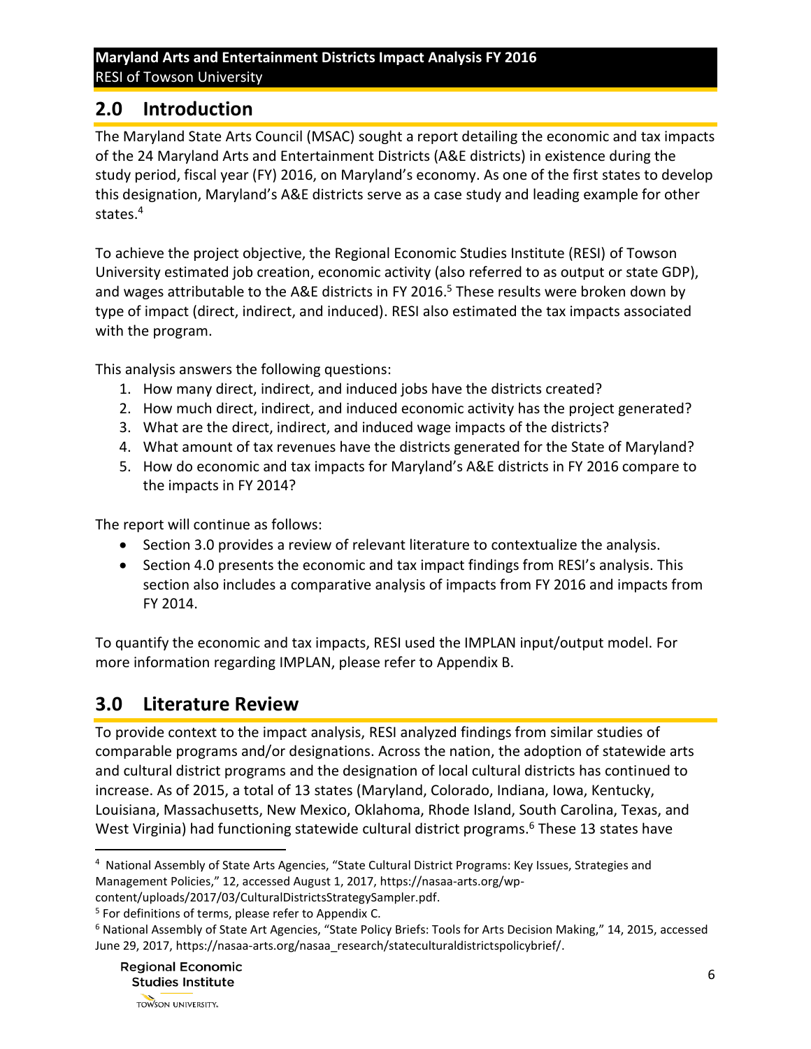## 2.0 Introduction

The Maryland State Arts Council (MSAC) sought a report detailing the economic and tax impacts of the 24 Maryland Arts and Entertainment Districts (A&E districts) in existence during the study period, fiscal year (FY) 2016, on Maryland's economy. As one of the first states to develop this designation, Maryland's A&E districts serve as a case study and leading example for other states.[4]

To achieve the project objective, the Regional Economic Studies Institute (RESI) of Towson University estimated job creation, economic activity (also referred to as output or state GDP), and wages attributable to the A&E districts in FY 2016.[5] These results were broken down by type of impact (direct, indirect, and induced). RESI also estimated the tax impacts associated with the program.

This analysis answers the following questions:

1. How many direct, indirect, and induced jobs have the districts created?
2. How much direct, indirect, and induced economic activity has the project generated?
3. What are the direct, indirect, and induced wage impacts of the districts?
4. What amount of tax revenues have the districts generated for the State of Maryland?
5. How do economic and tax impacts for Maryland's A&E districts in FY 2016 compare to the impacts in FY 2014?

The report will continue as follows:

- Section 3.0 provides a review of relevant literature to contextualize the analysis.
- Section 4.0 presents the economic and tax impact findings from RESI's analysis. This section also includes a comparative analysis of impacts from FY 2016 and impacts from FY 2014.

To quantify the economic and tax impacts, RESI used the IMPLAN input/output model. For more information regarding IMPLAN, please refer to Appendix B.

## 3.0 Literature Review

To provide context to the impact analysis, RESI analyzed findings from similar studies of comparable programs and/or designations. Across the nation, the adoption of statewide arts and cultural district programs and the designation of local cultural districts has continued to increase. As of 2015, a total of 13 states (Maryland, Colorado, Indiana, Iowa, Kentucky, Louisiana, Massachusetts, New Mexico, Oklahoma, Rhode Island, South Carolina, Texas, and West Virginia) had functioning statewide cultural district programs.[6] These 13 states have

---

[4] National Assembly of State Arts Agencies, "State Cultural District Programs: Key Issues, Strategies and Management Policies," 12, accessed August 1, 2017, https://nasaa-arts.org/wp-content/uploads/2017/03/CulturalDistrictsStrategySampler.pdf.

[5] For definitions of terms, please refer to Appendix C.

[6] National Assembly of State Art Agencies, "State Policy Briefs: Tools for Arts Decision Making," 14, 2015, accessed June 29, 2017, https://nasaa-arts.org/nasaa_research/stateculturaldistrictspolicybrief/.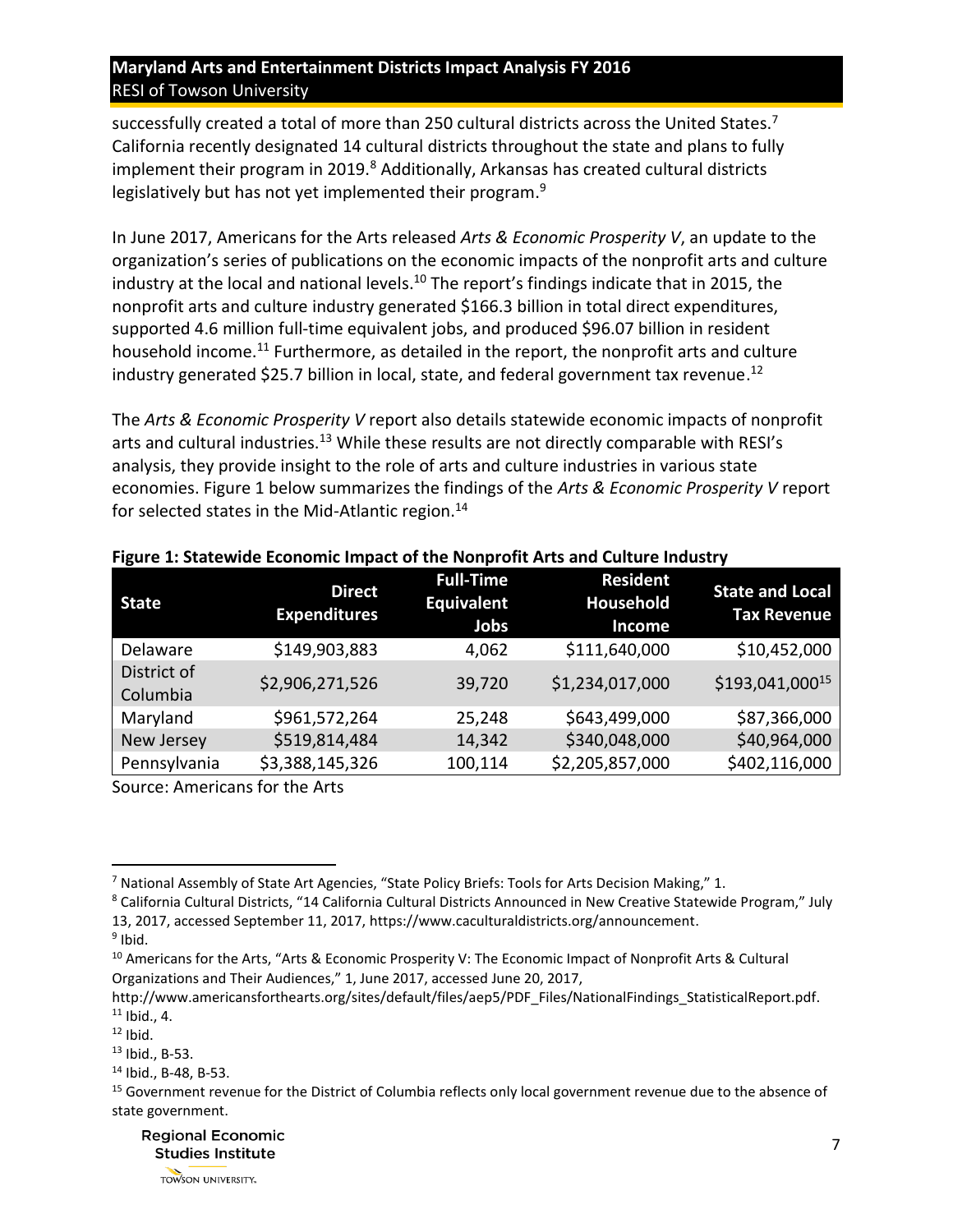successfully created a total of more than 250 cultural districts across the United States.[7] California recently designated 14 cultural districts throughout the state and plans to fully implement their program in 2019.[8] Additionally, Arkansas has created cultural districts legislatively but has not yet implemented their program.[9]

In June 2017, Americans for the Arts released *Arts & Economic Prosperity V*, an update to the organization's series of publications on the economic impacts of the nonprofit arts and culture industry at the local and national levels.[10] The report's findings indicate that in 2015, the nonprofit arts and culture industry generated $166.3 billion in total direct expenditures, supported 4.6 million full-time equivalent jobs, and produced $96.07 billion in resident household income.[11] Furthermore, as detailed in the report, the nonprofit arts and culture industry generated $25.7 billion in local, state, and federal government tax revenue.[12]

The *Arts & Economic Prosperity V* report also details statewide economic impacts of nonprofit arts and cultural industries.[13] While these results are not directly comparable with RESI's analysis, they provide insight to the role of arts and culture industries in various state economies. Figure 1 below summarizes the findings of the *Arts & Economic Prosperity V* report for selected states in the Mid-Atlantic region.[14]

**Figure 1: Statewide Economic Impact of the Nonprofit Arts and Culture Industry**

| State | Direct Expenditures | Full-Time Equivalent Jobs | Resident Household Income | State and Local Tax Revenue |
|---|---|---|---|---|
| Delaware | $149,903,883 | 4,062 | $111,640,000 | $10,452,000 |
| District of Columbia | $2,906,271,526 | 39,720 | $1,234,017,000 | $193,041,000[15] |
| Maryland | $961,572,264 | 25,248 | $643,499,000 | $87,366,000 |
| New Jersey | $519,814,484 | 14,342 | $340,048,000 | $40,964,000 |
| Pennsylvania | $3,388,145,326 | 100,114 | $2,205,857,000 | $402,116,000 |

Source: Americans for the Arts

---

[7] National Assembly of State Art Agencies, "State Policy Briefs: Tools for Arts Decision Making," 1.

[8] California Cultural Districts, "14 California Cultural Districts Announced in New Creative Statewide Program," July 13, 2017, accessed September 11, 2017, https://www.caculturaldistricts.org/announcement.

[9] Ibid.

[10] Americans for the Arts, "Arts & Economic Prosperity V: The Economic Impact of Nonprofit Arts & Cultural Organizations and Their Audiences," 1, June 2017, accessed June 20, 2017, http://www.americansforthearts.org/sites/default/files/aep5/PDF_Files/NationalFindings_StatisticalReport.pdf.

[11] Ibid., 4.

[12] Ibid.

[13] Ibid., B-53.

[14] Ibid., B-48, B-53.

[15] Government revenue for the District of Columbia reflects only local government revenue due to the absence of state government.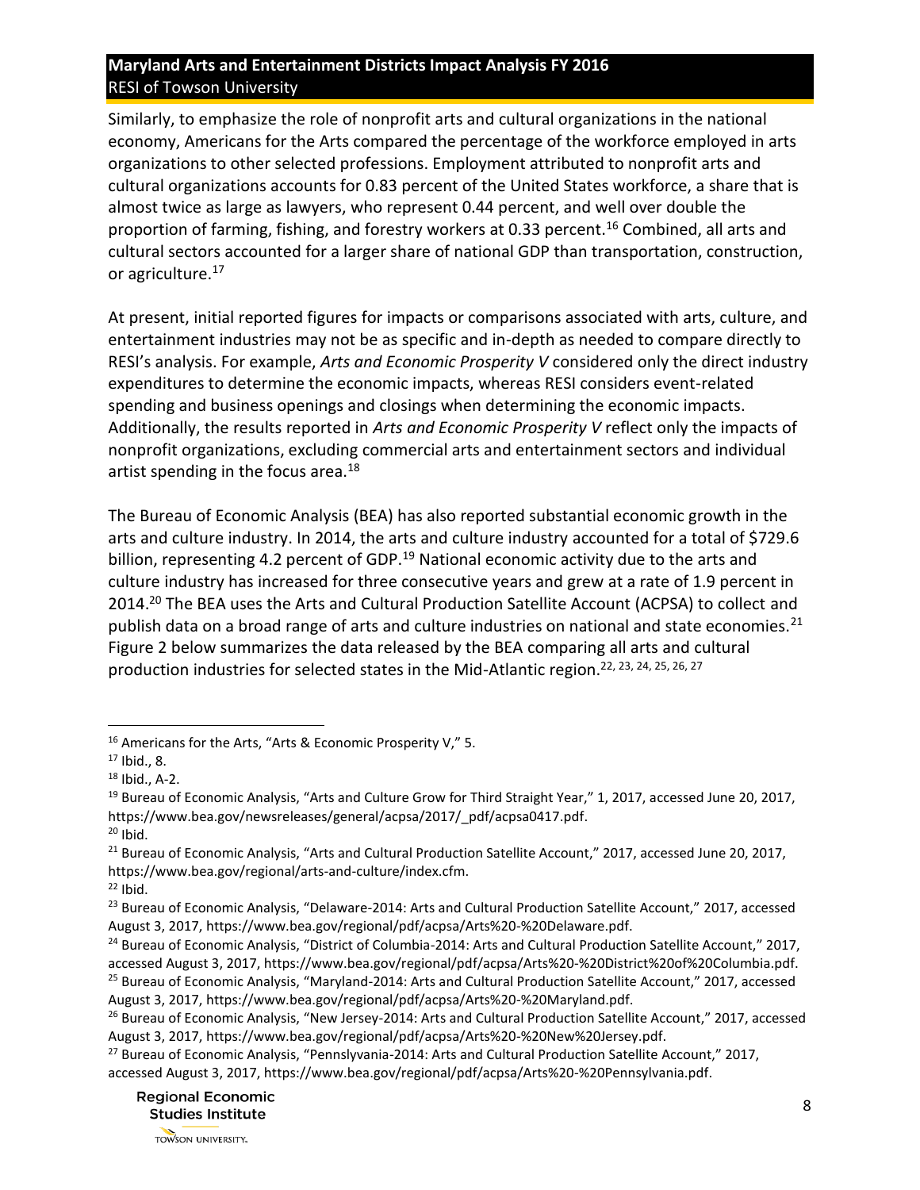Similarly, to emphasize the role of nonprofit arts and cultural organizations in the national economy, Americans for the Arts compared the percentage of the workforce employed in arts organizations to other selected professions. Employment attributed to nonprofit arts and cultural organizations accounts for 0.83 percent of the United States workforce, a share that is almost twice as large as lawyers, who represent 0.44 percent, and well over double the proportion of farming, fishing, and forestry workers at 0.33 percent.[16] Combined, all arts and cultural sectors accounted for a larger share of national GDP than transportation, construction, or agriculture.[17]

At present, initial reported figures for impacts or comparisons associated with arts, culture, and entertainment industries may not be as specific and in-depth as needed to compare directly to RESI's analysis. For example, *Arts and Economic Prosperity V* considered only the direct industry expenditures to determine the economic impacts, whereas RESI considers event-related spending and business openings and closings when determining the economic impacts. Additionally, the results reported in *Arts and Economic Prosperity V* reflect only the impacts of nonprofit organizations, excluding commercial arts and entertainment sectors and individual artist spending in the focus area.[18]

The Bureau of Economic Analysis (BEA) has also reported substantial economic growth in the arts and culture industry. In 2014, the arts and culture industry accounted for a total of $729.6 billion, representing 4.2 percent of GDP.[19] National economic activity due to the arts and culture industry has increased for three consecutive years and grew at a rate of 1.9 percent in 2014.[20] The BEA uses the Arts and Cultural Production Satellite Account (ACPSA) to collect and publish data on a broad range of arts and culture industries on national and state economies.[21] Figure 2 below summarizes the data released by the BEA comparing all arts and cultural production industries for selected states in the Mid-Atlantic region.[22, 23, 24, 25, 26, 27]

---

[16] Americans for the Arts, "Arts & Economic Prosperity V," 5.

[17] Ibid., 8.

[18] Ibid., A-2.

[19] Bureau of Economic Analysis, "Arts and Culture Grow for Third Straight Year," 1, 2017, accessed June 20, 2017, https://www.bea.gov/newsreleases/general/acpsa/2017/_pdf/acpsa0417.pdf.

[20] Ibid.

[21] Bureau of Economic Analysis, "Arts and Cultural Production Satellite Account," 2017, accessed June 20, 2017, https://www.bea.gov/regional/arts-and-culture/index.cfm.

[22] Ibid.

[23] Bureau of Economic Analysis, "Delaware-2014: Arts and Cultural Production Satellite Account," 2017, accessed August 3, 2017, https://www.bea.gov/regional/pdf/acpsa/Arts%20-%20Delaware.pdf.

[24] Bureau of Economic Analysis, "District of Columbia-2014: Arts and Cultural Production Satellite Account," 2017, accessed August 3, 2017, https://www.bea.gov/regional/pdf/acpsa/Arts%20-%20District%20of%20Columbia.pdf.

[25] Bureau of Economic Analysis, "Maryland-2014: Arts and Cultural Production Satellite Account," 2017, accessed August 3, 2017, https://www.bea.gov/regional/pdf/acpsa/Arts%20-%20Maryland.pdf.

[26] Bureau of Economic Analysis, "New Jersey-2014: Arts and Cultural Production Satellite Account," 2017, accessed August 3, 2017, https://www.bea.gov/regional/pdf/acpsa/Arts%20-%20New%20Jersey.pdf.

[27] Bureau of Economic Analysis, "Pennsylvania-2014: Arts and Cultural Production Satellite Account," 2017, accessed August 3, 2017, https://www.bea.gov/regional/pdf/acpsa/Arts%20-%20Pennsylvania.pdf.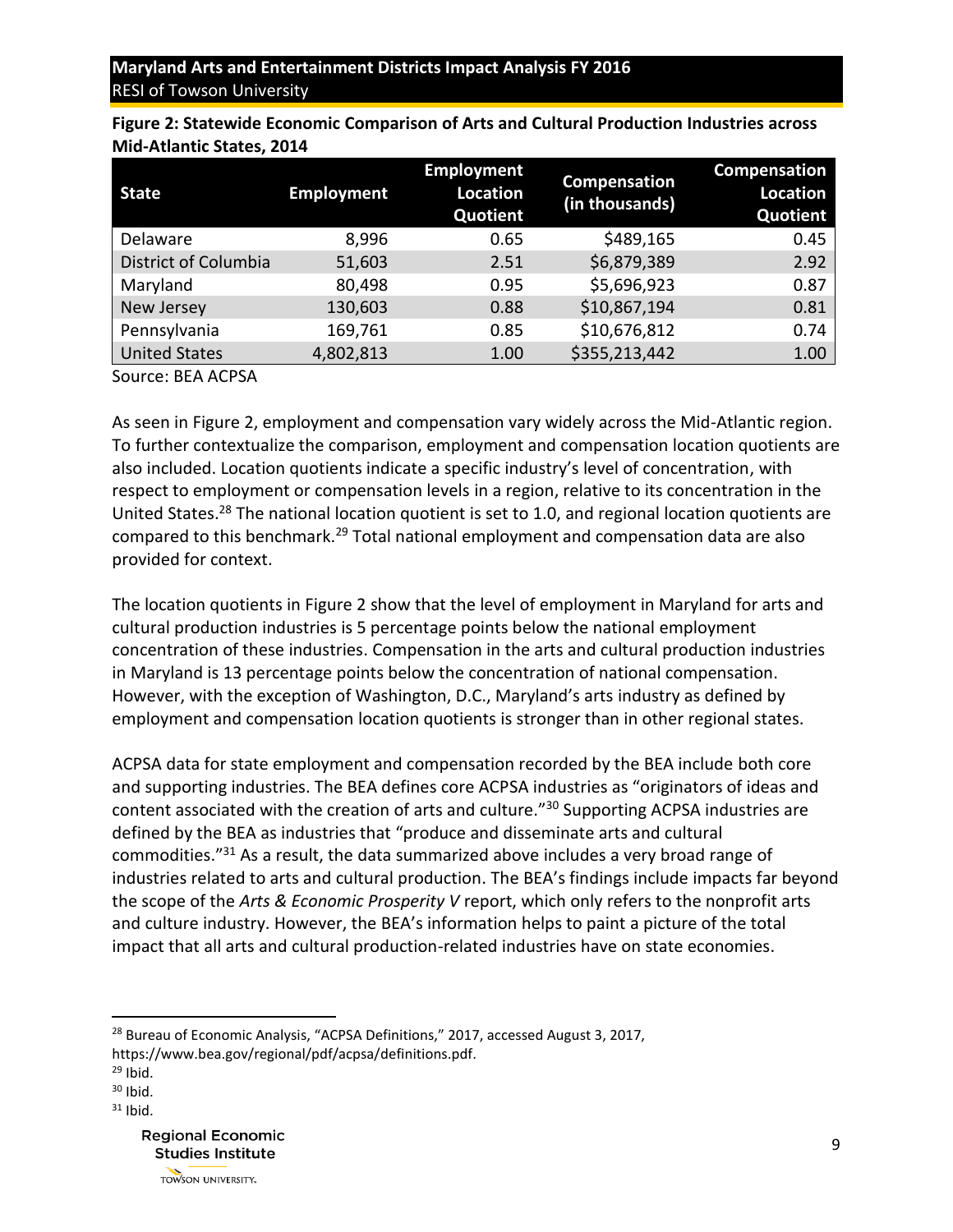**Figure 2: Statewide Economic Comparison of Arts and Cultural Production Industries across Mid-Atlantic States, 2014**

| State | Employment | Employment Location Quotient | Compensation (in thousands) | Compensation Location Quotient |
|---|---|---|---|---|
| Delaware | 8,996 | 0.65 | $489,165 | 0.45 |
| District of Columbia | 51,603 | 2.51 | $6,879,389 | 2.92 |
| Maryland | 80,498 | 0.95 | $5,696,923 | 0.87 |
| New Jersey | 130,603 | 0.88 | $10,867,194 | 0.81 |
| Pennsylvania | 169,761 | 0.85 | $10,676,812 | 0.74 |
| United States | 4,802,813 | 1.00 | $355,213,442 | 1.00 |

Source: BEA ACPSA

As seen in Figure 2, employment and compensation vary widely across the Mid-Atlantic region. To further contextualize the comparison, employment and compensation location quotients are also included. Location quotients indicate a specific industry's level of concentration, with respect to employment or compensation levels in a region, relative to its concentration in the United States.[28] The national location quotient is set to 1.0, and regional location quotients are compared to this benchmark.[29] Total national employment and compensation data are also provided for context.

The location quotients in Figure 2 show that the level of employment in Maryland for arts and cultural production industries is 5 percentage points below the national employment concentration of these industries. Compensation in the arts and cultural production industries in Maryland is 13 percentage points below the concentration of national compensation. However, with the exception of Washington, D.C., Maryland's arts industry as defined by employment and compensation location quotients is stronger than in other regional states.

ACPSA data for state employment and compensation recorded by the BEA include both core and supporting industries. The BEA defines core ACPSA industries as "originators of ideas and content associated with the creation of arts and culture."[30] Supporting ACPSA industries are defined by the BEA as industries that "produce and disseminate arts and cultural commodities."[31] As a result, the data summarized above includes a very broad range of industries related to arts and cultural production. The BEA's findings include impacts far beyond the scope of the *Arts & Economic Prosperity V* report, which only refers to the nonprofit arts and culture industry. However, the BEA's information helps to paint a picture of the total impact that all arts and cultural production-related industries have on state economies.

---

[28] Bureau of Economic Analysis, "ACPSA Definitions," 2017, accessed August 3, 2017, https://www.bea.gov/regional/pdf/acpsa/definitions.pdf.

[29] Ibid.

[30] Ibid.

[31] Ibid.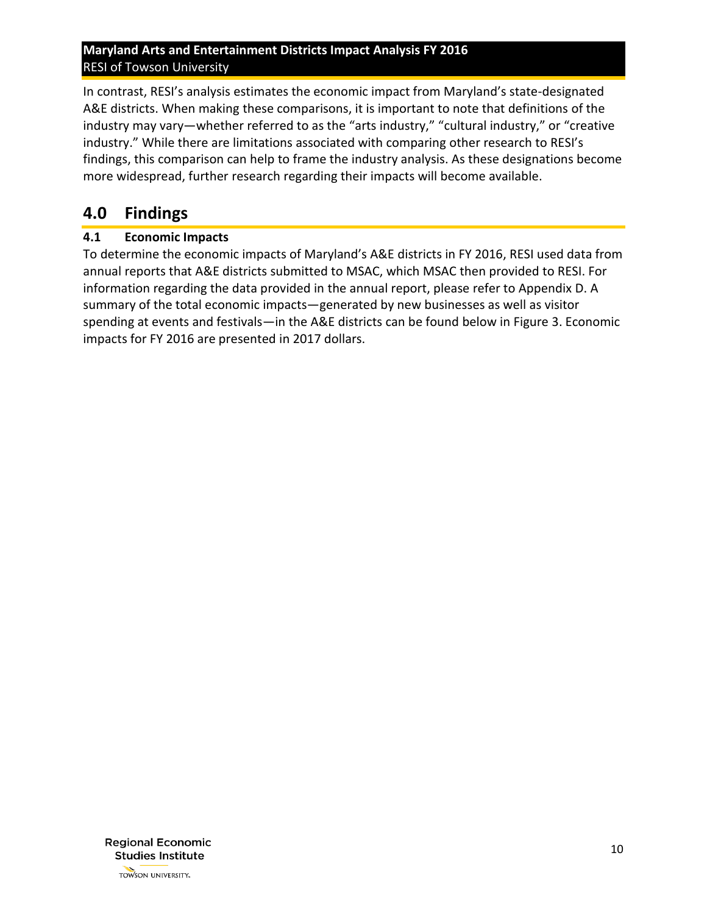In contrast, RESI's analysis estimates the economic impact from Maryland's state-designated A&E districts. When making these comparisons, it is important to note that definitions of the industry may vary—whether referred to as the "arts industry," "cultural industry," or "creative industry." While there are limitations associated with comparing other research to RESI's findings, this comparison can help to frame the industry analysis. As these designations become more widespread, further research regarding their impacts will become available.

# 4.0 Findings

## 4.1 Economic Impacts

To determine the economic impacts of Maryland's A&E districts in FY 2016, RESI used data from annual reports that A&E districts submitted to MSAC, which MSAC then provided to RESI. For information regarding the data provided in the annual report, please refer to Appendix D. A summary of the total economic impacts—generated by new businesses as well as visitor spending at events and festivals—in the A&E districts can be found below in Figure 3. Economic impacts for FY 2016 are presented in 2017 dollars.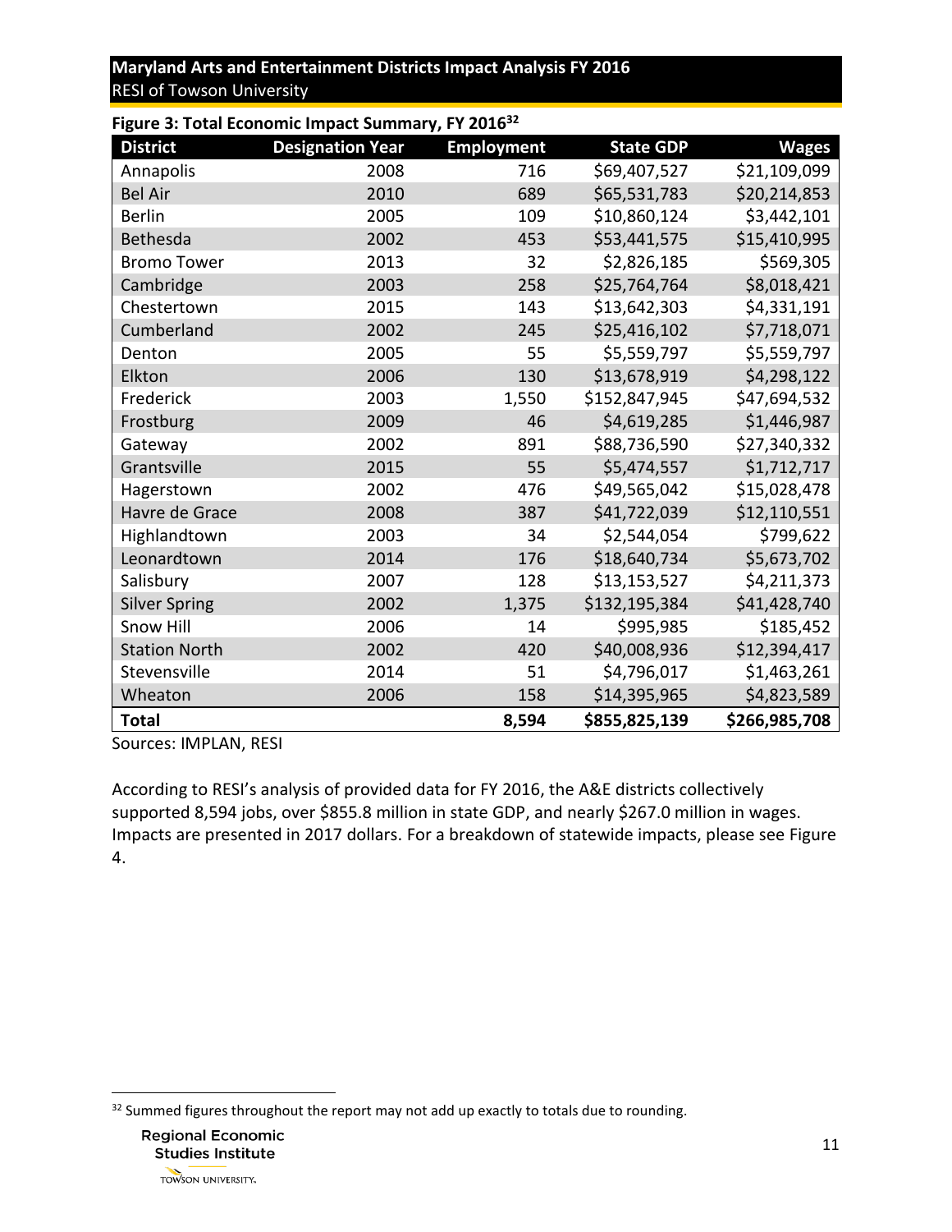**Figure 3: Total Economic Impact Summary, FY 2016**[32]

| District | Designation Year | Employment | State GDP | Wages |
|---|---|---|---|---|
| Annapolis | 2008 | 716 | $69,407,527 | $21,109,099 |
| Bel Air | 2010 | 689 | $65,531,783 | $20,214,853 |
| Berlin | 2005 | 109 | $10,860,124 | $3,442,101 |
| Bethesda | 2002 | 453 | $53,441,575 | $15,410,995 |
| Bromo Tower | 2013 | 32 | $2,826,185 | $569,305 |
| Cambridge | 2003 | 258 | $25,764,764 | $8,018,421 |
| Chestertown | 2015 | 143 | $13,642,303 | $4,331,191 |
| Cumberland | 2002 | 245 | $25,416,102 | $7,718,071 |
| Denton | 2005 | 55 | $5,559,797 | $5,559,797 |
| Elkton | 2006 | 130 | $13,678,919 | $4,298,122 |
| Frederick | 2003 | 1,550 | $152,847,945 | $47,694,532 |
| Frostburg | 2009 | 46 | $4,619,285 | $1,446,987 |
| Gateway | 2002 | 891 | $88,736,590 | $27,340,332 |
| Grantsville | 2015 | 55 | $5,474,557 | $1,712,717 |
| Hagerstown | 2002 | 476 | $49,565,042 | $15,028,478 |
| Havre de Grace | 2008 | 387 | $41,722,039 | $12,110,551 |
| Highlandtown | 2003 | 34 | $2,544,054 | $799,622 |
| Leonardtown | 2014 | 176 | $18,640,734 | $5,673,702 |
| Salisbury | 2007 | 128 | $13,153,527 | $4,211,373 |
| Silver Spring | 2002 | 1,375 | $132,195,384 | $41,428,740 |
| Snow Hill | 2006 | 14 | $995,985 | $185,452 |
| Station North | 2002 | 420 | $40,008,936 | $12,394,417 |
| Stevensville | 2014 | 51 | $4,796,017 | $1,463,261 |
| Wheaton | 2006 | 158 | $14,395,965 | $4,823,589 |
| **Total** | | **8,594** | **$855,825,139** | **$266,985,708** |

Sources: IMPLAN, RESI

According to RESI's analysis of provided data for FY 2016, the A&E districts collectively supported 8,594 jobs, over $855.8 million in state GDP, and nearly $267.0 million in wages. Impacts are presented in 2017 dollars. For a breakdown of statewide impacts, please see Figure 4.

[32] Summed figures throughout the report may not add up exactly to totals due to rounding.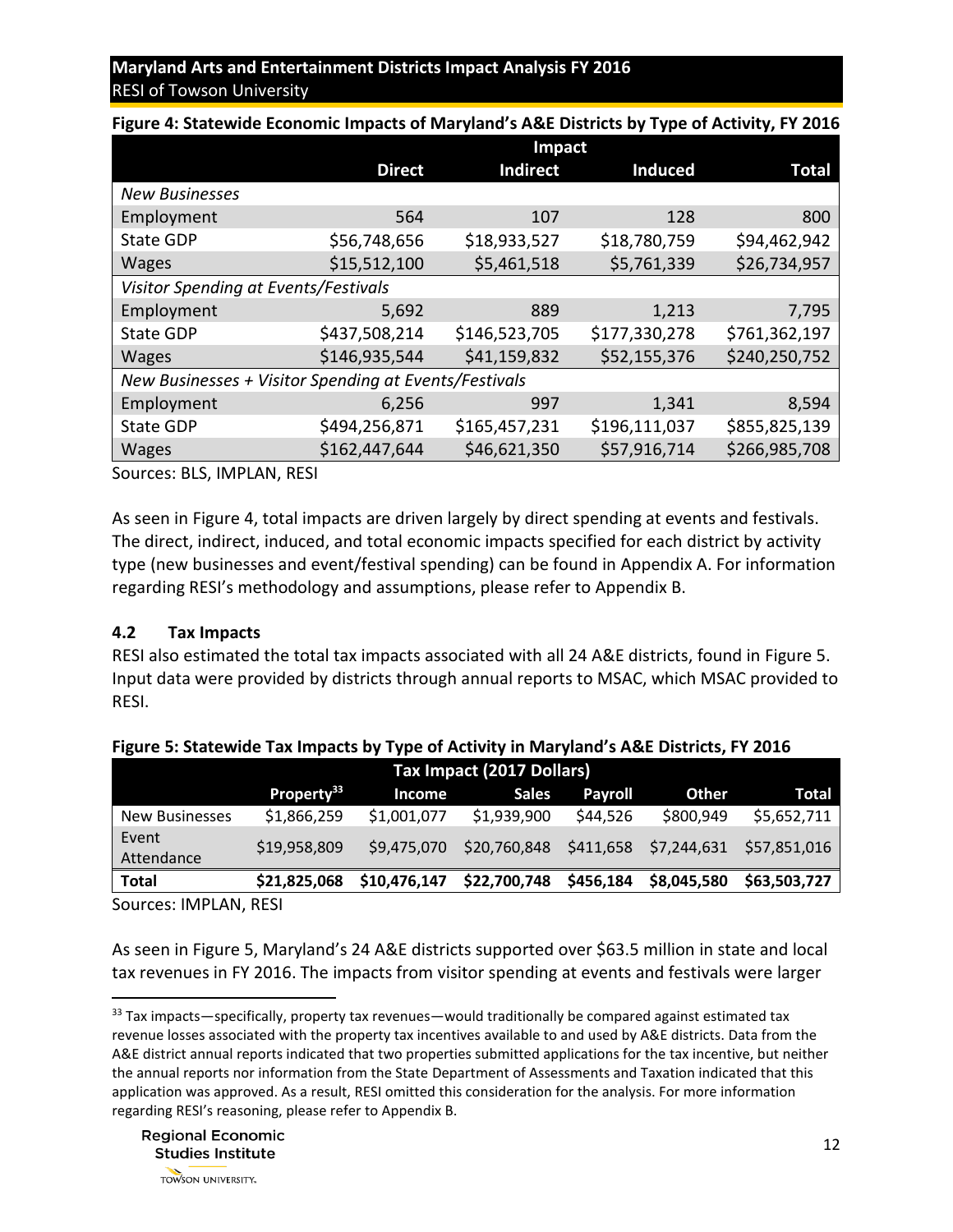**Figure 4: Statewide Economic Impacts of Maryland's A&E Districts by Type of Activity, FY 2016**

| | Impact | | | |
|---|---|---|---|---|
| | **Direct** | **Indirect** | **Induced** | **Total** |
| *New Businesses* | | | | |
| Employment | 564 | 107 | 128 | 800 |
| State GDP | $56,748,656 | $18,933,527 | $18,780,759 | $94,462,942 |
| Wages | $15,512,100 | $5,461,518 | $5,761,339 | $26,734,957 |
| *Visitor Spending at Events/Festivals* | | | | |
| Employment | 5,692 | 889 | 1,213 | 7,795 |
| State GDP | $437,508,214 | $146,523,705 | $177,330,278 | $761,362,197 |
| Wages | $146,935,544 | $41,159,832 | $52,155,376 | $240,250,752 |
| *New Businesses + Visitor Spending at Events/Festivals* | | | | |
| Employment | 6,256 | 997 | 1,341 | 8,594 |
| State GDP | $494,256,871 | $165,457,231 | $196,111,037 | $855,825,139 |
| Wages | $162,447,644 | $46,621,350 | $57,916,714 | $266,985,708 |

Sources: BLS, IMPLAN, RESI

As seen in Figure 4, total impacts are driven largely by direct spending at events and festivals. The direct, indirect, induced, and total economic impacts specified for each district by activity type (new businesses and event/festival spending) can be found in Appendix A. For information regarding RESI's methodology and assumptions, please refer to Appendix B.

## 4.2 Tax Impacts

RESI also estimated the total tax impacts associated with all 24 A&E districts, found in Figure 5. Input data were provided by districts through annual reports to MSAC, which MSAC provided to RESI.

**Figure 5: Statewide Tax Impacts by Type of Activity in Maryland's A&E Districts, FY 2016**

| | Tax Impact (2017 Dollars) | | | | | |
|---|---|---|---|---|---|---|
| | **Property[33]** | **Income** | **Sales** | **Payroll** | **Other** | **Total** |
| New Businesses | $1,866,259 | $1,001,077 | $1,939,900 | $44,526 | $800,949 | $5,652,711 |
| Event Attendance | $19,958,809 | $9,475,070 | $20,760,848 | $411,658 | $7,244,631 | $57,851,016 |
| **Total** | **$21,825,068** | **$10,476,147** | **$22,700,748** | **$456,184** | **$8,045,580** | **$63,503,727** |

Sources: IMPLAN, RESI

As seen in Figure 5, Maryland's 24 A&E districts supported over $63.5 million in state and local tax revenues in FY 2016. The impacts from visitor spending at events and festivals were larger

[33] Tax impacts—specifically, property tax revenues—would traditionally be compared against estimated tax revenue losses associated with the property tax incentives available to and used by A&E districts. Data from the A&E district annual reports indicated that two properties submitted applications for the tax incentive, but neither the annual reports nor information from the State Department of Assessments and Taxation indicated that this application was approved. As a result, RESI omitted this consideration for the analysis. For more information regarding RESI's reasoning, please refer to Appendix B.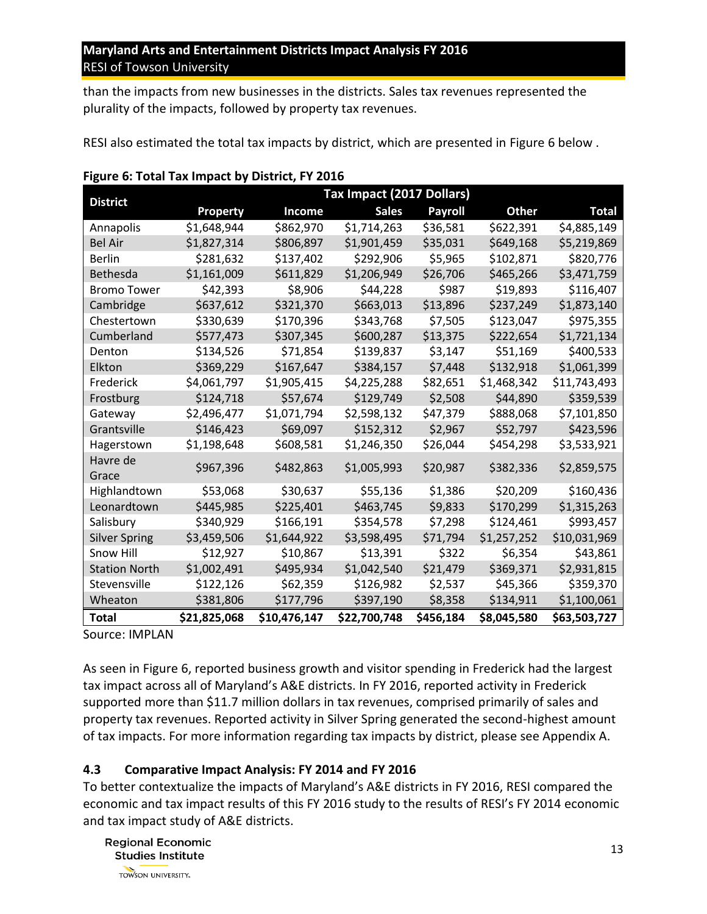than the impacts from new businesses in the districts. Sales tax revenues represented the plurality of the impacts, followed by property tax revenues.

RESI also estimated the total tax impacts by district, which are presented in Figure 6 below .

**Figure 6: Total Tax Impact by District, FY 2016**

| District | Tax Impact (2017 Dollars) | | | | | |
|---|---|---|---|---|---|---|
| | Property | Income | Sales | Payroll | Other | Total |
| Annapolis | $1,648,944 | $862,970 | $1,714,263 | $36,581 | $622,391 | $4,885,149 |
| Bel Air | $1,827,314 | $806,897 | $1,901,459 | $35,031 | $649,168 | $5,219,869 |
| Berlin | $281,632 | $137,402 | $292,906 | $5,965 | $102,871 | $820,776 |
| Bethesda | $1,161,009 | $611,829 | $1,206,949 | $26,706 | $465,266 | $3,471,759 |
| Bromo Tower | $42,393 | $8,906 | $44,228 | $987 | $19,893 | $116,407 |
| Cambridge | $637,612 | $321,370 | $663,013 | $13,896 | $237,249 | $1,873,140 |
| Chestertown | $330,639 | $170,396 | $343,768 | $7,505 | $123,047 | $975,355 |
| Cumberland | $577,473 | $307,345 | $600,287 | $13,375 | $222,654 | $1,721,134 |
| Denton | $134,526 | $71,854 | $139,837 | $3,147 | $51,169 | $400,533 |
| Elkton | $369,229 | $167,647 | $384,157 | $7,448 | $132,918 | $1,061,399 |
| Frederick | $4,061,797 | $1,905,415 | $4,225,288 | $82,651 | $1,468,342 | $11,743,493 |
| Frostburg | $124,718 | $57,674 | $129,749 | $2,508 | $44,890 | $359,539 |
| Gateway | $2,496,477 | $1,071,794 | $2,598,132 | $47,379 | $888,068 | $7,101,850 |
| Grantsville | $146,423 | $69,097 | $152,312 | $2,967 | $52,797 | $423,596 |
| Hagerstown | $1,198,648 | $608,581 | $1,246,350 | $26,044 | $454,298 | $3,533,921 |
| Havre de Grace | $967,396 | $482,863 | $1,005,993 | $20,987 | $382,336 | $2,859,575 |
| Highlandtown | $53,068 | $30,637 | $55,136 | $1,386 | $20,209 | $160,436 |
| Leonardtown | $445,985 | $225,401 | $463,745 | $9,833 | $170,299 | $1,315,263 |
| Salisbury | $340,929 | $166,191 | $354,578 | $7,298 | $124,461 | $993,457 |
| Silver Spring | $3,459,506 | $1,644,922 | $3,598,495 | $71,794 | $1,257,252 | $10,031,969 |
| Snow Hill | $12,927 | $10,867 | $13,391 | $322 | $6,354 | $43,861 |
| Station North | $1,002,491 | $495,934 | $1,042,540 | $21,479 | $369,371 | $2,931,815 |
| Stevensville | $122,126 | $62,359 | $126,982 | $2,537 | $45,366 | $359,370 |
| Wheaton | $381,806 | $177,796 | $397,190 | $8,358 | $134,911 | $1,100,061 |
| **Total** | **$21,825,068** | **$10,476,147** | **$22,700,748** | **$456,184** | **$8,045,580** | **$63,503,727** |

Source: IMPLAN

As seen in Figure 6, reported business growth and visitor spending in Frederick had the largest tax impact across all of Maryland's A&E districts. In FY 2016, reported activity in Frederick supported more than $11.7 million dollars in tax revenues, comprised primarily of sales and property tax revenues. Reported activity in Silver Spring generated the second-highest amount of tax impacts. For more information regarding tax impacts by district, please see Appendix A.

### 4.3 Comparative Impact Analysis: FY 2014 and FY 2016

To better contextualize the impacts of Maryland's A&E districts in FY 2016, RESI compared the economic and tax impact results of this FY 2016 study to the results of RESI's FY 2014 economic and tax impact study of A&E districts.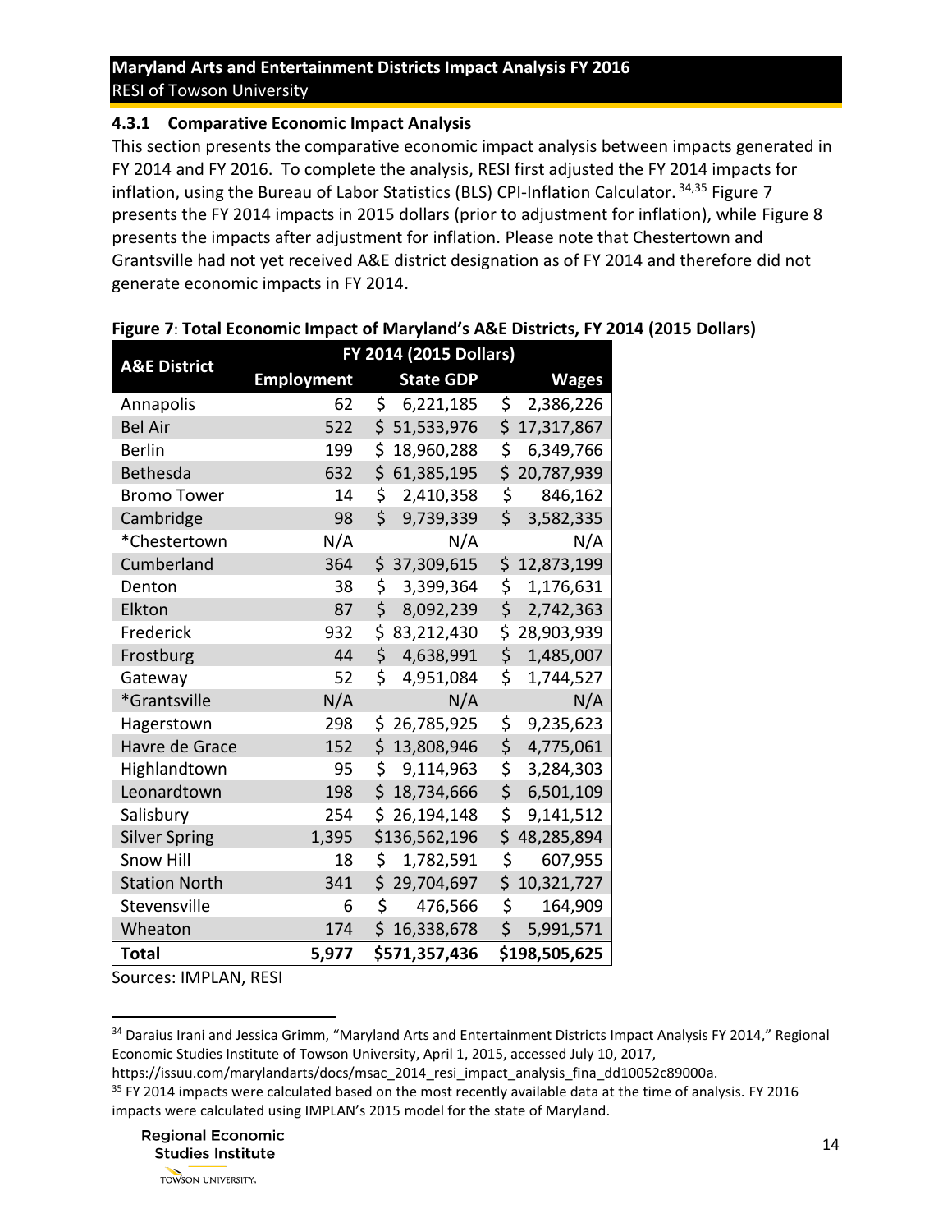### 4.3.1 Comparative Economic Impact Analysis

This section presents the comparative economic impact analysis between impacts generated in FY 2014 and FY 2016. To complete the analysis, RESI first adjusted the FY 2014 impacts for inflation, using the Bureau of Labor Statistics (BLS) CPI-Inflation Calculator.[34,35] Figure 7 presents the FY 2014 impacts in 2015 dollars (prior to adjustment for inflation), while Figure 8 presents the impacts after adjustment for inflation. Please note that Chestertown and Grantsville had not yet received A&E district designation as of FY 2014 and therefore did not generate economic impacts in FY 2014.

**Figure 7**: **Total Economic Impact of Maryland's A&E Districts, FY 2014 (2015 Dollars)**

| A&E District | FY 2014 (2015 Dollars) | | |
|---|---|---|---|
| | Employment | State GDP | Wages |
| Annapolis | 62 | $ 6,221,185 | $ 2,386,226 |
| Bel Air | 522 | $ 51,533,976 | $ 17,317,867 |
| Berlin | 199 | $ 18,960,288 | $ 6,349,766 |
| Bethesda | 632 | $ 61,385,195 | $ 20,787,939 |
| Bromo Tower | 14 | $ 2,410,358 | $ 846,162 |
| Cambridge | 98 | $ 9,739,339 | $ 3,582,335 |
| *Chestertown | N/A | N/A | N/A |
| Cumberland | 364 | $ 37,309,615 | $ 12,873,199 |
| Denton | 38 | $ 3,399,364 | $ 1,176,631 |
| Elkton | 87 | $ 8,092,239 | $ 2,742,363 |
| Frederick | 932 | $ 83,212,430 | $ 28,903,939 |
| Frostburg | 44 | $ 4,638,991 | $ 1,485,007 |
| Gateway | 52 | $ 4,951,084 | $ 1,744,527 |
| *Grantsville | N/A | N/A | N/A |
| Hagerstown | 298 | $ 26,785,925 | $ 9,235,623 |
| Havre de Grace | 152 | $ 13,808,946 | $ 4,775,061 |
| Highlandtown | 95 | $ 9,114,963 | $ 3,284,303 |
| Leonardtown | 198 | $ 18,734,666 | $ 6,501,109 |
| Salisbury | 254 | $ 26,194,148 | $ 9,141,512 |
| Silver Spring | 1,395 | $136,562,196 | $ 48,285,894 |
| Snow Hill | 18 | $ 1,782,591 | $ 607,955 |
| Station North | 341 | $ 29,704,697 | $ 10,321,727 |
| Stevensville | 6 | $ 476,566 | $ 164,909 |
| Wheaton | 174 | $ 16,338,678 | $ 5,991,571 |
| **Total** | **5,977** | **$571,357,436** | **$198,505,625** |

Sources: IMPLAN, RESI

[34] Daraius Irani and Jessica Grimm, "Maryland Arts and Entertainment Districts Impact Analysis FY 2014," Regional Economic Studies Institute of Towson University, April 1, 2015, accessed July 10, 2017, https://issuu.com/marylandarts/docs/msac_2014_resi_impact_analysis_fina_dd10052c89000a.

[35] FY 2014 impacts were calculated based on the most recently available data at the time of analysis. FY 2016 impacts were calculated using IMPLAN's 2015 model for the state of Maryland.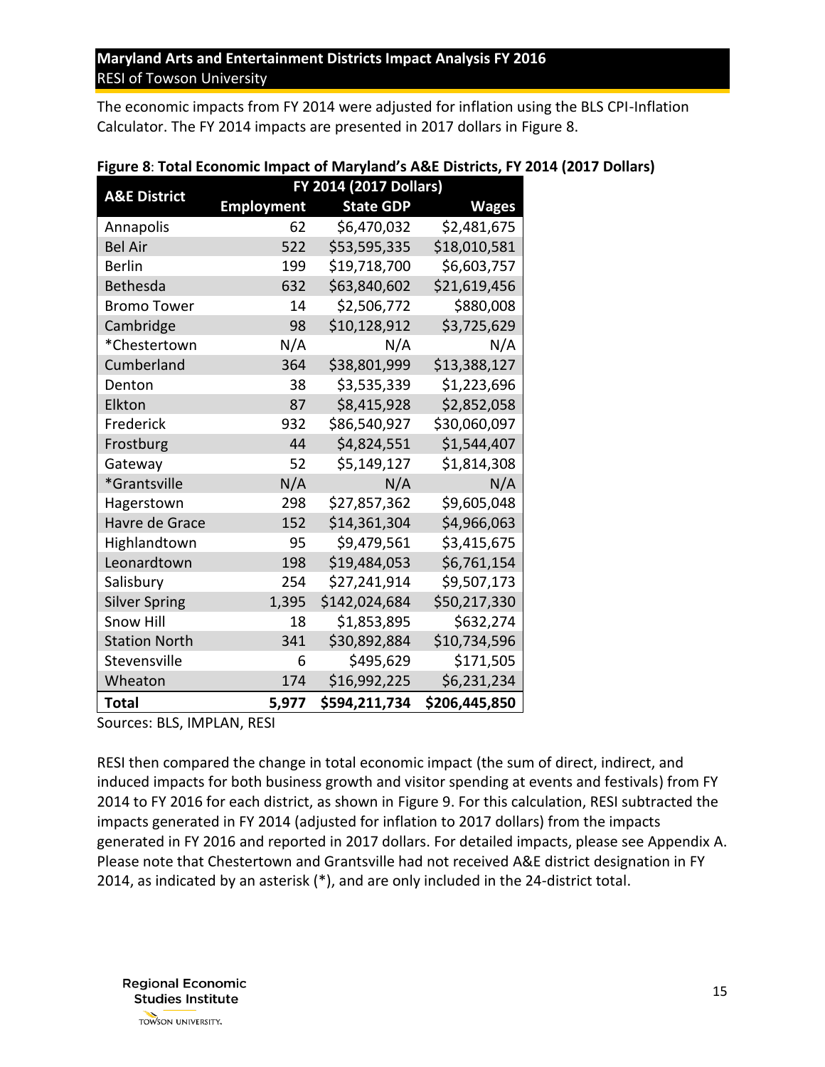The economic impacts from FY 2014 were adjusted for inflation using the BLS CPI-Inflation Calculator. The FY 2014 impacts are presented in 2017 dollars in Figure 8.

**Figure 8**: **Total Economic Impact of Maryland's A&E Districts, FY 2014 (2017 Dollars)**

| A&E District | FY 2014 (2017 Dollars) | | |
|---|---|---|---|
| | Employment | State GDP | Wages |
| Annapolis | 62 | $6,470,032 | $2,481,675 |
| Bel Air | 522 | $53,595,335 | $18,010,581 |
| Berlin | 199 | $19,718,700 | $6,603,757 |
| Bethesda | 632 | $63,840,602 | $21,619,456 |
| Bromo Tower | 14 | $2,506,772 | $880,008 |
| Cambridge | 98 | $10,128,912 | $3,725,629 |
| *Chestertown | N/A | N/A | N/A |
| Cumberland | 364 | $38,801,999 | $13,388,127 |
| Denton | 38 | $3,535,339 | $1,223,696 |
| Elkton | 87 | $8,415,928 | $2,852,058 |
| Frederick | 932 | $86,540,927 | $30,060,097 |
| Frostburg | 44 | $4,824,551 | $1,544,407 |
| Gateway | 52 | $5,149,127 | $1,814,308 |
| *Grantsville | N/A | N/A | N/A |
| Hagerstown | 298 | $27,857,362 | $9,605,048 |
| Havre de Grace | 152 | $14,361,304 | $4,966,063 |
| Highlandtown | 95 | $9,479,561 | $3,415,675 |
| Leonardtown | 198 | $19,484,053 | $6,761,154 |
| Salisbury | 254 | $27,241,914 | $9,507,173 |
| Silver Spring | 1,395 | $142,024,684 | $50,217,330 |
| Snow Hill | 18 | $1,853,895 | $632,274 |
| Station North | 341 | $30,892,884 | $10,734,596 |
| Stevensville | 6 | $495,629 | $171,505 |
| Wheaton | 174 | $16,992,225 | $6,231,234 |
| **Total** | **5,977** | **$594,211,734** | **$206,445,850** |

Sources: BLS, IMPLAN, RESI

RESI then compared the change in total economic impact (the sum of direct, indirect, and induced impacts for both business growth and visitor spending at events and festivals) from FY 2014 to FY 2016 for each district, as shown in Figure 9. For this calculation, RESI subtracted the impacts generated in FY 2014 (adjusted for inflation to 2017 dollars) from the impacts generated in FY 2016 and reported in 2017 dollars. For detailed impacts, please see Appendix A. Please note that Chestertown and Grantsville had not received A&E district designation in FY 2014, as indicated by an asterisk (*), and are only included in the 24-district total.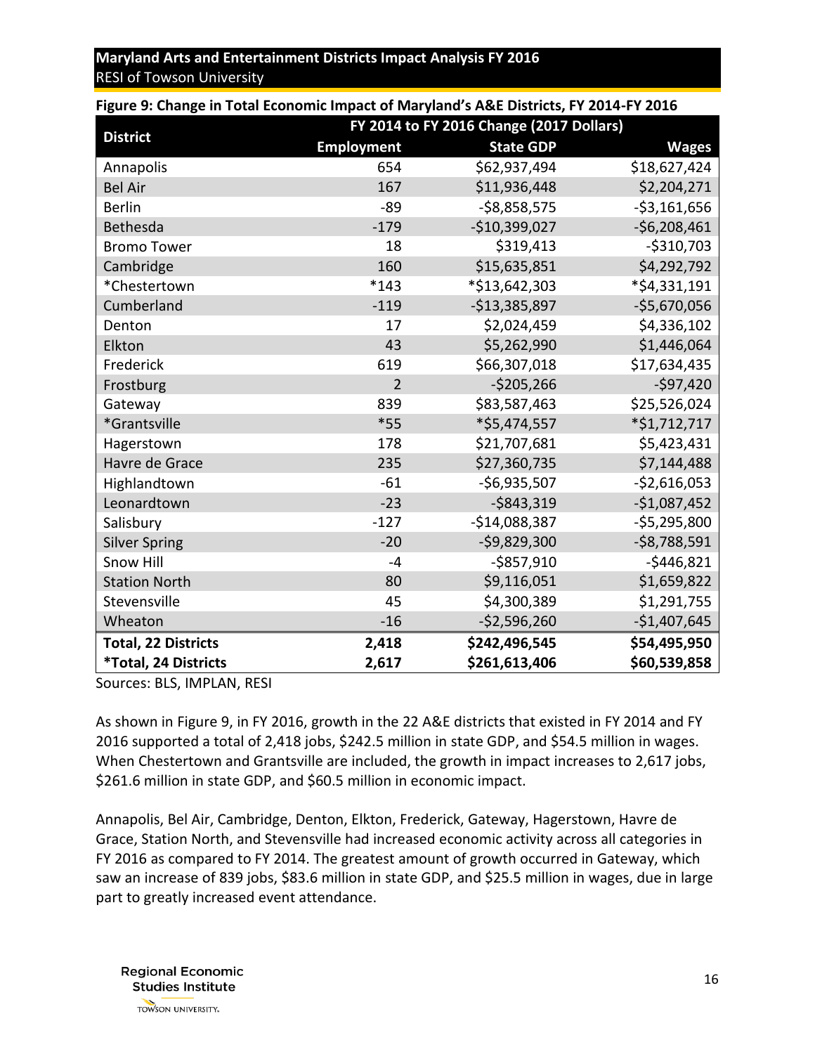**Figure 9: Change in Total Economic Impact of Maryland's A&E Districts, FY 2014-FY 2016**

| District | FY 2014 to FY 2016 Change (2017 Dollars) | | |
|---|---|---|---|
| | Employment | State GDP | Wages |
| Annapolis | 654 | $62,937,494 | $18,627,424 |
| Bel Air | 167 | $11,936,448 | $2,204,271 |
| Berlin | -89 | -$8,858,575 | -$3,161,656 |
| Bethesda | -179 | -$10,399,027 | -$6,208,461 |
| Bromo Tower | 18 | $319,413 | -$310,703 |
| Cambridge | 160 | $15,635,851 | $4,292,792 |
| *Chestertown | *143 | *$13,642,303 | *$4,331,191 |
| Cumberland | -119 | -$13,385,897 | -$5,670,056 |
| Denton | 17 | $2,024,459 | $4,336,102 |
| Elkton | 43 | $5,262,990 | $1,446,064 |
| Frederick | 619 | $66,307,018 | $17,634,435 |
| Frostburg | 2 | -$205,266 | -$97,420 |
| Gateway | 839 | $83,587,463 | $25,526,024 |
| *Grantsville | *55 | *$5,474,557 | *$1,712,717 |
| Hagerstown | 178 | $21,707,681 | $5,423,431 |
| Havre de Grace | 235 | $27,360,735 | $7,144,488 |
| Highlandtown | -61 | -$6,935,507 | -$2,616,053 |
| Leonardtown | -23 | -$843,319 | -$1,087,452 |
| Salisbury | -127 | -$14,088,387 | -$5,295,800 |
| Silver Spring | -20 | -$9,829,300 | -$8,788,591 |
| Snow Hill | -4 | -$857,910 | -$446,821 |
| Station North | 80 | $9,116,051 | $1,659,822 |
| Stevensville | 45 | $4,300,389 | $1,291,755 |
| Wheaton | -16 | -$2,596,260 | -$1,407,645 |
| **Total, 22 Districts** | **2,418** | **$242,496,545** | **$54,495,950** |
| ***Total, 24 Districts** | **2,617** | **$261,613,406** | **$60,539,858** |

Sources: BLS, IMPLAN, RESI

As shown in Figure 9, in FY 2016, growth in the 22 A&E districts that existed in FY 2014 and FY 2016 supported a total of 2,418 jobs, $242.5 million in state GDP, and $54.5 million in wages. When Chestertown and Grantsville are included, the growth in impact increases to 2,617 jobs, $261.6 million in state GDP, and $60.5 million in economic impact.

Annapolis, Bel Air, Cambridge, Denton, Elkton, Frederick, Gateway, Hagerstown, Havre de Grace, Station North, and Stevensville had increased economic activity across all categories in FY 2016 as compared to FY 2014. The greatest amount of growth occurred in Gateway, which saw an increase of 839 jobs, $83.6 million in state GDP, and $25.5 million in wages, due in large part to greatly increased event attendance.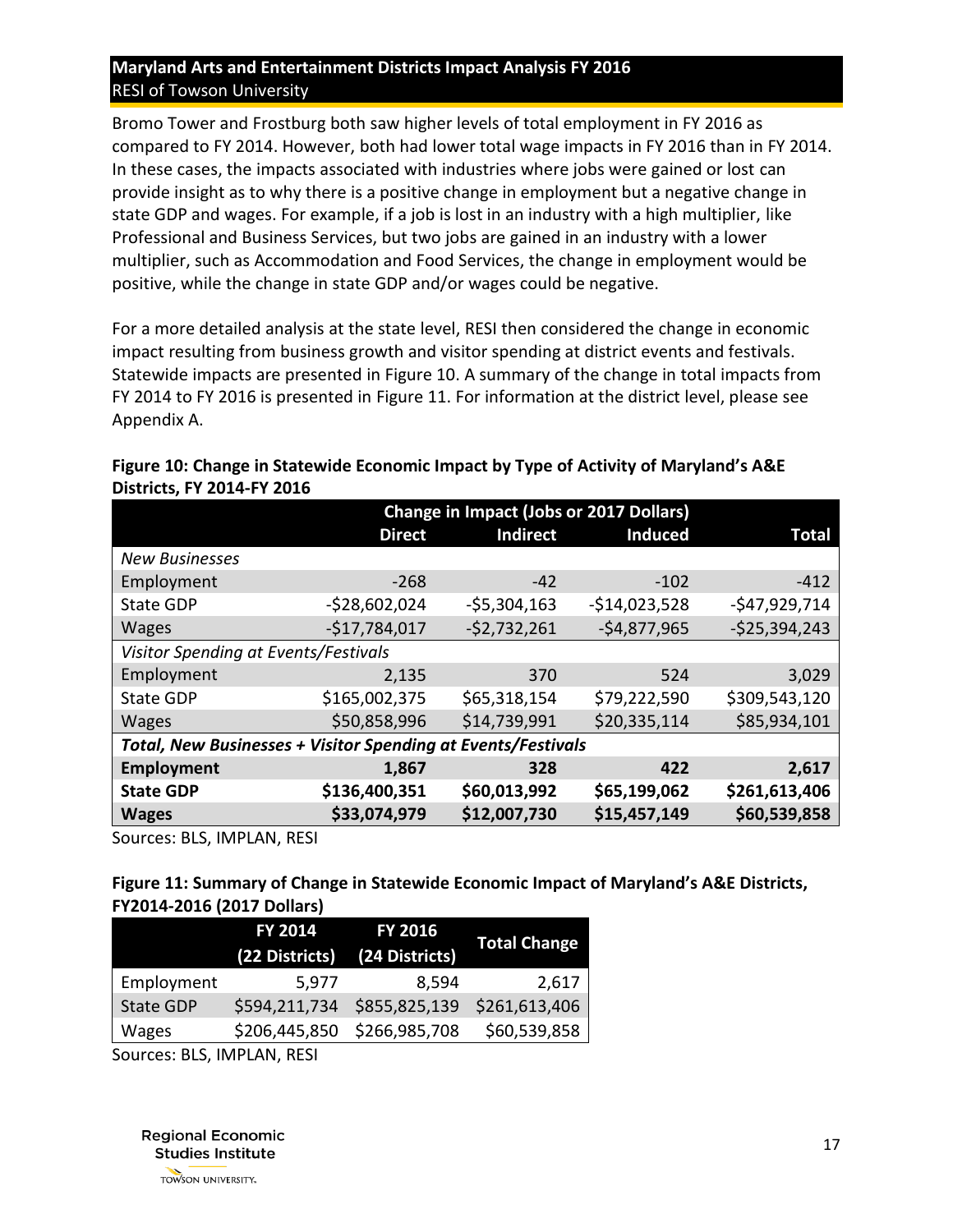Bromo Tower and Frostburg both saw higher levels of total employment in FY 2016 as compared to FY 2014. However, both had lower total wage impacts in FY 2016 than in FY 2014. In these cases, the impacts associated with industries where jobs were gained or lost can provide insight as to why there is a positive change in employment but a negative change in state GDP and wages. For example, if a job is lost in an industry with a high multiplier, like Professional and Business Services, but two jobs are gained in an industry with a lower multiplier, such as Accommodation and Food Services, the change in employment would be positive, while the change in state GDP and/or wages could be negative.

For a more detailed analysis at the state level, RESI then considered the change in economic impact resulting from business growth and visitor spending at district events and festivals. Statewide impacts are presented in Figure 10. A summary of the change in total impacts from FY 2014 to FY 2016 is presented in Figure 11. For information at the district level, please see Appendix A.

**Figure 10: Change in Statewide Economic Impact by Type of Activity of Maryland's A&E Districts, FY 2014-FY 2016**

| | Change in Impact (Jobs or 2017 Dollars) | | | |
|---|---|---|---|---|
| | **Direct** | **Indirect** | **Induced** | **Total** |
| *New Businesses* | | | | |
| Employment | -268 | -42 | -102 | -412 |
| State GDP | -$28,602,024 | -$5,304,163 | -$14,023,528 | -$47,929,714 |
| Wages | -$17,784,017 | -$2,732,261 | -$4,877,965 | -$25,394,243 |
| *Visitor Spending at Events/Festivals* | | | | |
| Employment | 2,135 | 370 | 524 | 3,029 |
| State GDP | $165,002,375 | $65,318,154 | $79,222,590 | $309,543,120 |
| Wages | $50,858,996 | $14,739,991 | $20,335,114 | $85,934,101 |
| ***Total, New Businesses + Visitor Spending at Events/Festivals*** | | | | |
| **Employment** | **1,867** | **328** | **422** | **2,617** |
| **State GDP** | **$136,400,351** | **$60,013,992** | **$65,199,062** | **$261,613,406** |
| **Wages** | **$33,074,979** | **$12,007,730** | **$15,457,149** | **$60,539,858** |

Sources: BLS, IMPLAN, RESI

**Figure 11: Summary of Change in Statewide Economic Impact of Maryland's A&E Districts, FY2014-2016 (2017 Dollars)**

| | FY 2014 (22 Districts) | FY 2016 (24 Districts) | Total Change |
|---|---|---|---|
| Employment | 5,977 | 8,594 | 2,617 |
| State GDP | $594,211,734 | $855,825,139 | $261,613,406 |
| Wages | $206,445,850 | $266,985,708 | $60,539,858 |

Sources: BLS, IMPLAN, RESI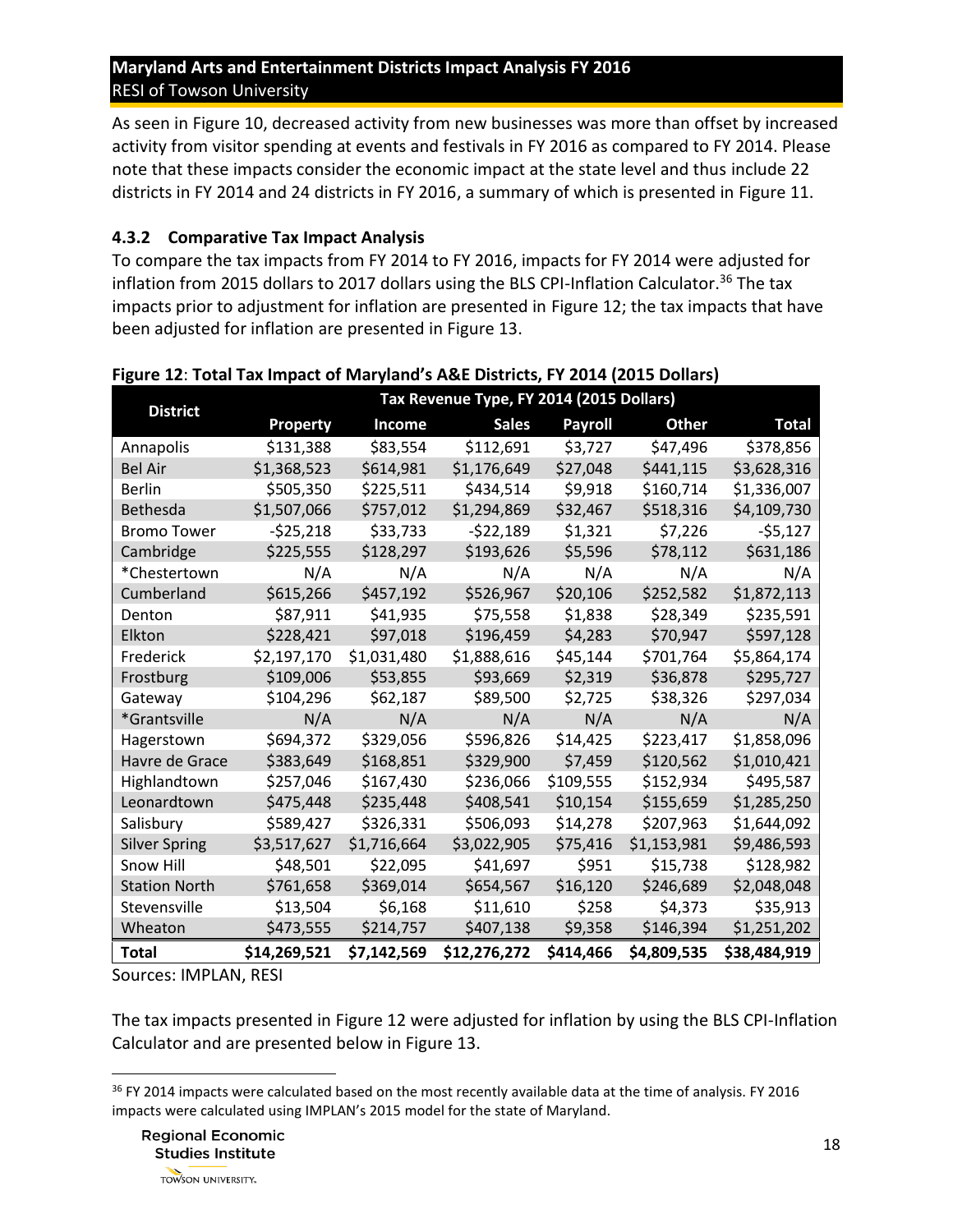As seen in Figure 10, decreased activity from new businesses was more than offset by increased activity from visitor spending at events and festivals in FY 2016 as compared to FY 2014. Please note that these impacts consider the economic impact at the state level and thus include 22 districts in FY 2014 and 24 districts in FY 2016, a summary of which is presented in Figure 11.

### 4.3.2 Comparative Tax Impact Analysis

To compare the tax impacts from FY 2014 to FY 2016, impacts for FY 2014 were adjusted for inflation from 2015 dollars to 2017 dollars using the BLS CPI-Inflation Calculator.[36] The tax impacts prior to adjustment for inflation are presented in Figure 12; the tax impacts that have been adjusted for inflation are presented in Figure 13.

**Figure 12**: **Total Tax Impact of Maryland's A&E Districts, FY 2014 (2015 Dollars)**

| District | Tax Revenue Type, FY 2014 (2015 Dollars) | | | | | |
|---|---|---|---|---|---|---|
| | **Property** | **Income** | **Sales** | **Payroll** | **Other** | **Total** |
| Annapolis | $131,388 | $83,554 | $112,691 | $3,727 | $47,496 | $378,856 |
| Bel Air | $1,368,523 | $614,981 | $1,176,649 | $27,048 | $441,115 | $3,628,316 |
| Berlin | $505,350 | $225,511 | $434,514 | $9,918 | $160,714 | $1,336,007 |
| Bethesda | $1,507,066 | $757,012 | $1,294,869 | $32,467 | $518,316 | $4,109,730 |
| Bromo Tower | -$25,218 | $33,733 | -$22,189 | $1,321 | $7,226 | -$5,127 |
| Cambridge | $225,555 | $128,297 | $193,626 | $5,596 | $78,112 | $631,186 |
| *Chestertown | N/A | N/A | N/A | N/A | N/A | N/A |
| Cumberland | $615,266 | $457,192 | $526,967 | $20,106 | $252,582 | $1,872,113 |
| Denton | $87,911 | $41,935 | $75,558 | $1,838 | $28,349 | $235,591 |
| Elkton | $228,421 | $97,018 | $196,459 | $4,283 | $70,947 | $597,128 |
| Frederick | $2,197,170 | $1,031,480 | $1,888,616 | $45,144 | $701,764 | $5,864,174 |
| Frostburg | $109,006 | $53,855 | $93,669 | $2,319 | $36,878 | $295,727 |
| Gateway | $104,296 | $62,187 | $89,500 | $2,725 | $38,326 | $297,034 |
| *Grantsville | N/A | N/A | N/A | N/A | N/A | N/A |
| Hagerstown | $694,372 | $329,056 | $596,826 | $14,425 | $223,417 | $1,858,096 |
| Havre de Grace | $383,649 | $168,851 | $329,900 | $7,459 | $120,562 | $1,010,421 |
| Highlandtown | $257,046 | $167,430 | $236,066 | $109,555 | $152,934 | $495,587 |
| Leonardtown | $475,448 | $235,448 | $408,541 | $10,154 | $155,659 | $1,285,250 |
| Salisbury | $589,427 | $326,331 | $506,093 | $14,278 | $207,963 | $1,644,092 |
| Silver Spring | $3,517,627 | $1,716,664 | $3,022,905 | $75,416 | $1,153,981 | $9,486,593 |
| Snow Hill | $48,501 | $22,095 | $41,697 | $951 | $15,738 | $128,982 |
| Station North | $761,658 | $369,014 | $654,567 | $16,120 | $246,689 | $2,048,048 |
| Stevensville | $13,504 | $6,168 | $11,610 | $258 | $4,373 | $35,913 |
| Wheaton | $473,555 | $214,757 | $407,138 | $9,358 | $146,394 | $1,251,202 |
| **Total** | **$14,269,521** | **$7,142,569** | **$12,276,272** | **$414,466** | **$4,809,535** | **$38,484,919** |

Sources: IMPLAN, RESI

The tax impacts presented in Figure 12 were adjusted for inflation by using the BLS CPI-Inflation Calculator and are presented below in Figure 13.

[36] FY 2014 impacts were calculated based on the most recently available data at the time of analysis. FY 2016 impacts were calculated using IMPLAN's 2015 model for the state of Maryland.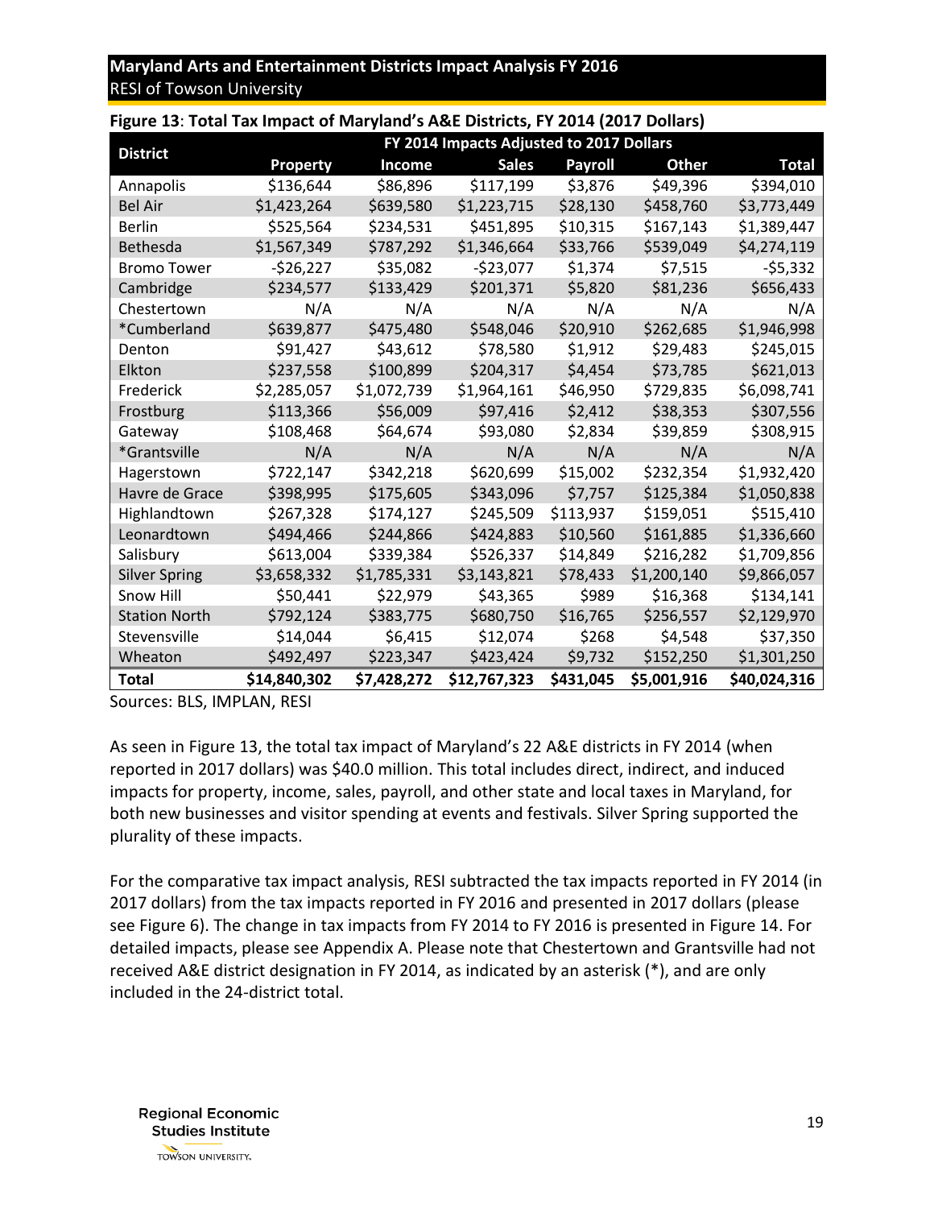**Figure 13**: **Total Tax Impact of Maryland's A&E Districts, FY 2014 (2017 Dollars)**

| District | FY 2014 Impacts Adjusted to 2017 Dollars | | | | | |
|---|---|---|---|---|---|---|
| | Property | Income | Sales | Payroll | Other | Total |
| Annapolis | $136,644 | $86,896 | $117,199 | $3,876 | $49,396 | $394,010 |
| Bel Air | $1,423,264 | $639,580 | $1,223,715 | $28,130 | $458,760 | $3,773,449 |
| Berlin | $525,564 | $234,531 | $451,895 | $10,315 | $167,143 | $1,389,447 |
| Bethesda | $1,567,349 | $787,292 | $1,346,664 | $33,766 | $539,049 | $4,274,119 |
| Bromo Tower | -$26,227 | $35,082 | -$23,077 | $1,374 | $7,515 | -$5,332 |
| Cambridge | $234,577 | $133,429 | $201,371 | $5,820 | $81,236 | $656,433 |
| Chestertown | N/A | N/A | N/A | N/A | N/A | N/A |
| *Cumberland | $639,877 | $475,480 | $548,046 | $20,910 | $262,685 | $1,946,998 |
| Denton | $91,427 | $43,612 | $78,580 | $1,912 | $29,483 | $245,015 |
| Elkton | $237,558 | $100,899 | $204,317 | $4,454 | $73,785 | $621,013 |
| Frederick | $2,285,057 | $1,072,739 | $1,964,161 | $46,950 | $729,835 | $6,098,741 |
| Frostburg | $113,366 | $56,009 | $97,416 | $2,412 | $38,353 | $307,556 |
| Gateway | $108,468 | $64,674 | $93,080 | $2,834 | $39,859 | $308,915 |
| *Grantsville | N/A | N/A | N/A | N/A | N/A | N/A |
| Hagerstown | $722,147 | $342,218 | $620,699 | $15,002 | $232,354 | $1,932,420 |
| Havre de Grace | $398,995 | $175,605 | $343,096 | $7,757 | $125,384 | $1,050,838 |
| Highlandtown | $267,328 | $174,127 | $245,509 | $113,937 | $159,051 | $515,410 |
| Leonardtown | $494,466 | $244,866 | $424,883 | $10,560 | $161,885 | $1,336,660 |
| Salisbury | $613,004 | $339,384 | $526,337 | $14,849 | $216,282 | $1,709,856 |
| Silver Spring | $3,658,332 | $1,785,331 | $3,143,821 | $78,433 | $1,200,140 | $9,866,057 |
| Snow Hill | $50,441 | $22,979 | $43,365 | $989 | $16,368 | $134,141 |
| Station North | $792,124 | $383,775 | $680,750 | $16,765 | $256,557 | $2,129,970 |
| Stevensville | $14,044 | $6,415 | $12,074 | $268 | $4,548 | $37,350 |
| Wheaton | $492,497 | $223,347 | $423,424 | $9,732 | $152,250 | $1,301,250 |
| **Total** | **$14,840,302** | **$7,428,272** | **$12,767,323** | **$431,045** | **$5,001,916** | **$40,024,316** |

Sources: BLS, IMPLAN, RESI

As seen in Figure 13, the total tax impact of Maryland's 22 A&E districts in FY 2014 (when reported in 2017 dollars) was $40.0 million. This total includes direct, indirect, and induced impacts for property, income, sales, payroll, and other state and local taxes in Maryland, for both new businesses and visitor spending at events and festivals. Silver Spring supported the plurality of these impacts.

For the comparative tax impact analysis, RESI subtracted the tax impacts reported in FY 2014 (in 2017 dollars) from the tax impacts reported in FY 2016 and presented in 2017 dollars (please see Figure 6). The change in tax impacts from FY 2014 to FY 2016 is presented in Figure 14. For detailed impacts, please see Appendix A. Please note that Chestertown and Grantsville had not received A&E district designation in FY 2014, as indicated by an asterisk (*), and are only included in the 24-district total.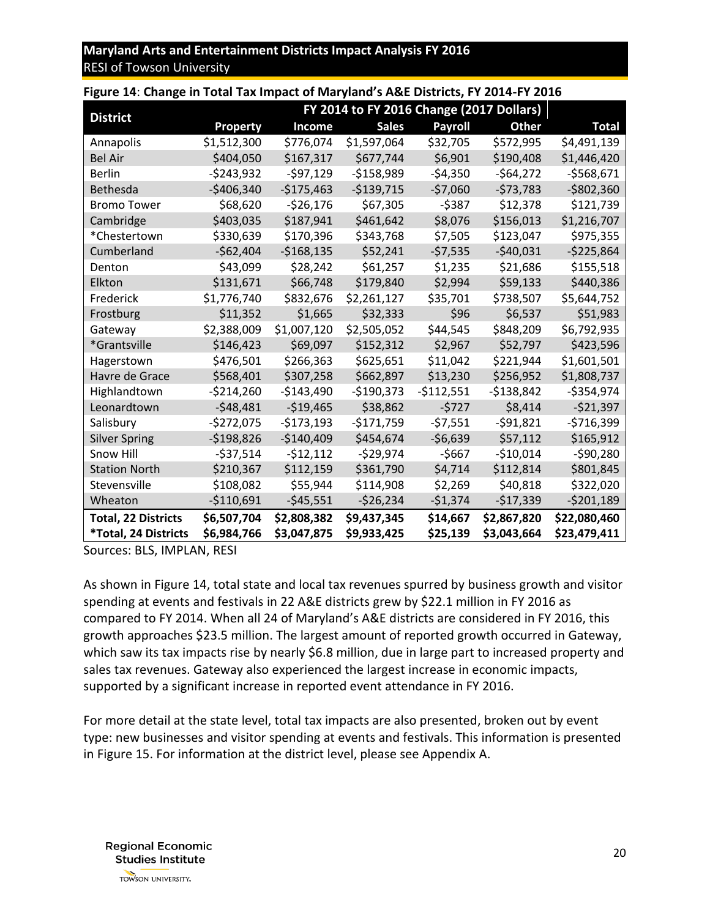**Figure 14**: **Change in Total Tax Impact of Maryland's A&E Districts, FY 2014-FY 2016**

| District | FY 2014 to FY 2016 Change (2017 Dollars) | | | | | |
|---|---|---|---|---|---|---|
| | Property | Income | Sales | Payroll | Other | Total |
| Annapolis | $1,512,300 | $776,074 | $1,597,064 | $32,705 | $572,995 | $4,491,139 |
| Bel Air | $404,050 | $167,317 | $677,744 | $6,901 | $190,408 | $1,446,420 |
| Berlin | -$243,932 | -$97,129 | -$158,989 | -$4,350 | -$64,272 | -$568,671 |
| Bethesda | -$406,340 | -$175,463 | -$139,715 | -$7,060 | -$73,783 | -$802,360 |
| Bromo Tower | $68,620 | -$26,176 | $67,305 | -$387 | $12,378 | $121,739 |
| Cambridge | $403,035 | $187,941 | $461,642 | $8,076 | $156,013 | $1,216,707 |
| *Chestertown | $330,639 | $170,396 | $343,768 | $7,505 | $123,047 | $975,355 |
| Cumberland | -$62,404 | -$168,135 | $52,241 | -$7,535 | -$40,031 | -$225,864 |
| Denton | $43,099 | $28,242 | $61,257 | $1,235 | $21,686 | $155,518 |
| Elkton | $131,671 | $66,748 | $179,840 | $2,994 | $59,133 | $440,386 |
| Frederick | $1,776,740 | $832,676 | $2,261,127 | $35,701 | $738,507 | $5,644,752 |
| Frostburg | $11,352 | $1,665 | $32,333 | $96 | $6,537 | $51,983 |
| Gateway | $2,388,009 | $1,007,120 | $2,505,052 | $44,545 | $848,209 | $6,792,935 |
| *Grantsville | $146,423 | $69,097 | $152,312 | $2,967 | $52,797 | $423,596 |
| Hagerstown | $476,501 | $266,363 | $625,651 | $11,042 | $221,944 | $1,601,501 |
| Havre de Grace | $568,401 | $307,258 | $662,897 | $13,230 | $256,952 | $1,808,737 |
| Highlandtown | -$214,260 | -$143,490 | -$190,373 | -$112,551 | -$138,842 | -$354,974 |
| Leonardtown | -$48,481 | -$19,465 | $38,862 | -$727 | $8,414 | -$21,397 |
| Salisbury | -$272,075 | -$173,193 | -$171,759 | -$7,551 | -$91,821 | -$716,399 |
| Silver Spring | -$198,826 | -$140,409 | $454,674 | -$6,639 | $57,112 | $165,912 |
| Snow Hill | -$37,514 | -$12,112 | -$29,974 | -$667 | -$10,014 | -$90,280 |
| Station North | $210,367 | $112,159 | $361,790 | $4,714 | $112,814 | $801,845 |
| Stevensville | $108,082 | $55,944 | $114,908 | $2,269 | $40,818 | $322,020 |
| Wheaton | -$110,691 | -$45,551 | -$26,234 | -$1,374 | -$17,339 | -$201,189 |
| **Total, 22 Districts** | **$6,507,704** | **$2,808,382** | **$9,437,345** | **$14,667** | **$2,867,820** | **$22,080,460** |
| ***Total, 24 Districts** | **$6,984,766** | **$3,047,875** | **$9,933,425** | **$25,139** | **$3,043,664** | **$23,479,411** |

Sources: BLS, IMPLAN, RESI

As shown in Figure 14, total state and local tax revenues spurred by business growth and visitor spending at events and festivals in 22 A&E districts grew by $22.1 million in FY 2016 as compared to FY 2014. When all 24 of Maryland's A&E districts are considered in FY 2016, this growth approaches $23.5 million. The largest amount of reported growth occurred in Gateway, which saw its tax impacts rise by nearly $6.8 million, due in large part to increased property and sales tax revenues. Gateway also experienced the largest increase in economic impacts, supported by a significant increase in reported event attendance in FY 2016.

For more detail at the state level, total tax impacts are also presented, broken out by event type: new businesses and visitor spending at events and festivals. This information is presented in Figure 15. For information at the district level, please see Appendix A.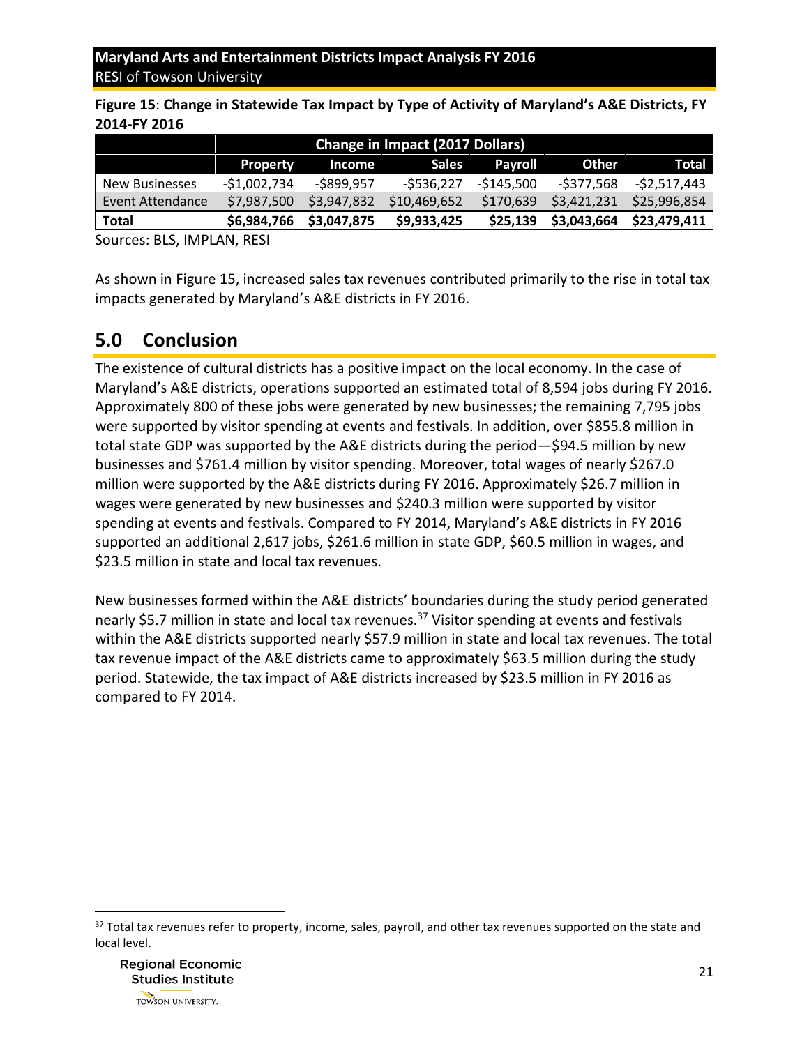**Figure 15**: **Change in Statewide Tax Impact by Type of Activity of Maryland's A&E Districts, FY 2014-FY 2016**

| | Change in Impact (2017 Dollars) | | | | | |
|---|---|---|---|---|---|---|
| | **Property** | **Income** | **Sales** | **Payroll** | **Other** | **Total** |
| New Businesses | -$1,002,734 | -$899,957 | -$536,227 | -$145,500 | -$377,568 | -$2,517,443 |
| Event Attendance | $7,987,500 | $3,947,832 | $10,469,652 | $170,639 | $3,421,231 | $25,996,854 |
| **Total** | **$6,984,766** | **$3,047,875** | **$9,933,425** | **$25,139** | **$3,043,664** | **$23,479,411** |

Sources: BLS, IMPLAN, RESI

As shown in Figure 15, increased sales tax revenues contributed primarily to the rise in total tax impacts generated by Maryland's A&E districts in FY 2016.

## 5.0 Conclusion

The existence of cultural districts has a positive impact on the local economy. In the case of Maryland's A&E districts, operations supported an estimated total of 8,594 jobs during FY 2016. Approximately 800 of these jobs were generated by new businesses; the remaining 7,795 jobs were supported by visitor spending at events and festivals. In addition, over $855.8 million in total state GDP was supported by the A&E districts during the period—$94.5 million by new businesses and $761.4 million by visitor spending. Moreover, total wages of nearly $267.0 million were supported by the A&E districts during FY 2016. Approximately $26.7 million in wages were generated by new businesses and $240.3 million were supported by visitor spending at events and festivals. Compared to FY 2014, Maryland's A&E districts in FY 2016 supported an additional 2,617 jobs, $261.6 million in state GDP, $60.5 million in wages, and $23.5 million in state and local tax revenues.

New businesses formed within the A&E districts' boundaries during the study period generated nearly $5.7 million in state and local tax revenues.[37] Visitor spending at events and festivals within the A&E districts supported nearly $57.9 million in state and local tax revenues. The total tax revenue impact of the A&E districts came to approximately $63.5 million during the study period. Statewide, the tax impact of A&E districts increased by $23.5 million in FY 2016 as compared to FY 2014.

[37] Total tax revenues refer to property, income, sales, payroll, and other tax revenues supported on the state and local level.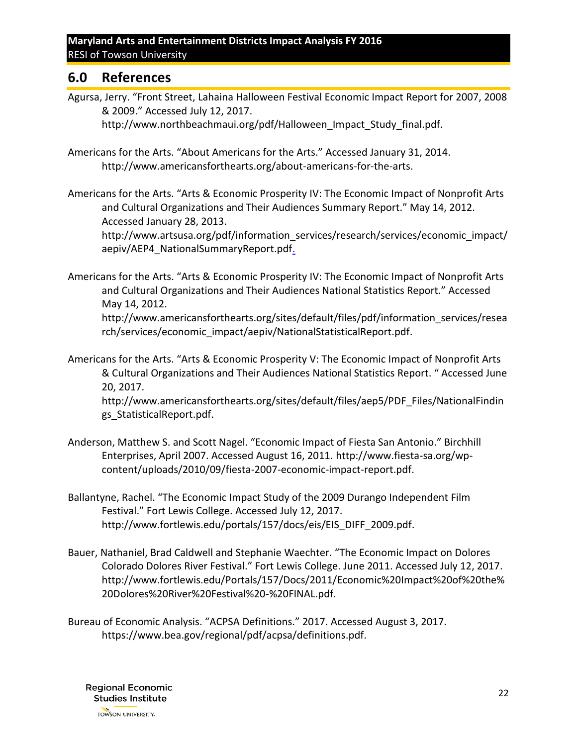## 6.0 References

Agursa, Jerry. "Front Street, Lahaina Halloween Festival Economic Impact Report for 2007, 2008 & 2009." Accessed July 12, 2017. http://www.northbeachmaui.org/pdf/Halloween_Impact_Study_final.pdf.

Americans for the Arts. "About Americans for the Arts." Accessed January 31, 2014. http://www.americansforthearts.org/about-americans-for-the-arts.

Americans for the Arts. "Arts & Economic Prosperity IV: The Economic Impact of Nonprofit Arts and Cultural Organizations and Their Audiences Summary Report." May 14, 2012. Accessed January 28, 2013. http://www.artsusa.org/pdf/information_services/research/services/economic_impact/aepiv/AEP4_NationalSummaryReport.pdf.

Americans for the Arts. "Arts & Economic Prosperity IV: The Economic Impact of Nonprofit Arts and Cultural Organizations and Their Audiences National Statistics Report." Accessed May 14, 2012. http://www.americansforthearts.org/sites/default/files/pdf/information_services/research/services/economic_impact/aepiv/NationalStatisticalReport.pdf.

Americans for the Arts. "Arts & Economic Prosperity V: The Economic Impact of Nonprofit Arts & Cultural Organizations and Their Audiences National Statistics Report. " Accessed June 20, 2017. http://www.americansforthearts.org/sites/default/files/aep5/PDF_Files/NationalFindings_StatisticalReport.pdf.

Anderson, Matthew S. and Scott Nagel. "Economic Impact of Fiesta San Antonio." Birchhill Enterprises, April 2007. Accessed August 16, 2011. http://www.fiesta-sa.org/wp-content/uploads/2010/09/fiesta-2007-economic-impact-report.pdf.

Ballantyne, Rachel. "The Economic Impact Study of the 2009 Durango Independent Film Festival." Fort Lewis College. Accessed July 12, 2017. http://www.fortlewis.edu/portals/157/docs/eis/EIS_DIFF_2009.pdf.

Bauer, Nathaniel, Brad Caldwell and Stephanie Waechter. "The Economic Impact on Dolores Colorado Dolores River Festival." Fort Lewis College. June 2011. Accessed July 12, 2017. http://www.fortlewis.edu/Portals/157/Docs/2011/Economic%20Impact%20of%20the%20Dolores%20River%20Festival%20-%20FINAL.pdf.

Bureau of Economic Analysis. "ACPSA Definitions." 2017. Accessed August 3, 2017. https://www.bea.gov/regional/pdf/acpsa/definitions.pdf.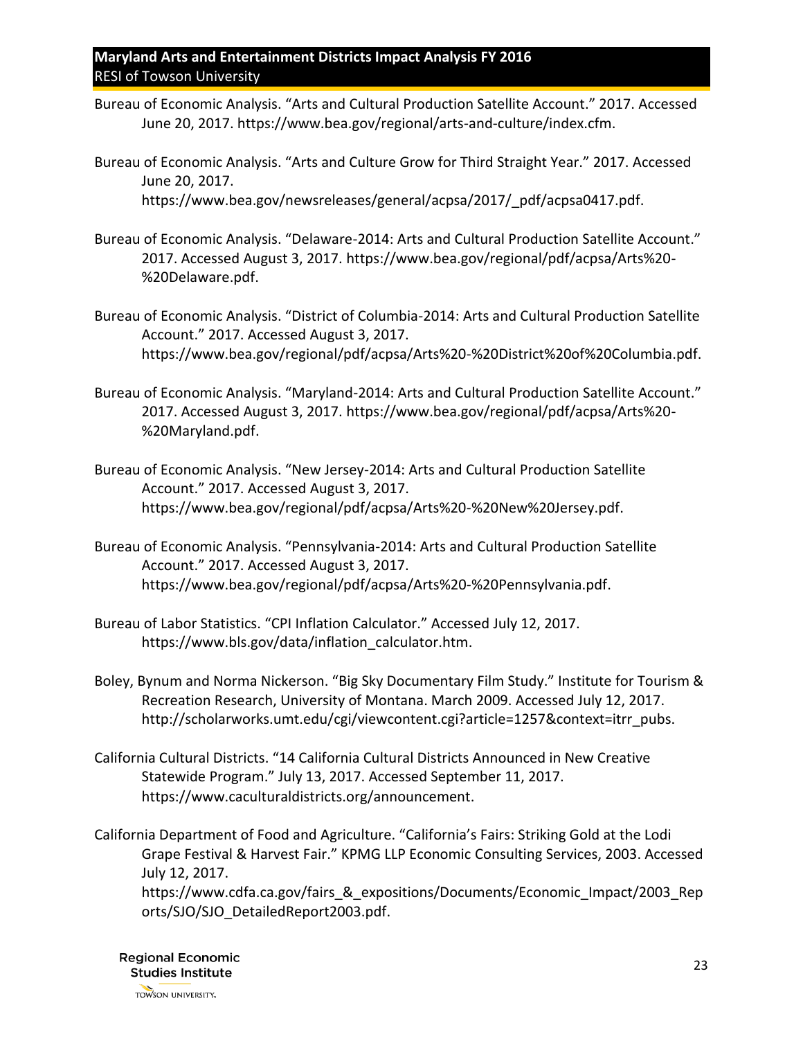Bureau of Economic Analysis. "Arts and Cultural Production Satellite Account." 2017. Accessed June 20, 2017. https://www.bea.gov/regional/arts-and-culture/index.cfm.

Bureau of Economic Analysis. "Arts and Culture Grow for Third Straight Year." 2017. Accessed June 20, 2017. https://www.bea.gov/newsreleases/general/acpsa/2017/_pdf/acpsa0417.pdf.

Bureau of Economic Analysis. "Delaware-2014: Arts and Cultural Production Satellite Account." 2017. Accessed August 3, 2017. https://www.bea.gov/regional/pdf/acpsa/Arts%20-%20Delaware.pdf.

Bureau of Economic Analysis. "District of Columbia-2014: Arts and Cultural Production Satellite Account." 2017. Accessed August 3, 2017. https://www.bea.gov/regional/pdf/acpsa/Arts%20-%20District%20of%20Columbia.pdf.

Bureau of Economic Analysis. "Maryland-2014: Arts and Cultural Production Satellite Account." 2017. Accessed August 3, 2017. https://www.bea.gov/regional/pdf/acpsa/Arts%20-%20Maryland.pdf.

Bureau of Economic Analysis. "New Jersey-2014: Arts and Cultural Production Satellite Account." 2017. Accessed August 3, 2017. https://www.bea.gov/regional/pdf/acpsa/Arts%20-%20New%20Jersey.pdf.

Bureau of Economic Analysis. "Pennsylvania-2014: Arts and Cultural Production Satellite Account." 2017. Accessed August 3, 2017. https://www.bea.gov/regional/pdf/acpsa/Arts%20-%20Pennsylvania.pdf.

Bureau of Labor Statistics. "CPI Inflation Calculator." Accessed July 12, 2017. https://www.bls.gov/data/inflation_calculator.htm.

Boley, Bynum and Norma Nickerson. "Big Sky Documentary Film Study." Institute for Tourism & Recreation Research, University of Montana. March 2009. Accessed July 12, 2017. http://scholarworks.umt.edu/cgi/viewcontent.cgi?article=1257&context=itrr_pubs.

California Cultural Districts. "14 California Cultural Districts Announced in New Creative Statewide Program." July 13, 2017. Accessed September 11, 2017. https://www.caculturaldistricts.org/announcement.

California Department of Food and Agriculture. "California's Fairs: Striking Gold at the Lodi Grape Festival & Harvest Fair." KPMG LLP Economic Consulting Services, 2003. Accessed July 12, 2017. https://www.cdfa.ca.gov/fairs_&_expositions/Documents/Economic_Impact/2003_Reports/SJO/SJO_DetailedReport2003.pdf.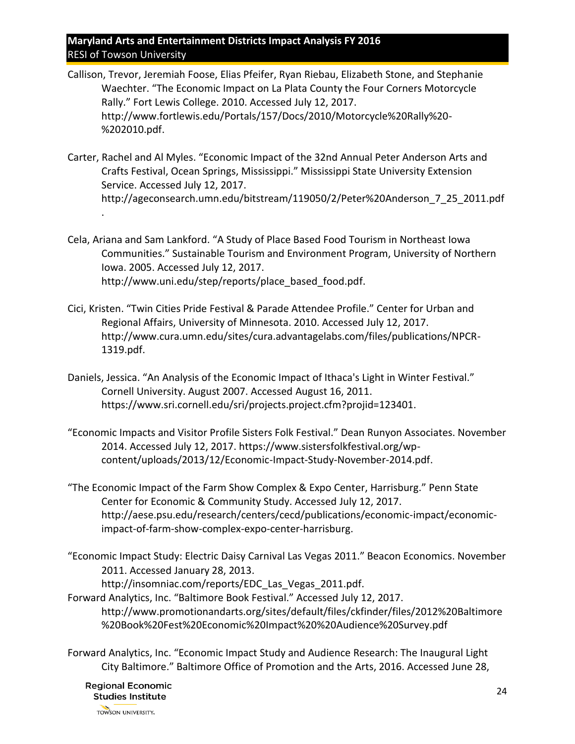Callison, Trevor, Jeremiah Foose, Elias Pfeifer, Ryan Riebau, Elizabeth Stone, and Stephanie Waechter. "The Economic Impact on La Plata County the Four Corners Motorcycle Rally." Fort Lewis College. 2010. Accessed July 12, 2017. http://www.fortlewis.edu/Portals/157/Docs/2010/Motorcycle%20Rally%20-%202010.pdf.

Carter, Rachel and Al Myles. "Economic Impact of the 32nd Annual Peter Anderson Arts and Crafts Festival, Ocean Springs, Mississippi." Mississippi State University Extension Service. Accessed July 12, 2017. http://ageconsearch.umn.edu/bitstream/119050/2/Peter%20Anderson_7_25_2011.pdf.

Cela, Ariana and Sam Lankford. "A Study of Place Based Food Tourism in Northeast Iowa Communities." Sustainable Tourism and Environment Program, University of Northern Iowa. 2005. Accessed July 12, 2017. http://www.uni.edu/step/reports/place_based_food.pdf.

Cici, Kristen. "Twin Cities Pride Festival & Parade Attendee Profile." Center for Urban and Regional Affairs, University of Minnesota. 2010. Accessed July 12, 2017. http://www.cura.umn.edu/sites/cura.advantagelabs.com/files/publications/NPCR-1319.pdf.

Daniels, Jessica. "An Analysis of the Economic Impact of Ithaca's Light in Winter Festival." Cornell University. August 2007. Accessed August 16, 2011. https://www.sri.cornell.edu/sri/projects.project.cfm?projid=123401.

"Economic Impacts and Visitor Profile Sisters Folk Festival." Dean Runyon Associates. November 2014. Accessed July 12, 2017. https://www.sistersfolkfestival.org/wp-content/uploads/2013/12/Economic-Impact-Study-November-2014.pdf.

"The Economic Impact of the Farm Show Complex & Expo Center, Harrisburg." Penn State Center for Economic & Community Study. Accessed July 12, 2017. http://aese.psu.edu/research/centers/cecd/publications/economic-impact/economic-impact-of-farm-show-complex-expo-center-harrisburg.

"Economic Impact Study: Electric Daisy Carnival Las Vegas 2011." Beacon Economics. November 2011. Accessed January 28, 2013. http://insomniac.com/reports/EDC_Las_Vegas_2011.pdf.

Forward Analytics, Inc. "Baltimore Book Festival." Accessed July 12, 2017. http://www.promotionandarts.org/sites/default/files/ckfinder/files/2012%20Baltimore%20Book%20Fest%20Economic%20Impact%20%20Audience%20Survey.pdf

Forward Analytics, Inc. "Economic Impact Study and Audience Research: The Inaugural Light City Baltimore." Baltimore Office of Promotion and the Arts, 2016. Accessed June 28,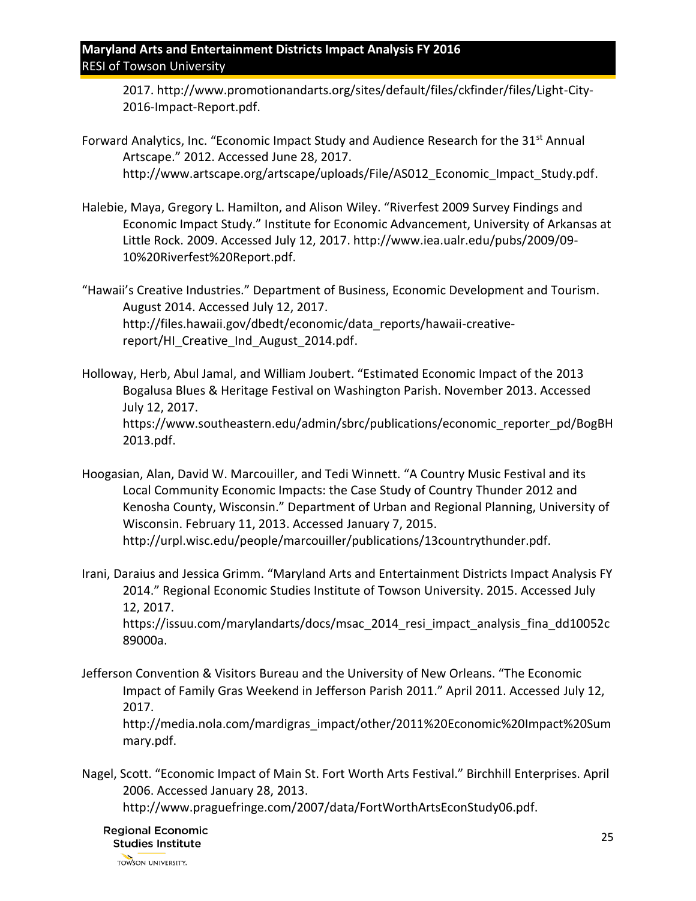2017. http://www.promotionandarts.org/sites/default/files/ckfinder/files/Light-City-2016-Impact-Report.pdf.

Forward Analytics, Inc. "Economic Impact Study and Audience Research for the 31st Annual Artscape." 2012. Accessed June 28, 2017. http://www.artscape.org/artscape/uploads/File/AS012_Economic_Impact_Study.pdf.

Halebie, Maya, Gregory L. Hamilton, and Alison Wiley. "Riverfest 2009 Survey Findings and Economic Impact Study." Institute for Economic Advancement, University of Arkansas at Little Rock. 2009. Accessed July 12, 2017. http://www.iea.ualr.edu/pubs/2009/09-10%20Riverfest%20Report.pdf.

"Hawaii's Creative Industries." Department of Business, Economic Development and Tourism. August 2014. Accessed July 12, 2017. http://files.hawaii.gov/dbedt/economic/data_reports/hawaii-creative-report/HI_Creative_Ind_August_2014.pdf.

Holloway, Herb, Abul Jamal, and William Joubert. "Estimated Economic Impact of the 2013 Bogalusa Blues & Heritage Festival on Washington Parish. November 2013. Accessed July 12, 2017. https://www.southeastern.edu/admin/sbrc/publications/economic_reporter_pd/BogBH2013.pdf.

Hoogasian, Alan, David W. Marcouiller, and Tedi Winnett. "A Country Music Festival and its Local Community Economic Impacts: the Case Study of Country Thunder 2012 and Kenosha County, Wisconsin." Department of Urban and Regional Planning, University of Wisconsin. February 11, 2013. Accessed January 7, 2015. http://urpl.wisc.edu/people/marcouiller/publications/13countrythunder.pdf.

Irani, Daraius and Jessica Grimm. "Maryland Arts and Entertainment Districts Impact Analysis FY 2014." Regional Economic Studies Institute of Towson University. 2015. Accessed July 12, 2017. https://issuu.com/marylandarts/docs/msac_2014_resi_impact_analysis_fina_dd10052c89000a.

Jefferson Convention & Visitors Bureau and the University of New Orleans. "The Economic Impact of Family Gras Weekend in Jefferson Parish 2011." April 2011. Accessed July 12, 2017. http://media.nola.com/mardigras_impact/other/2011%20Economic%20Impact%20Summary.pdf.

Nagel, Scott. "Economic Impact of Main St. Fort Worth Arts Festival." Birchhill Enterprises. April 2006. Accessed January 28, 2013. http://www.praguefringe.com/2007/data/FortWorthArtsEconStudy06.pdf.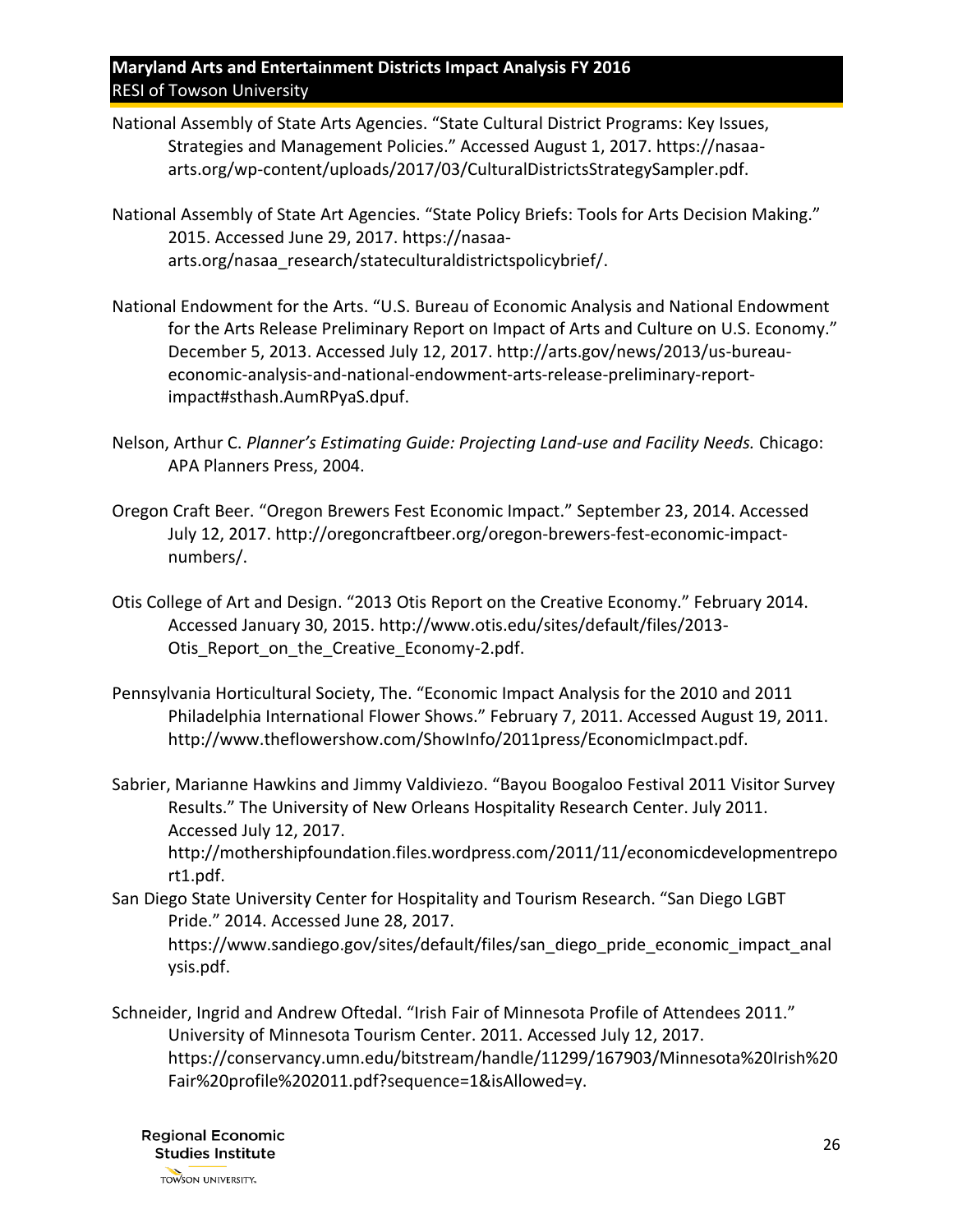National Assembly of State Arts Agencies. “State Cultural District Programs: Key Issues, Strategies and Management Policies.” Accessed August 1, 2017. https://nasaa-arts.org/wp-content/uploads/2017/03/CulturalDistrictsStrategySampler.pdf.

National Assembly of State Art Agencies. “State Policy Briefs: Tools for Arts Decision Making.” 2015. Accessed June 29, 2017. https://nasaa-arts.org/nasaa_research/stateculturaldistrictspolicybrief/.

National Endowment for the Arts. “U.S. Bureau of Economic Analysis and National Endowment for the Arts Release Preliminary Report on Impact of Arts and Culture on U.S. Economy.” December 5, 2013. Accessed July 12, 2017. http://arts.gov/news/2013/us-bureau-economic-analysis-and-national-endowment-arts-release-preliminary-report-impact#sthash.AumRPyaS.dpuf.

Nelson, Arthur C. *Planner’s Estimating Guide: Projecting Land-use and Facility Needs.* Chicago: APA Planners Press, 2004.

Oregon Craft Beer. “Oregon Brewers Fest Economic Impact.” September 23, 2014. Accessed July 12, 2017. http://oregoncraftbeer.org/oregon-brewers-fest-economic-impact-numbers/.

Otis College of Art and Design. “2013 Otis Report on the Creative Economy.” February 2014. Accessed January 30, 2015. http://www.otis.edu/sites/default/files/2013-Otis_Report_on_the_Creative_Economy-2.pdf.

Pennsylvania Horticultural Society, The. “Economic Impact Analysis for the 2010 and 2011 Philadelphia International Flower Shows.” February 7, 2011. Accessed August 19, 2011. http://www.theflowershow.com/ShowInfo/2011press/EconomicImpact.pdf.

Sabrier, Marianne Hawkins and Jimmy Valdiviezo. “Bayou Boogaloo Festival 2011 Visitor Survey Results.” The University of New Orleans Hospitality Research Center. July 2011. Accessed July 12, 2017. http://mothershipfoundation.files.wordpress.com/2011/11/economicdevelopmentreport1.pdf.

San Diego State University Center for Hospitality and Tourism Research. “San Diego LGBT Pride.” 2014. Accessed June 28, 2017. https://www.sandiego.gov/sites/default/files/san_diego_pride_economic_impact_analysis.pdf.

Schneider, Ingrid and Andrew Oftedal. “Irish Fair of Minnesota Profile of Attendees 2011.” University of Minnesota Tourism Center. 2011. Accessed July 12, 2017. https://conservancy.umn.edu/bitstream/handle/11299/167903/Minnesota%20Irish%20Fair%20profile%202011.pdf?sequence=1&isAllowed=y.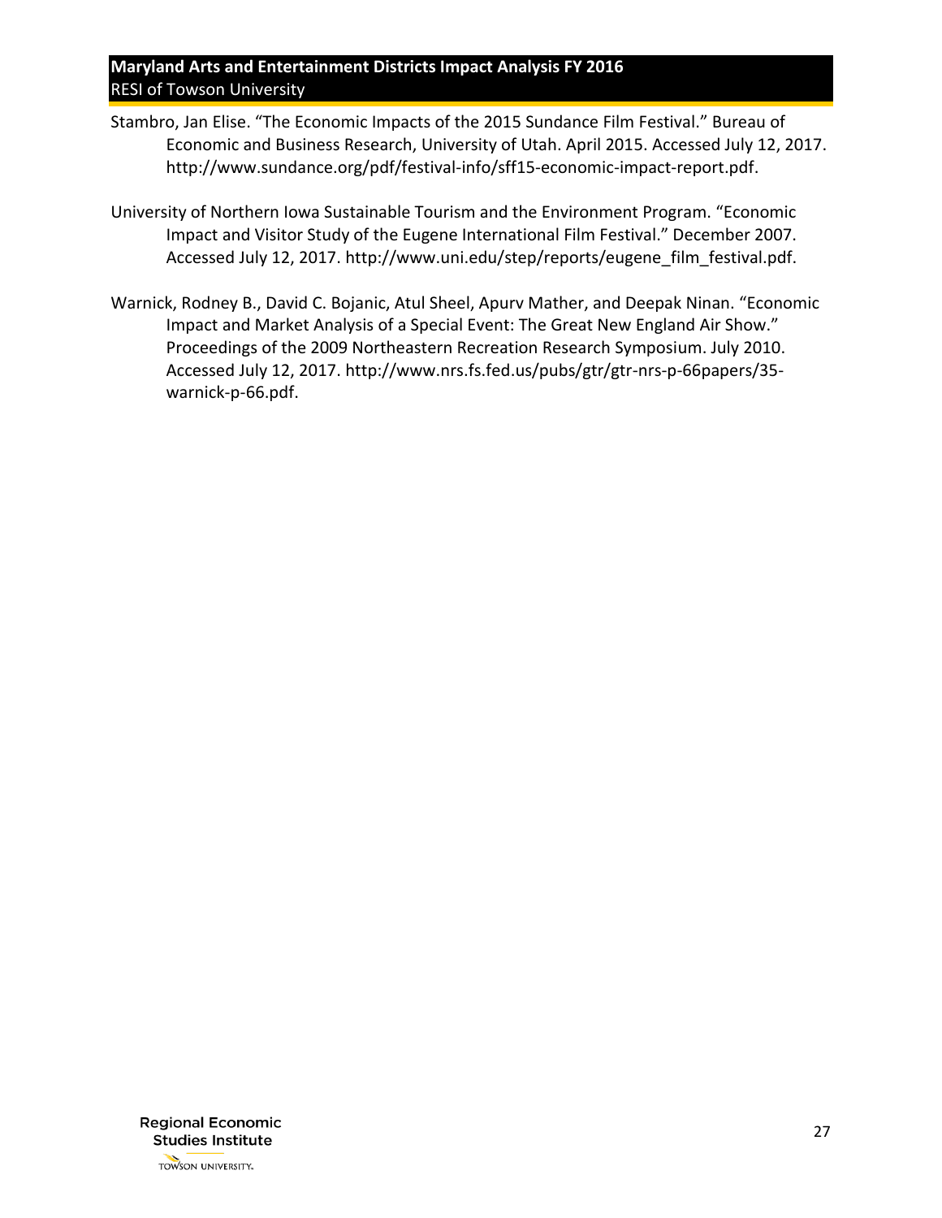Stambro, Jan Elise. “The Economic Impacts of the 2015 Sundance Film Festival.” Bureau of Economic and Business Research, University of Utah. April 2015. Accessed July 12, 2017. http://www.sundance.org/pdf/festival-info/sff15-economic-impact-report.pdf.

University of Northern Iowa Sustainable Tourism and the Environment Program. “Economic Impact and Visitor Study of the Eugene International Film Festival.” December 2007. Accessed July 12, 2017. http://www.uni.edu/step/reports/eugene_film_festival.pdf.

Warnick, Rodney B., David C. Bojanic, Atul Sheel, Apurv Mather, and Deepak Ninan. “Economic Impact and Market Analysis of a Special Event: The Great New England Air Show.” Proceedings of the 2009 Northeastern Recreation Research Symposium. July 2010. Accessed July 12, 2017. http://www.nrs.fs.fed.us/pubs/gtr/gtr-nrs-p-66papers/35-warnick-p-66.pdf.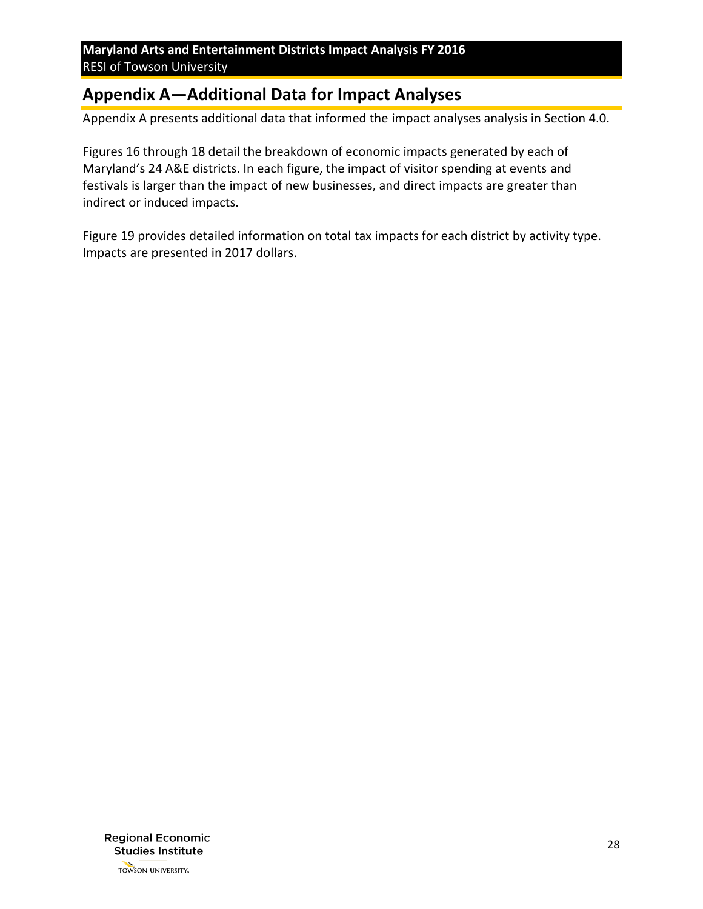## Appendix A—Additional Data for Impact Analyses

Appendix A presents additional data that informed the impact analyses analysis in Section 4.0.

Figures 16 through 18 detail the breakdown of economic impacts generated by each of Maryland's 24 A&E districts. In each figure, the impact of visitor spending at events and festivals is larger than the impact of new businesses, and direct impacts are greater than indirect or induced impacts.

Figure 19 provides detailed information on total tax impacts for each district by activity type. Impacts are presented in 2017 dollars.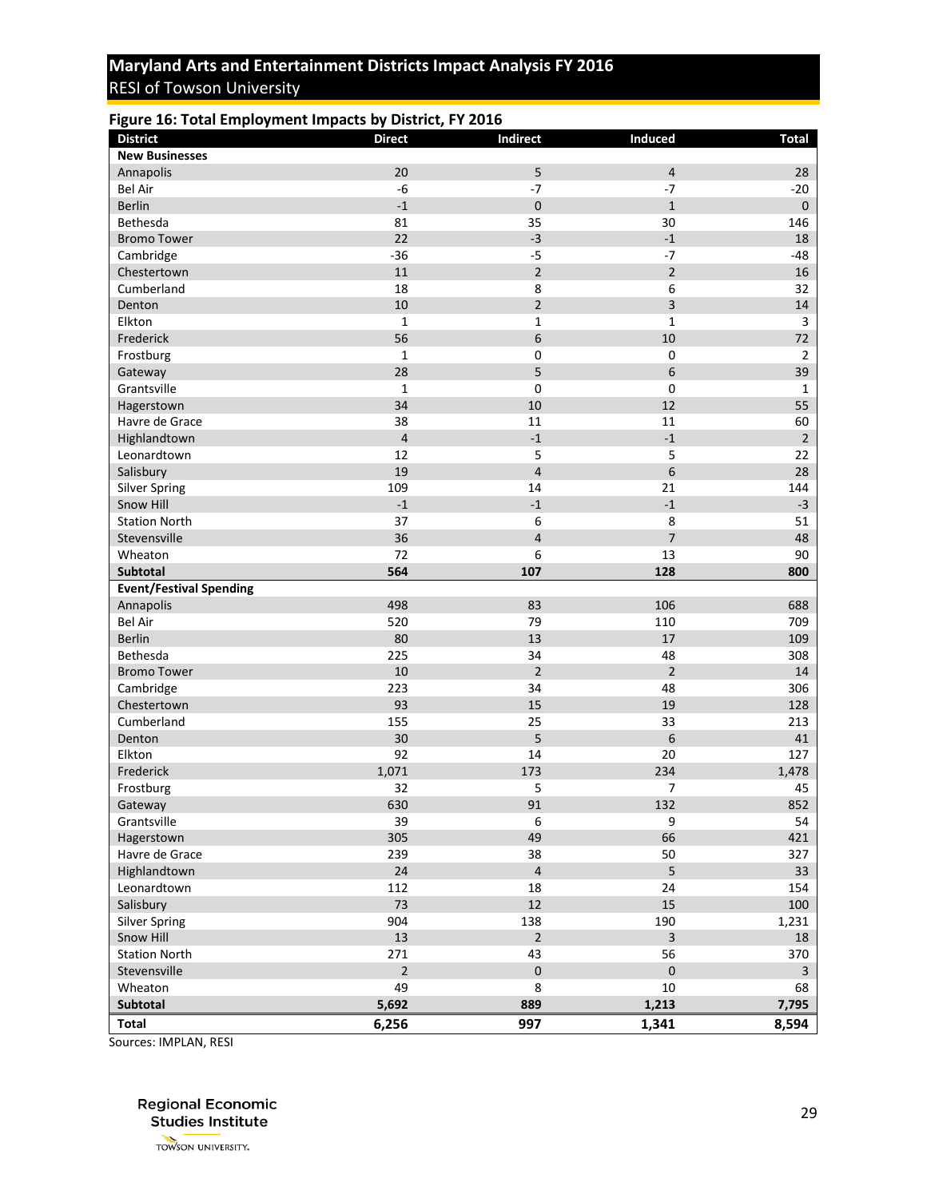### Figure 16: Total Employment Impacts by District, FY 2016

| District | Direct | Indirect | Induced | Total |
|---|---|---|---|---|
| **New Businesses** | | | | |
| Annapolis | 20 | 5 | 4 | 28 |
| Bel Air | -6 | -7 | -7 | -20 |
| Berlin | -1 | 0 | 1 | 0 |
| Bethesda | 81 | 35 | 30 | 146 |
| Bromo Tower | 22 | -3 | -1 | 18 |
| Cambridge | -36 | -5 | -7 | -48 |
| Chestertown | 11 | 2 | 2 | 16 |
| Cumberland | 18 | 8 | 6 | 32 |
| Denton | 10 | 2 | 3 | 14 |
| Elkton | 1 | 1 | 1 | 3 |
| Frederick | 56 | 6 | 10 | 72 |
| Frostburg | 1 | 0 | 0 | 2 |
| Gateway | 28 | 5 | 6 | 39 |
| Grantsville | 1 | 0 | 0 | 1 |
| Hagerstown | 34 | 10 | 12 | 55 |
| Havre de Grace | 38 | 11 | 11 | 60 |
| Highlandtown | 4 | -1 | -1 | 2 |
| Leonardtown | 12 | 5 | 5 | 22 |
| Salisbury | 19 | 4 | 6 | 28 |
| Silver Spring | 109 | 14 | 21 | 144 |
| Snow Hill | -1 | -1 | -1 | -3 |
| Station North | 37 | 6 | 8 | 51 |
| Stevensville | 36 | 4 | 7 | 48 |
| Wheaton | 72 | 6 | 13 | 90 |
| **Subtotal** | **564** | **107** | **128** | **800** |
| **Event/Festival Spending** | | | | |
| Annapolis | 498 | 83 | 106 | 688 |
| Bel Air | 520 | 79 | 110 | 709 |
| Berlin | 80 | 13 | 17 | 109 |
| Bethesda | 225 | 34 | 48 | 308 |
| Bromo Tower | 10 | 2 | 2 | 14 |
| Cambridge | 223 | 34 | 48 | 306 |
| Chestertown | 93 | 15 | 19 | 128 |
| Cumberland | 155 | 25 | 33 | 213 |
| Denton | 30 | 5 | 6 | 41 |
| Elkton | 92 | 14 | 20 | 127 |
| Frederick | 1,071 | 173 | 234 | 1,478 |
| Frostburg | 32 | 5 | 7 | 45 |
| Gateway | 630 | 91 | 132 | 852 |
| Grantsville | 39 | 6 | 9 | 54 |
| Hagerstown | 305 | 49 | 66 | 421 |
| Havre de Grace | 239 | 38 | 50 | 327 |
| Highlandtown | 24 | 4 | 5 | 33 |
| Leonardtown | 112 | 18 | 24 | 154 |
| Salisbury | 73 | 12 | 15 | 100 |
| Silver Spring | 904 | 138 | 190 | 1,231 |
| Snow Hill | 13 | 2 | 3 | 18 |
| Station North | 271 | 43 | 56 | 370 |
| Stevensville | 2 | 0 | 0 | 3 |
| Wheaton | 49 | 8 | 10 | 68 |
| **Subtotal** | **5,692** | **889** | **1,213** | **7,795** |
| **Total** | **6,256** | **997** | **1,341** | **8,594** |

Sources: IMPLAN, RESI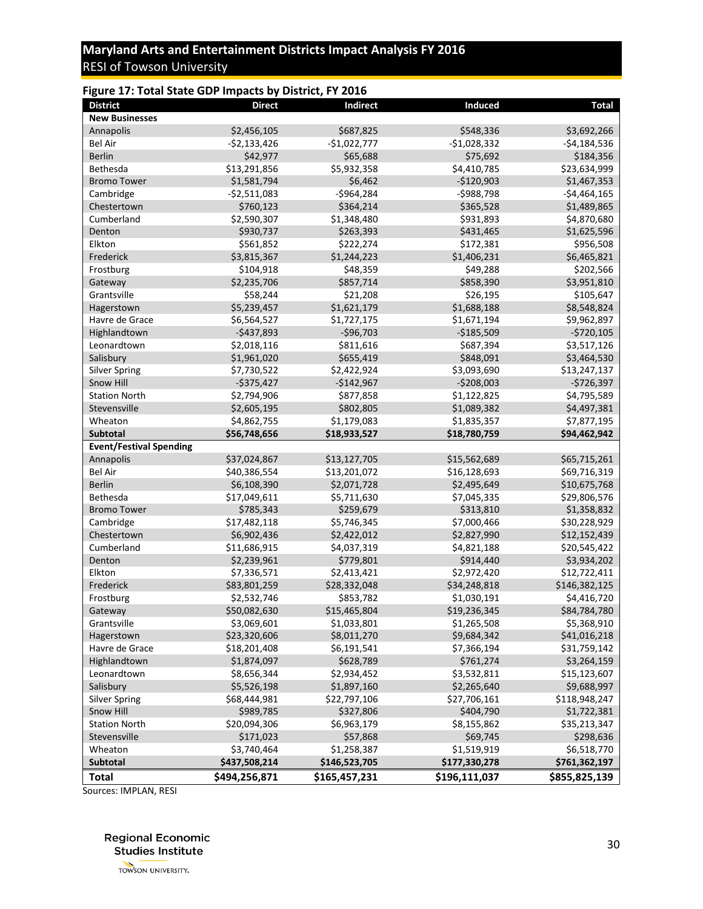### Figure 17: Total State GDP Impacts by District, FY 2016

| District | Direct | Indirect | Induced | Total |
|---|---|---|---|---|
| **New Businesses** | | | | |
| Annapolis | $2,456,105 | $687,825 | $548,336 | $3,692,266 |
| Bel Air | -$2,133,426 | -$1,022,777 | -$1,028,332 | -$4,184,536 |
| Berlin | $42,977 | $65,688 | $75,692 | $184,356 |
| Bethesda | $13,291,856 | $5,932,358 | $4,410,785 | $23,634,999 |
| Bromo Tower | $1,581,794 | $6,462 | -$120,903 | $1,467,353 |
| Cambridge | -$2,511,083 | -$964,284 | -$988,798 | -$4,464,165 |
| Chestertown | $760,123 | $364,214 | $365,528 | $1,489,865 |
| Cumberland | $2,590,307 | $1,348,480 | $931,893 | $4,870,680 |
| Denton | $930,737 | $263,393 | $431,465 | $1,625,596 |
| Elkton | $561,852 | $222,274 | $172,381 | $956,508 |
| Frederick | $3,815,367 | $1,244,223 | $1,406,231 | $6,465,821 |
| Frostburg | $104,918 | $48,359 | $49,288 | $202,566 |
| Gateway | $2,235,706 | $857,714 | $858,390 | $3,951,810 |
| Grantsville | $58,244 | $21,208 | $26,195 | $105,647 |
| Hagerstown | $5,239,457 | $1,621,179 | $1,688,188 | $8,548,824 |
| Havre de Grace | $6,564,527 | $1,727,175 | $1,671,194 | $9,962,897 |
| Highlandtown | -$437,893 | -$96,703 | -$185,509 | -$720,105 |
| Leonardtown | $2,018,116 | $811,616 | $687,394 | $3,517,126 |
| Salisbury | $1,961,020 | $655,419 | $848,091 | $3,464,530 |
| Silver Spring | $7,730,522 | $2,422,924 | $3,093,690 | $13,247,137 |
| Snow Hill | -$375,427 | -$142,967 | -$208,003 | -$726,397 |
| Station North | $2,794,906 | $877,858 | $1,122,825 | $4,795,589 |
| Stevensville | $2,605,195 | $802,805 | $1,089,382 | $4,497,381 |
| Wheaton | $4,862,755 | $1,179,083 | $1,835,357 | $7,877,195 |
| **Subtotal** | **$56,748,656** | **$18,933,527** | **$18,780,759** | **$94,462,942** |
| **Event/Festival Spending** | | | | |
| Annapolis | $37,024,867 | $13,127,705 | $15,562,689 | $65,715,261 |
| Bel Air | $40,386,554 | $13,201,072 | $16,128,693 | $69,716,319 |
| Berlin | $6,108,390 | $2,071,728 | $2,495,649 | $10,675,768 |
| Bethesda | $17,049,611 | $5,711,630 | $7,045,335 | $29,806,576 |
| Bromo Tower | $785,343 | $259,679 | $313,810 | $1,358,832 |
| Cambridge | $17,482,118 | $5,746,345 | $7,000,466 | $30,228,929 |
| Chestertown | $6,902,436 | $2,422,012 | $2,827,990 | $12,152,439 |
| Cumberland | $11,686,915 | $4,037,319 | $4,821,188 | $20,545,422 |
| Denton | $2,239,961 | $779,801 | $914,440 | $3,934,202 |
| Elkton | $7,336,571 | $2,413,421 | $2,972,420 | $12,722,411 |
| Frederick | $83,801,259 | $28,332,048 | $34,248,818 | $146,382,125 |
| Frostburg | $2,532,746 | $853,782 | $1,030,191 | $4,416,720 |
| Gateway | $50,082,630 | $15,465,804 | $19,236,345 | $84,784,780 |
| Grantsville | $3,069,601 | $1,033,801 | $1,265,508 | $5,368,910 |
| Hagerstown | $23,320,606 | $8,011,270 | $9,684,342 | $41,016,218 |
| Havre de Grace | $18,201,408 | $6,191,541 | $7,366,194 | $31,759,142 |
| Highlandtown | $1,874,097 | $628,789 | $761,274 | $3,264,159 |
| Leonardtown | $8,656,344 | $2,934,452 | $3,532,811 | $15,123,607 |
| Salisbury | $5,526,198 | $1,897,160 | $2,265,640 | $9,688,997 |
| Silver Spring | $68,444,981 | $22,797,106 | $27,706,161 | $118,948,247 |
| Snow Hill | $989,785 | $327,806 | $404,790 | $1,722,381 |
| Station North | $20,094,306 | $6,963,179 | $8,155,862 | $35,213,347 |
| Stevensville | $171,023 | $57,868 | $69,745 | $298,636 |
| Wheaton | $3,740,464 | $1,258,387 | $1,519,919 | $6,518,770 |
| **Subtotal** | **$437,508,214** | **$146,523,705** | **$177,330,278** | **$761,362,197** |
| **Total** | **$494,256,871** | **$165,457,231** | **$196,111,037** | **$855,825,139** |

Sources: IMPLAN, RESI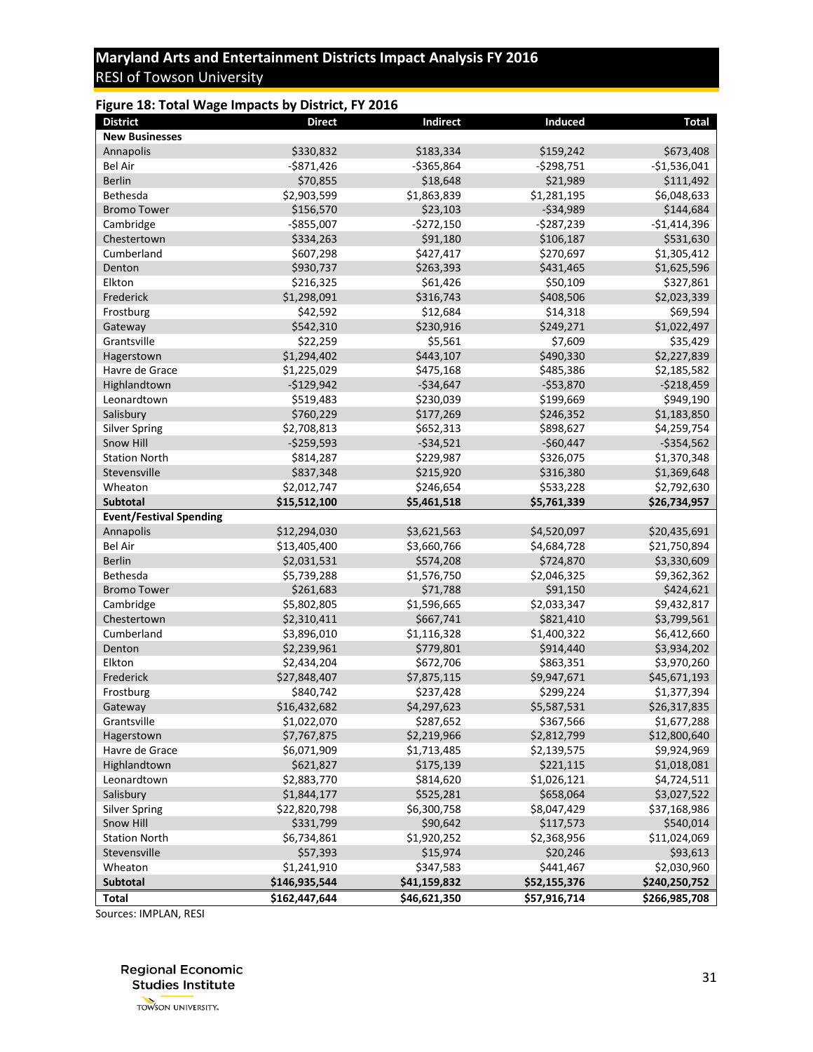## Figure 18: Total Wage Impacts by District, FY 2016

| District | Direct | Indirect | Induced | Total |
|---|---|---|---|---|
| **New Businesses** | | | | |
| Annapolis | $330,832 | $183,334 | $159,242 | $673,408 |
| Bel Air | -$871,426 | -$365,864 | -$298,751 | -$1,536,041 |
| Berlin | $70,855 | $18,648 | $21,989 | $111,492 |
| Bethesda | $2,903,599 | $1,863,839 | $1,281,195 | $6,048,633 |
| Bromo Tower | $156,570 | $23,103 | -$34,989 | $144,684 |
| Cambridge | -$855,007 | -$272,150 | -$287,239 | -$1,414,396 |
| Chestertown | $334,263 | $91,180 | $106,187 | $531,630 |
| Cumberland | $607,298 | $427,417 | $270,697 | $1,305,412 |
| Denton | $930,737 | $263,393 | $431,465 | $1,625,596 |
| Elkton | $216,325 | $61,426 | $50,109 | $327,861 |
| Frederick | $1,298,091 | $316,743 | $408,506 | $2,023,339 |
| Frostburg | $42,592 | $12,684 | $14,318 | $69,594 |
| Gateway | $542,310 | $230,916 | $249,271 | $1,022,497 |
| Grantsville | $22,259 | $5,561 | $7,609 | $35,429 |
| Hagerstown | $1,294,402 | $443,107 | $490,330 | $2,227,839 |
| Havre de Grace | $1,225,029 | $475,168 | $485,386 | $2,185,582 |
| Highlandtown | -$129,942 | -$34,647 | -$53,870 | -$218,459 |
| Leonardtown | $519,483 | $230,039 | $199,669 | $949,190 |
| Salisbury | $760,229 | $177,269 | $246,352 | $1,183,850 |
| Silver Spring | $2,708,813 | $652,313 | $898,627 | $4,259,754 |
| Snow Hill | -$259,593 | -$34,521 | -$60,447 | -$354,562 |
| Station North | $814,287 | $229,987 | $326,075 | $1,370,348 |
| Stevensville | $837,348 | $215,920 | $316,380 | $1,369,648 |
| Wheaton | $2,012,747 | $246,654 | $533,228 | $2,792,630 |
| **Subtotal** | **$15,512,100** | **$5,461,518** | **$5,761,339** | **$26,734,957** |
| **Event/Festival Spending** | | | | |
| Annapolis | $12,294,030 | $3,621,563 | $4,520,097 | $20,435,691 |
| Bel Air | $13,405,400 | $3,660,766 | $4,684,728 | $21,750,894 |
| Berlin | $2,031,531 | $574,208 | $724,870 | $3,330,609 |
| Bethesda | $5,739,288 | $1,576,750 | $2,046,325 | $9,362,362 |
| Bromo Tower | $261,683 | $71,788 | $91,150 | $424,621 |
| Cambridge | $5,802,805 | $1,596,665 | $2,033,347 | $9,432,817 |
| Chestertown | $2,310,411 | $667,741 | $821,410 | $3,799,561 |
| Cumberland | $3,896,010 | $1,116,328 | $1,400,322 | $6,412,660 |
| Denton | $2,239,961 | $779,801 | $914,440 | $3,934,202 |
| Elkton | $2,434,204 | $672,706 | $863,351 | $3,970,260 |
| Frederick | $27,848,407 | $7,875,115 | $9,947,671 | $45,671,193 |
| Frostburg | $840,742 | $237,428 | $299,224 | $1,377,394 |
| Gateway | $16,432,682 | $4,297,623 | $5,587,531 | $26,317,835 |
| Grantsville | $1,022,070 | $287,652 | $367,566 | $1,677,288 |
| Hagerstown | $7,767,875 | $2,219,966 | $2,812,799 | $12,800,640 |
| Havre de Grace | $6,071,909 | $1,713,485 | $2,139,575 | $9,924,969 |
| Highlandtown | $621,827 | $175,139 | $221,115 | $1,018,081 |
| Leonardtown | $2,883,770 | $814,620 | $1,026,121 | $4,724,511 |
| Salisbury | $1,844,177 | $525,281 | $658,064 | $3,027,522 |
| Silver Spring | $22,820,798 | $6,300,758 | $8,047,429 | $37,168,986 |
| Snow Hill | $331,799 | $90,642 | $117,573 | $540,014 |
| Station North | $6,734,861 | $1,920,252 | $2,368,956 | $11,024,069 |
| Stevensville | $57,393 | $15,974 | $20,246 | $93,613 |
| Wheaton | $1,241,910 | $347,583 | $441,467 | $2,030,960 |
| **Subtotal** | **$146,935,544** | **$41,159,832** | **$52,155,376** | **$240,250,752** |
| **Total** | **$162,447,644** | **$46,621,350** | **$57,916,714** | **$266,985,708** |

Sources: IMPLAN, RESI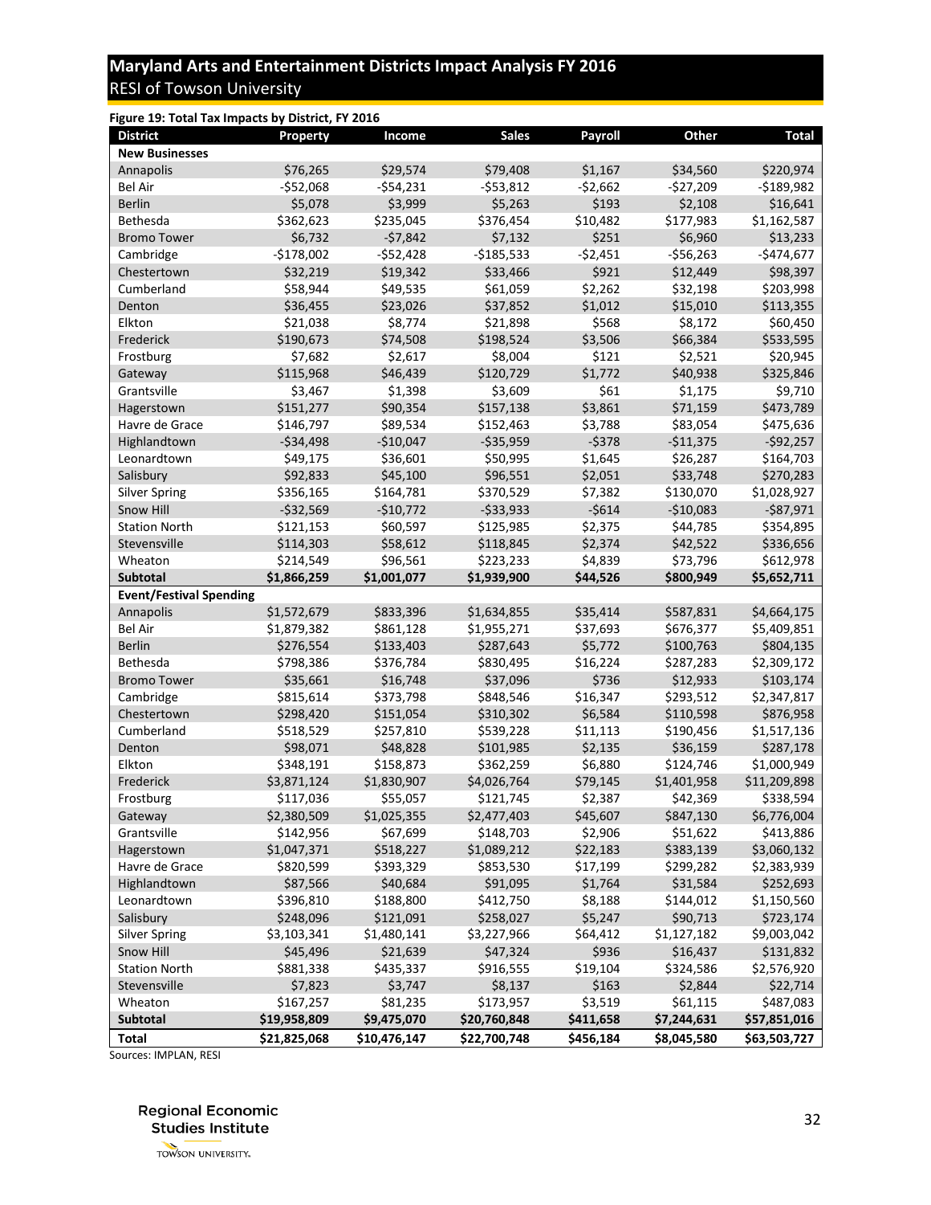**Figure 19: Total Tax Impacts by District, FY 2016**

| District | Property | Income | Sales | Payroll | Other | Total |
|---|---|---|---|---|---|---|
| **New Businesses** | | | | | | |
| Annapolis | $76,265 | $29,574 | $79,408 | $1,167 | $34,560 | $220,974 |
| Bel Air | -$52,068 | -$54,231 | -$53,812 | -$2,662 | -$27,209 | -$189,982 |
| Berlin | $5,078 | $3,999 | $5,263 | $193 | $2,108 | $16,641 |
| Bethesda | $362,623 | $235,045 | $376,454 | $10,482 | $177,983 | $1,162,587 |
| Bromo Tower | $6,732 | -$7,842 | $7,132 | $251 | $6,960 | $13,233 |
| Cambridge | -$178,002 | -$52,428 | -$185,533 | -$2,451 | -$56,263 | -$474,677 |
| Chestertown | $32,219 | $19,342 | $33,466 | $921 | $12,449 | $98,397 |
| Cumberland | $58,944 | $49,535 | $61,059 | $2,262 | $32,198 | $203,998 |
| Denton | $36,455 | $23,026 | $37,852 | $1,012 | $15,010 | $113,355 |
| Elkton | $21,038 | $8,774 | $21,898 | $568 | $8,172 | $60,450 |
| Frederick | $190,673 | $74,508 | $198,524 | $3,506 | $66,384 | $533,595 |
| Frostburg | $7,682 | $2,617 | $8,004 | $121 | $2,521 | $20,945 |
| Gateway | $115,968 | $46,439 | $120,729 | $1,772 | $40,938 | $325,846 |
| Grantsville | $3,467 | $1,398 | $3,609 | $61 | $1,175 | $9,710 |
| Hagerstown | $151,277 | $90,354 | $157,138 | $3,861 | $71,159 | $473,789 |
| Havre de Grace | $146,797 | $89,534 | $152,463 | $3,788 | $83,054 | $475,636 |
| Highlandtown | -$34,498 | -$10,047 | -$35,959 | -$378 | -$11,375 | -$92,257 |
| Leonardtown | $49,175 | $36,601 | $50,995 | $1,645 | $26,287 | $164,703 |
| Salisbury | $92,833 | $45,100 | $96,551 | $2,051 | $33,748 | $270,283 |
| Silver Spring | $356,165 | $164,781 | $370,529 | $7,382 | $130,070 | $1,028,927 |
| Snow Hill | -$32,569 | -$10,772 | -$33,933 | -$614 | -$10,083 | -$87,971 |
| Station North | $121,153 | $60,597 | $125,985 | $2,375 | $44,785 | $354,895 |
| Stevensville | $114,303 | $58,612 | $118,845 | $2,374 | $42,522 | $336,656 |
| Wheaton | $214,549 | $96,561 | $223,233 | $4,839 | $73,796 | $612,978 |
| **Subtotal** | **$1,866,259** | **$1,001,077** | **$1,939,900** | **$44,526** | **$800,949** | **$5,652,711** |
| **Event/Festival Spending** | | | | | | |
| Annapolis | $1,572,679 | $833,396 | $1,634,855 | $35,414 | $587,831 | $4,664,175 |
| Bel Air | $1,879,382 | $861,128 | $1,955,271 | $37,693 | $676,377 | $5,409,851 |
| Berlin | $276,554 | $133,403 | $287,643 | $5,772 | $100,763 | $804,135 |
| Bethesda | $798,386 | $376,784 | $830,495 | $16,224 | $287,283 | $2,309,172 |
| Bromo Tower | $35,661 | $16,748 | $37,096 | $736 | $12,933 | $103,174 |
| Cambridge | $815,614 | $373,798 | $848,546 | $16,347 | $293,512 | $2,347,817 |
| Chestertown | $298,420 | $151,054 | $310,302 | $6,584 | $110,598 | $876,958 |
| Cumberland | $518,529 | $257,810 | $539,228 | $11,113 | $190,456 | $1,517,136 |
| Denton | $98,071 | $48,828 | $101,985 | $2,135 | $36,159 | $287,178 |
| Elkton | $348,191 | $158,873 | $362,259 | $6,880 | $124,746 | $1,000,949 |
| Frederick | $3,871,124 | $1,830,907 | $4,026,764 | $79,145 | $1,401,958 | $11,209,898 |
| Frostburg | $117,036 | $55,057 | $121,745 | $2,387 | $42,369 | $338,594 |
| Gateway | $2,380,509 | $1,025,355 | $2,477,403 | $45,607 | $847,130 | $6,776,004 |
| Grantsville | $142,956 | $67,699 | $148,703 | $2,906 | $51,622 | $413,886 |
| Hagerstown | $1,047,371 | $518,227 | $1,089,212 | $22,183 | $383,139 | $3,060,132 |
| Havre de Grace | $820,599 | $393,329 | $853,530 | $17,199 | $299,282 | $2,383,939 |
| Highlandtown | $87,566 | $40,684 | $91,095 | $1,764 | $31,584 | $252,693 |
| Leonardtown | $396,810 | $188,800 | $412,750 | $8,188 | $144,012 | $1,150,560 |
| Salisbury | $248,096 | $121,091 | $258,027 | $5,247 | $90,713 | $723,174 |
| Silver Spring | $3,103,341 | $1,480,141 | $3,227,966 | $64,412 | $1,127,182 | $9,003,042 |
| Snow Hill | $45,496 | $21,639 | $47,324 | $936 | $16,437 | $131,832 |
| Station North | $881,338 | $435,337 | $916,555 | $19,104 | $324,586 | $2,576,920 |
| Stevensville | $7,823 | $3,747 | $8,137 | $163 | $2,844 | $22,714 |
| Wheaton | $167,257 | $81,235 | $173,957 | $3,519 | $61,115 | $487,083 |
| **Subtotal** | **$19,958,809** | **$9,475,070** | **$20,760,848** | **$411,658** | **$7,244,631** | **$57,851,016** |
| **Total** | **$21,825,068** | **$10,476,147** | **$22,700,748** | **$456,184** | **$8,045,580** | **$63,503,727** |

Sources: IMPLAN, RESI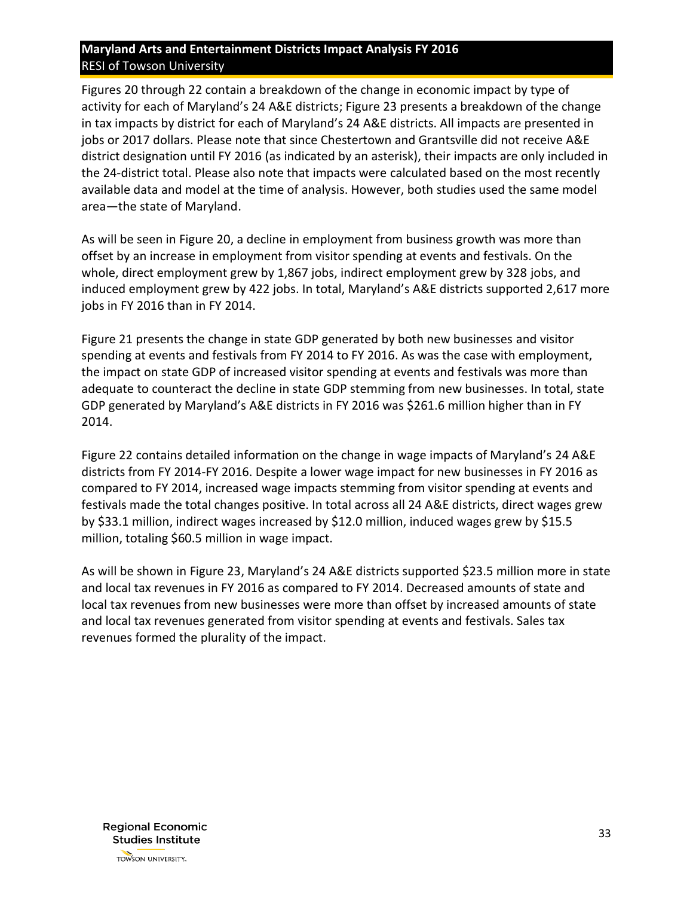Figures 20 through 22 contain a breakdown of the change in economic impact by type of activity for each of Maryland's 24 A&E districts; Figure 23 presents a breakdown of the change in tax impacts by district for each of Maryland's 24 A&E districts. All impacts are presented in jobs or 2017 dollars. Please note that since Chestertown and Grantsville did not receive A&E district designation until FY 2016 (as indicated by an asterisk), their impacts are only included in the 24-district total. Please also note that impacts were calculated based on the most recently available data and model at the time of analysis. However, both studies used the same model area—the state of Maryland.

As will be seen in Figure 20, a decline in employment from business growth was more than offset by an increase in employment from visitor spending at events and festivals. On the whole, direct employment grew by 1,867 jobs, indirect employment grew by 328 jobs, and induced employment grew by 422 jobs. In total, Maryland's A&E districts supported 2,617 more jobs in FY 2016 than in FY 2014.

Figure 21 presents the change in state GDP generated by both new businesses and visitor spending at events and festivals from FY 2014 to FY 2016. As was the case with employment, the impact on state GDP of increased visitor spending at events and festivals was more than adequate to counteract the decline in state GDP stemming from new businesses. In total, state GDP generated by Maryland's A&E districts in FY 2016 was $261.6 million higher than in FY 2014.

Figure 22 contains detailed information on the change in wage impacts of Maryland's 24 A&E districts from FY 2014-FY 2016. Despite a lower wage impact for new businesses in FY 2016 as compared to FY 2014, increased wage impacts stemming from visitor spending at events and festivals made the total changes positive. In total across all 24 A&E districts, direct wages grew by $33.1 million, indirect wages increased by $12.0 million, induced wages grew by $15.5 million, totaling $60.5 million in wage impact.

As will be shown in Figure 23, Maryland's 24 A&E districts supported $23.5 million more in state and local tax revenues in FY 2016 as compared to FY 2014. Decreased amounts of state and local tax revenues from new businesses were more than offset by increased amounts of state and local tax revenues generated from visitor spending at events and festivals. Sales tax revenues formed the plurality of the impact.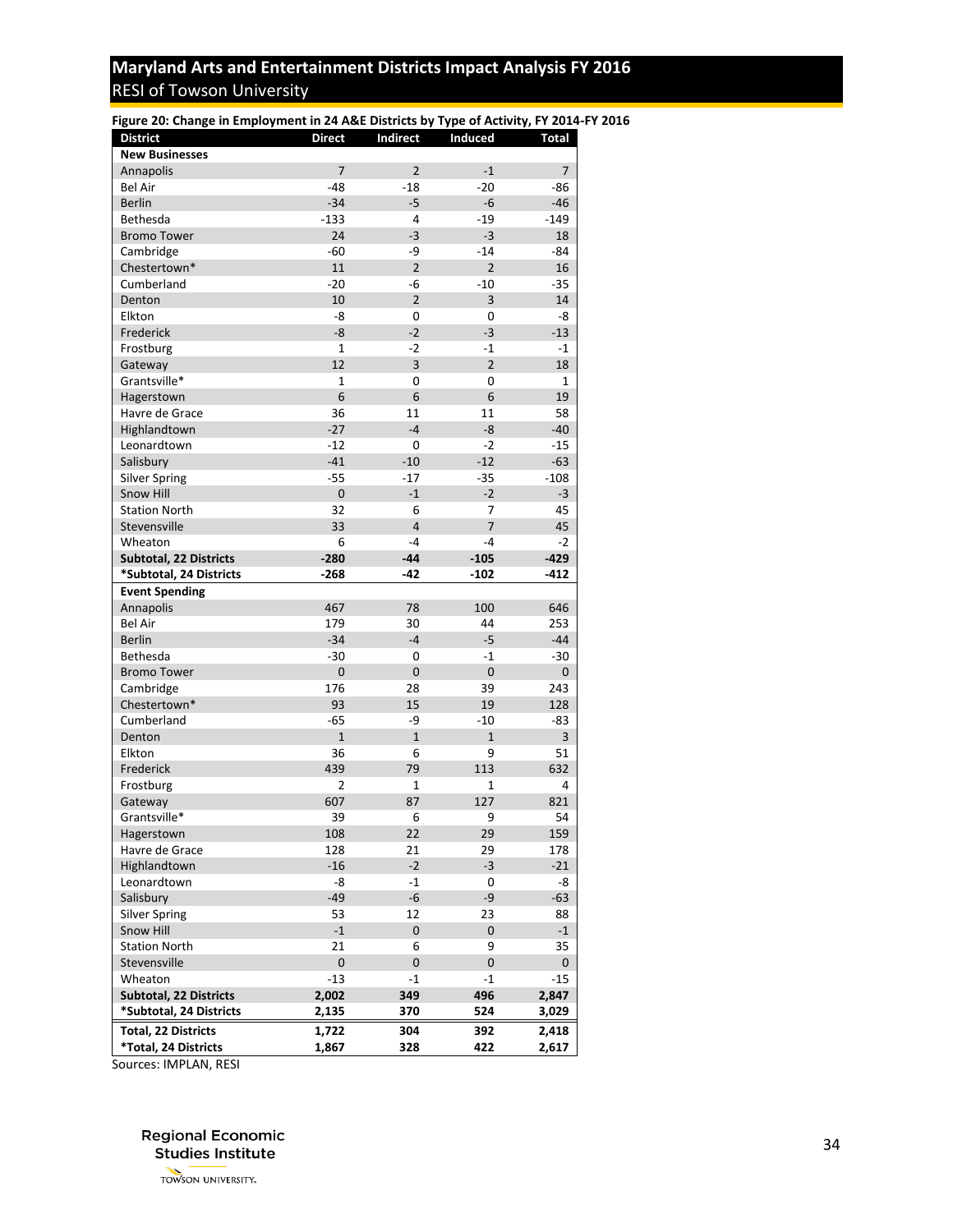**Figure 20: Change in Employment in 24 A&E Districts by Type of Activity, FY 2014-FY 2016**

| District | Direct | Indirect | Induced | Total |
|---|---|---|---|---|
| **New Businesses** | | | | |
| Annapolis | 7 | 2 | -1 | 7 |
| Bel Air | -48 | -18 | -20 | -86 |
| Berlin | -34 | -5 | -6 | -46 |
| Bethesda | -133 | 4 | -19 | -149 |
| Bromo Tower | 24 | -3 | -3 | 18 |
| Cambridge | -60 | -9 | -14 | -84 |
| Chestertown* | 11 | 2 | 2 | 16 |
| Cumberland | -20 | -6 | -10 | -35 |
| Denton | 10 | 2 | 3 | 14 |
| Elkton | -8 | 0 | 0 | -8 |
| Frederick | -8 | -2 | -3 | -13 |
| Frostburg | 1 | -2 | -1 | -1 |
| Gateway | 12 | 3 | 2 | 18 |
| Grantsville* | 1 | 0 | 0 | 1 |
| Hagerstown | 6 | 6 | 6 | 19 |
| Havre de Grace | 36 | 11 | 11 | 58 |
| Highlandtown | -27 | -4 | -8 | -40 |
| Leonardtown | -12 | 0 | -2 | -15 |
| Salisbury | -41 | -10 | -12 | -63 |
| Silver Spring | -55 | -17 | -35 | -108 |
| Snow Hill | 0 | -1 | -2 | -3 |
| Station North | 32 | 6 | 7 | 45 |
| Stevensville | 33 | 4 | 7 | 45 |
| Wheaton | 6 | -4 | -4 | -2 |
| **Subtotal, 22 Districts** | **-280** | **-44** | **-105** | **-429** |
| ***Subtotal, 24 Districts** | **-268** | **-42** | **-102** | **-412** |
| **Event Spending** | | | | |
| Annapolis | 467 | 78 | 100 | 646 |
| Bel Air | 179 | 30 | 44 | 253 |
| Berlin | -34 | -4 | -5 | -44 |
| Bethesda | -30 | 0 | -1 | -30 |
| Bromo Tower | 0 | 0 | 0 | 0 |
| Cambridge | 176 | 28 | 39 | 243 |
| Chestertown* | 93 | 15 | 19 | 128 |
| Cumberland | -65 | -9 | -10 | -83 |
| Denton | 1 | 1 | 1 | 3 |
| Elkton | 36 | 6 | 9 | 51 |
| Frederick | 439 | 79 | 113 | 632 |
| Frostburg | 2 | 1 | 1 | 4 |
| Gateway | 607 | 87 | 127 | 821 |
| Grantsville* | 39 | 6 | 9 | 54 |
| Hagerstown | 108 | 22 | 29 | 159 |
| Havre de Grace | 128 | 21 | 29 | 178 |
| Highlandtown | -16 | -2 | -3 | -21 |
| Leonardtown | -8 | -1 | 0 | -8 |
| Salisbury | -49 | -6 | -9 | -63 |
| Silver Spring | 53 | 12 | 23 | 88 |
| Snow Hill | -1 | 0 | 0 | -1 |
| Station North | 21 | 6 | 9 | 35 |
| Stevensville | 0 | 0 | 0 | 0 |
| Wheaton | -13 | -1 | -1 | -15 |
| **Subtotal, 22 Districts** | **2,002** | **349** | **496** | **2,847** |
| ***Subtotal, 24 Districts** | **2,135** | **370** | **524** | **3,029** |
| **Total, 22 Districts** | **1,722** | **304** | **392** | **2,418** |
| ***Total, 24 Districts** | **1,867** | **328** | **422** | **2,617** |

Sources: IMPLAN, RESI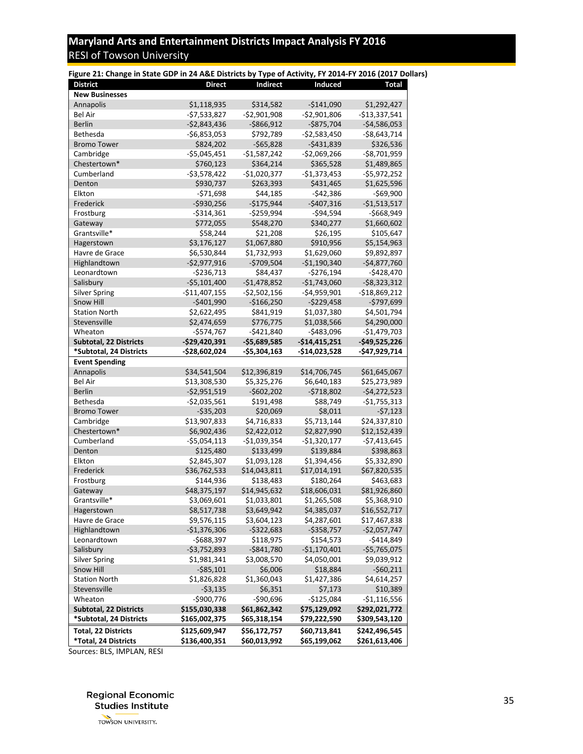**Figure 21: Change in State GDP in 24 A&E Districts by Type of Activity, FY 2014-FY 2016 (2017 Dollars)**

| District | Direct | Indirect | Induced | Total |
|---|---|---|---|---|
| **New Businesses** | | | | |
| Annapolis | $1,118,935 | $314,582 | -$141,090 | $1,292,427 |
| Bel Air | -$7,533,827 | -$2,901,908 | -$2,901,806 | -$13,337,541 |
| Berlin | -$2,843,436 | -$866,912 | -$875,704 | -$4,586,053 |
| Bethesda | -$6,853,053 | $792,789 | -$2,583,450 | -$8,643,714 |
| Bromo Tower | $824,202 | -$65,828 | -$431,839 | $326,536 |
| Cambridge | -$5,045,451 | -$1,587,242 | -$2,069,266 | -$8,701,959 |
| Chestertown* | $760,123 | $364,214 | $365,528 | $1,489,865 |
| Cumberland | -$3,578,422 | -$1,020,377 | -$1,373,453 | -$5,972,252 |
| Denton | $930,737 | $263,393 | $431,465 | $1,625,596 |
| Elkton | -$71,698 | $44,185 | -$42,386 | -$69,900 |
| Frederick | -$930,256 | -$175,944 | -$407,316 | -$1,513,517 |
| Frostburg | -$314,361 | -$259,994 | -$94,594 | -$668,949 |
| Gateway | $772,055 | $548,270 | $340,277 | $1,660,602 |
| Grantsville* | $58,244 | $21,208 | $26,195 | $105,647 |
| Hagerstown | $3,176,127 | $1,067,880 | $910,956 | $5,154,963 |
| Havre de Grace | $6,530,844 | $1,732,993 | $1,629,060 | $9,892,897 |
| Highlandtown | -$2,977,916 | -$709,504 | -$1,190,340 | -$4,877,760 |
| Leonardtown | -$236,713 | $84,437 | -$276,194 | -$428,470 |
| Salisbury | -$5,101,400 | -$1,478,852 | -$1,743,060 | -$8,323,312 |
| Silver Spring | -$11,407,155 | -$2,502,156 | -$4,959,901 | -$18,869,212 |
| Snow Hill | -$401,990 | -$166,250 | -$229,458 | -$797,699 |
| Station North | $2,622,495 | $841,919 | $1,037,380 | $4,501,794 |
| Stevensville | $2,474,659 | $776,775 | $1,038,566 | $4,290,000 |
| Wheaton | -$574,767 | -$421,840 | -$483,096 | -$1,479,703 |
| **Subtotal, 22 Districts** | **-$29,420,391** | **-$5,689,585** | **-$14,415,251** | **-$49,525,226** |
| ***Subtotal, 24 Districts** | **-$28,602,024** | **-$5,304,163** | **-$14,023,528** | **-$47,929,714** |
| **Event Spending** | | | | |
| Annapolis | $34,541,504 | $12,396,819 | $14,706,745 | $61,645,067 |
| Bel Air | $13,308,530 | $5,325,276 | $6,640,183 | $25,273,989 |
| Berlin | -$2,951,519 | -$602,202 | -$718,802 | -$4,272,523 |
| Bethesda | -$2,035,561 | $191,498 | $88,749 | -$1,755,313 |
| Bromo Tower | -$35,203 | $20,069 | $8,011 | -$7,123 |
| Cambridge | $13,907,833 | $4,716,833 | $5,713,144 | $24,337,810 |
| Chestertown* | $6,902,436 | $2,422,012 | $2,827,990 | $12,152,439 |
| Cumberland | -$5,054,113 | -$1,039,354 | -$1,320,177 | -$7,413,645 |
| Denton | $125,480 | $133,499 | $139,884 | $398,863 |
| Elkton | $2,845,307 | $1,093,128 | $1,394,456 | $5,332,890 |
| Frederick | $36,762,533 | $14,043,811 | $17,014,191 | $67,820,535 |
| Frostburg | $144,936 | $138,483 | $180,264 | $463,683 |
| Gateway | $48,375,197 | $14,945,632 | $18,606,031 | $81,926,860 |
| Grantsville* | $3,069,601 | $1,033,801 | $1,265,508 | $5,368,910 |
| Hagerstown | $8,517,738 | $3,649,942 | $4,385,037 | $16,552,717 |
| Havre de Grace | $9,576,115 | $3,604,123 | $4,287,601 | $17,467,838 |
| Highlandtown | -$1,376,306 | -$322,683 | -$358,757 | -$2,057,747 |
| Leonardtown | -$688,397 | $118,975 | $154,573 | -$414,849 |
| Salisbury | -$3,752,893 | -$841,780 | -$1,170,401 | -$5,765,075 |
| Silver Spring | $1,981,341 | $3,008,570 | $4,050,001 | $9,039,912 |
| Snow Hill | -$85,101 | $6,006 | $18,884 | -$60,211 |
| Station North | $1,826,828 | $1,360,043 | $1,427,386 | $4,614,257 |
| Stevensville | -$3,135 | $6,351 | $7,173 | $10,389 |
| Wheaton | -$900,776 | -$90,696 | -$125,084 | -$1,116,556 |
| **Subtotal, 22 Districts** | **$155,030,338** | **$61,862,342** | **$75,129,092** | **$292,021,772** |
| ***Subtotal, 24 Districts** | **$165,002,375** | **$65,318,154** | **$79,222,590** | **$309,543,120** |
| **Total, 22 Districts** | **$125,609,947** | **$56,172,757** | **$60,713,841** | **$242,496,545** |
| ***Total, 24 Districts** | **$136,400,351** | **$60,013,992** | **$65,199,062** | **$261,613,406** |

Sources: BLS, IMPLAN, RESI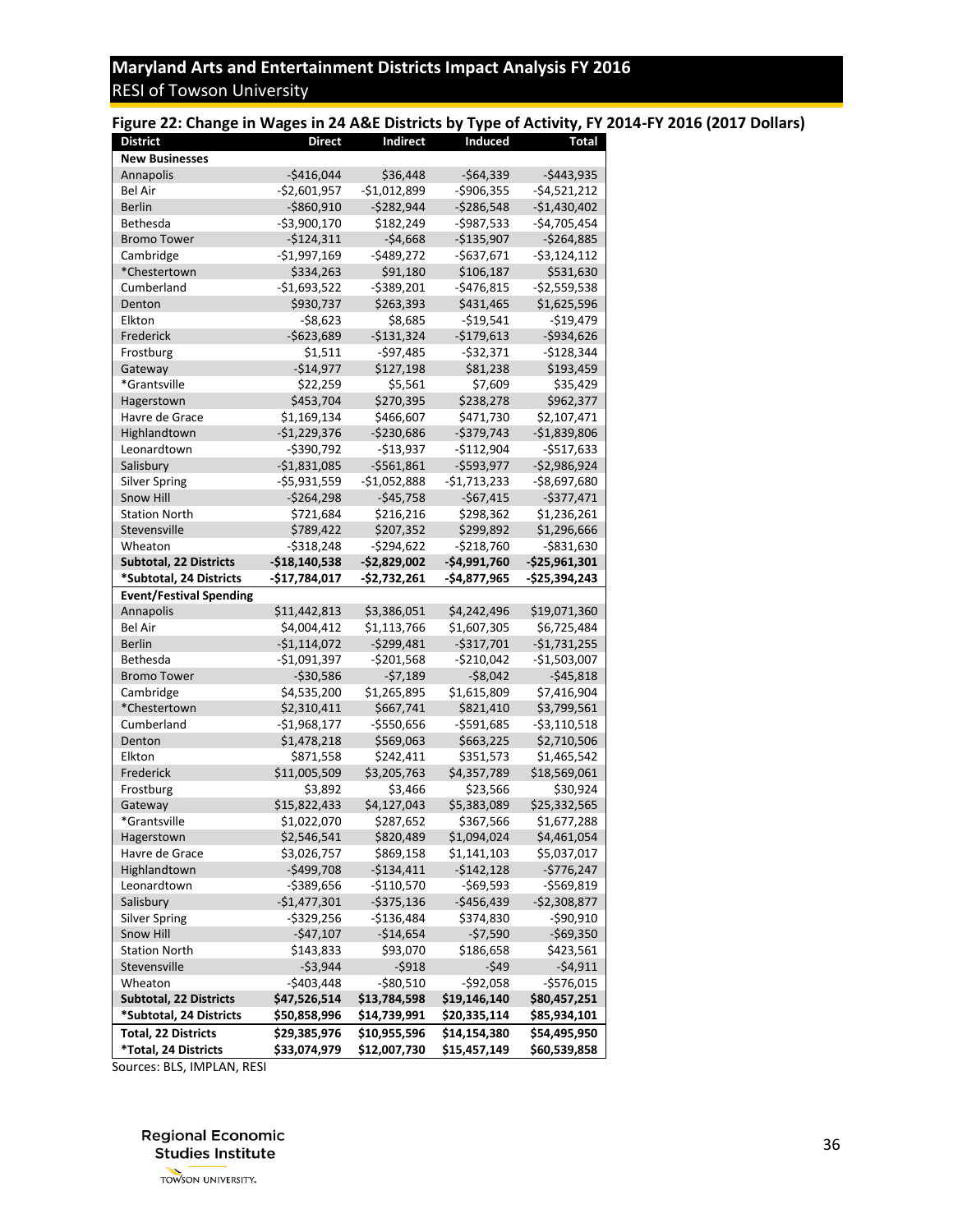## Figure 22: Change in Wages in 24 A&E Districts by Type of Activity, FY 2014-FY 2016 (2017 Dollars)

| District | Direct | Indirect | Induced | Total |
|---|---|---|---|---|
| **New Businesses** | | | | |
| Annapolis | -$416,044 | $36,448 | -$64,339 | -$443,935 |
| Bel Air | -$2,601,957 | -$1,012,899 | -$906,355 | -$4,521,212 |
| Berlin | -$860,910 | -$282,944 | -$286,548 | -$1,430,402 |
| Bethesda | -$3,900,170 | $182,249 | -$987,533 | -$4,705,454 |
| Bromo Tower | -$124,311 | -$4,668 | -$135,907 | -$264,885 |
| Cambridge | -$1,997,169 | -$489,272 | -$637,671 | -$3,124,112 |
| *Chestertown | $334,263 | $91,180 | $106,187 | $531,630 |
| Cumberland | -$1,693,522 | -$389,201 | -$476,815 | -$2,559,538 |
| Denton | $930,737 | $263,393 | $431,465 | $1,625,596 |
| Elkton | -$8,623 | $8,685 | -$19,541 | -$19,479 |
| Frederick | -$623,689 | -$131,324 | -$179,613 | -$934,626 |
| Frostburg | $1,511 | -$97,485 | -$32,371 | -$128,344 |
| Gateway | -$14,977 | $127,198 | $81,238 | $193,459 |
| *Grantsville | $22,259 | $5,561 | $7,609 | $35,429 |
| Hagerstown | $453,704 | $270,395 | $238,278 | $962,377 |
| Havre de Grace | $1,169,134 | $466,607 | $471,730 | $2,107,471 |
| Highlandtown | -$1,229,376 | -$230,686 | -$379,743 | -$1,839,806 |
| Leonardtown | -$390,792 | -$13,937 | -$112,904 | -$517,633 |
| Salisbury | -$1,831,085 | -$561,861 | -$593,977 | -$2,986,924 |
| Silver Spring | -$5,931,559 | -$1,052,888 | -$1,713,233 | -$8,697,680 |
| Snow Hill | -$264,298 | -$45,758 | -$67,415 | -$377,471 |
| Station North | $721,684 | $216,216 | $298,362 | $1,236,261 |
| Stevensville | $789,422 | $207,352 | $299,892 | $1,296,666 |
| Wheaton | -$318,248 | -$294,622 | -$218,760 | -$831,630 |
| **Subtotal, 22 Districts** | **-$18,140,538** | **-$2,829,002** | **-$4,991,760** | **-$25,961,301** |
| ***Subtotal, 24 Districts** | **-$17,784,017** | **-$2,732,261** | **-$4,877,965** | **-$25,394,243** |
| **Event/Festival Spending** | | | | |
| Annapolis | $11,442,813 | $3,386,051 | $4,242,496 | $19,071,360 |
| Bel Air | $4,004,412 | $1,113,766 | $1,607,305 | $6,725,484 |
| Berlin | -$1,114,072 | -$299,481 | -$317,701 | -$1,731,255 |
| Bethesda | -$1,091,397 | -$201,568 | -$210,042 | -$1,503,007 |
| Bromo Tower | -$30,586 | -$7,189 | -$8,042 | -$45,818 |
| Cambridge | $4,535,200 | $1,265,895 | $1,615,809 | $7,416,904 |
| *Chestertown | $2,310,411 | $667,741 | $821,410 | $3,799,561 |
| Cumberland | -$1,968,177 | -$550,656 | -$591,685 | -$3,110,518 |
| Denton | $1,478,218 | $569,063 | $663,225 | $2,710,506 |
| Elkton | $871,558 | $242,411 | $351,573 | $1,465,542 |
| Frederick | $11,005,509 | $3,205,763 | $4,357,789 | $18,569,061 |
| Frostburg | $3,892 | $3,466 | $23,566 | $30,924 |
| Gateway | $15,822,433 | $4,127,043 | $5,383,089 | $25,332,565 |
| *Grantsville | $1,022,070 | $287,652 | $367,566 | $1,677,288 |
| Hagerstown | $2,546,541 | $820,489 | $1,094,024 | $4,461,054 |
| Havre de Grace | $3,026,757 | $869,158 | $1,141,103 | $5,037,017 |
| Highlandtown | -$499,708 | -$134,411 | -$142,128 | -$776,247 |
| Leonardtown | -$389,656 | -$110,570 | -$69,593 | -$569,819 |
| Salisbury | -$1,477,301 | -$375,136 | -$456,439 | -$2,308,877 |
| Silver Spring | -$329,256 | -$136,484 | $374,830 | -$90,910 |
| Snow Hill | -$47,107 | -$14,654 | -$7,590 | -$69,350 |
| Station North | $143,833 | $93,070 | $186,658 | $423,561 |
| Stevensville | -$3,944 | -$918 | -$49 | -$4,911 |
| Wheaton | -$403,448 | -$80,510 | -$92,058 | -$576,015 |
| **Subtotal, 22 Districts** | **$47,526,514** | **$13,784,598** | **$19,146,140** | **$80,457,251** |
| ***Subtotal, 24 Districts** | **$50,858,996** | **$14,739,991** | **$20,335,114** | **$85,934,101** |
| **Total, 22 Districts** | **$29,385,976** | **$10,955,596** | **$14,154,380** | **$54,495,950** |
| ***Total, 24 Districts** | **$33,074,979** | **$12,007,730** | **$15,457,149** | **$60,539,858** |

Sources: BLS, IMPLAN, RESI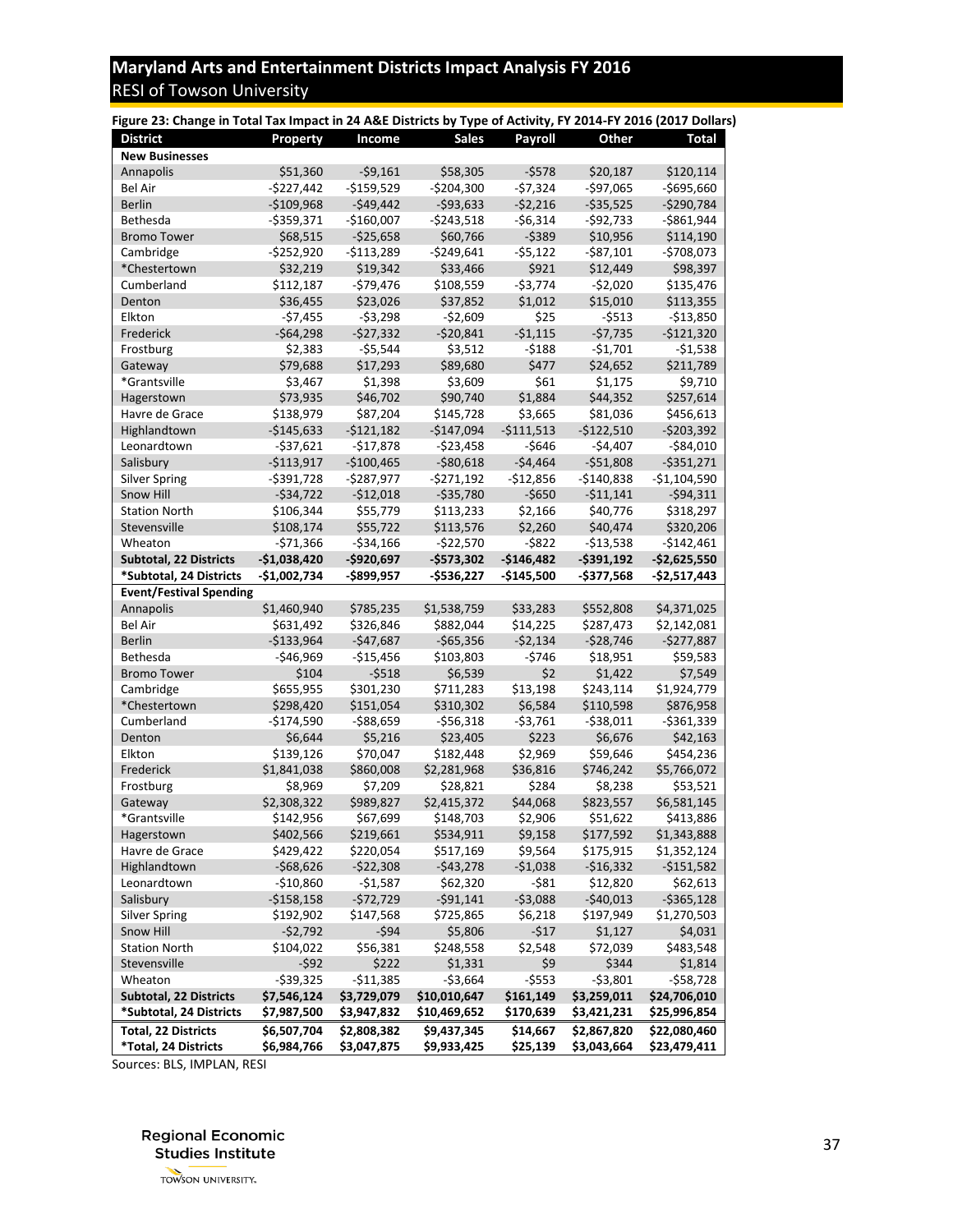**Figure 23: Change in Total Tax Impact in 24 A&E Districts by Type of Activity, FY 2014-FY 2016 (2017 Dollars)**

| District | Property | Income | Sales | Payroll | Other | Total |
|---|---|---|---|---|---|---|
| **New Businesses** | | | | | | |
| Annapolis | $51,360 | -$9,161 | $58,305 | -$578 | $20,187 | $120,114 |
| Bel Air | -$227,442 | -$159,529 | -$204,300 | -$7,324 | -$97,065 | -$695,660 |
| Berlin | -$109,968 | -$49,442 | -$93,633 | -$2,216 | -$35,525 | -$290,784 |
| Bethesda | -$359,371 | -$160,007 | -$243,518 | -$6,314 | -$92,733 | -$861,944 |
| Bromo Tower | $68,515 | -$25,658 | $60,766 | -$389 | $10,956 | $114,190 |
| Cambridge | -$252,920 | -$113,289 | -$249,641 | -$5,122 | -$87,101 | -$708,073 |
| *Chestertown | $32,219 | $19,342 | $33,466 | $921 | $12,449 | $98,397 |
| Cumberland | $112,187 | -$79,476 | $108,559 | -$3,774 | -$2,020 | $135,476 |
| Denton | $36,455 | $23,026 | $37,852 | $1,012 | $15,010 | $113,355 |
| Elkton | -$7,455 | -$3,298 | -$2,609 | $25 | -$513 | -$13,850 |
| Frederick | -$64,298 | -$27,332 | -$20,841 | -$1,115 | -$7,735 | -$121,320 |
| Frostburg | $2,383 | -$5,544 | $3,512 | -$188 | -$1,701 | -$1,538 |
| Gateway | $79,688 | $17,293 | $89,680 | $477 | $24,652 | $211,789 |
| *Grantsville | $3,467 | $1,398 | $3,609 | $61 | $1,175 | $9,710 |
| Hagerstown | $73,935 | $46,702 | $90,740 | $1,884 | $44,352 | $257,614 |
| Havre de Grace | $138,979 | $87,204 | $145,728 | $3,665 | $81,036 | $456,613 |
| Highlandtown | -$145,633 | -$121,182 | -$147,094 | -$111,513 | -$122,510 | -$203,392 |
| Leonardtown | -$37,621 | -$17,878 | -$23,458 | -$646 | -$4,407 | -$84,010 |
| Salisbury | -$113,917 | -$100,465 | -$80,618 | -$4,464 | -$51,808 | -$351,271 |
| Silver Spring | -$391,728 | -$287,977 | -$271,192 | -$12,856 | -$140,838 | -$1,104,590 |
| Snow Hill | -$34,722 | -$12,018 | -$35,780 | -$650 | -$11,141 | -$94,311 |
| Station North | $106,344 | $55,779 | $113,233 | $2,166 | $40,776 | $318,297 |
| Stevensville | $108,174 | $55,722 | $113,576 | $2,260 | $40,474 | $320,206 |
| Wheaton | -$71,366 | -$34,166 | -$22,570 | -$822 | -$13,538 | -$142,461 |
| **Subtotal, 22 Districts** | **-$1,038,420** | **-$920,697** | **-$573,302** | **-$146,482** | **-$391,192** | **-$2,625,550** |
| ***Subtotal, 24 Districts** | **-$1,002,734** | **-$899,957** | **-$536,227** | **-$145,500** | **-$377,568** | **-$2,517,443** |
| **Event/Festival Spending** | | | | | | |
| Annapolis | $1,460,940 | $785,235 | $1,538,759 | $33,283 | $552,808 | $4,371,025 |
| Bel Air | $631,492 | $326,846 | $882,044 | $14,225 | $287,473 | $2,142,081 |
| Berlin | -$133,964 | -$47,687 | -$65,356 | -$2,134 | -$28,746 | -$277,887 |
| Bethesda | -$46,969 | -$15,456 | $103,803 | -$746 | $18,951 | $59,583 |
| Bromo Tower | $104 | -$518 | $6,539 | $2 | $1,422 | $7,549 |
| Cambridge | $655,955 | $301,230 | $711,283 | $13,198 | $243,114 | $1,924,779 |
| *Chestertown | $298,420 | $151,054 | $310,302 | $6,584 | $110,598 | $876,958 |
| Cumberland | -$174,590 | -$88,659 | -$56,318 | -$3,761 | -$38,011 | -$361,339 |
| Denton | $6,644 | $5,216 | $23,405 | $223 | $6,676 | $42,163 |
| Elkton | $139,126 | $70,047 | $182,448 | $2,969 | $59,646 | $454,236 |
| Frederick | $1,841,038 | $860,008 | $2,281,968 | $36,816 | $746,242 | $5,766,072 |
| Frostburg | $8,969 | $7,209 | $28,821 | $284 | $8,238 | $53,521 |
| Gateway | $2,308,322 | $989,827 | $2,415,372 | $44,068 | $823,557 | $6,581,145 |
| *Grantsville | $142,956 | $67,699 | $148,703 | $2,906 | $51,622 | $413,886 |
| Hagerstown | $402,566 | $219,661 | $534,911 | $9,158 | $177,592 | $1,343,888 |
| Havre de Grace | $429,422 | $220,054 | $517,169 | $9,564 | $175,915 | $1,352,124 |
| Highlandtown | -$68,626 | -$22,308 | -$43,278 | -$1,038 | -$16,332 | -$151,582 |
| Leonardtown | -$10,860 | -$1,587 | $62,320 | -$81 | $12,820 | $62,613 |
| Salisbury | -$158,158 | -$72,729 | -$91,141 | -$3,088 | -$40,013 | -$365,128 |
| Silver Spring | $192,902 | $147,568 | $725,865 | $6,218 | $197,949 | $1,270,503 |
| Snow Hill | -$2,792 | -$94 | $5,806 | -$17 | $1,127 | $4,031 |
| Station North | $104,022 | $56,381 | $248,558 | $2,548 | $72,039 | $483,548 |
| Stevensville | -$92 | $222 | $1,331 | $9 | $344 | $1,814 |
| Wheaton | -$39,325 | -$11,385 | -$3,664 | -$553 | -$3,801 | -$58,728 |
| **Subtotal, 22 Districts** | **$7,546,124** | **$3,729,079** | **$10,010,647** | **$161,149** | **$3,259,011** | **$24,706,010** |
| ***Subtotal, 24 Districts** | **$7,987,500** | **$3,947,832** | **$10,469,652** | **$170,639** | **$3,421,231** | **$25,996,854** |
| **Total, 22 Districts** | **$6,507,704** | **$2,808,382** | **$9,437,345** | **$14,667** | **$2,867,820** | **$22,080,460** |
| ***Total, 24 Districts** | **$6,984,766** | **$3,047,875** | **$9,933,425** | **$25,139** | **$3,043,664** | **$23,479,411** |

Sources: BLS, IMPLAN, RESI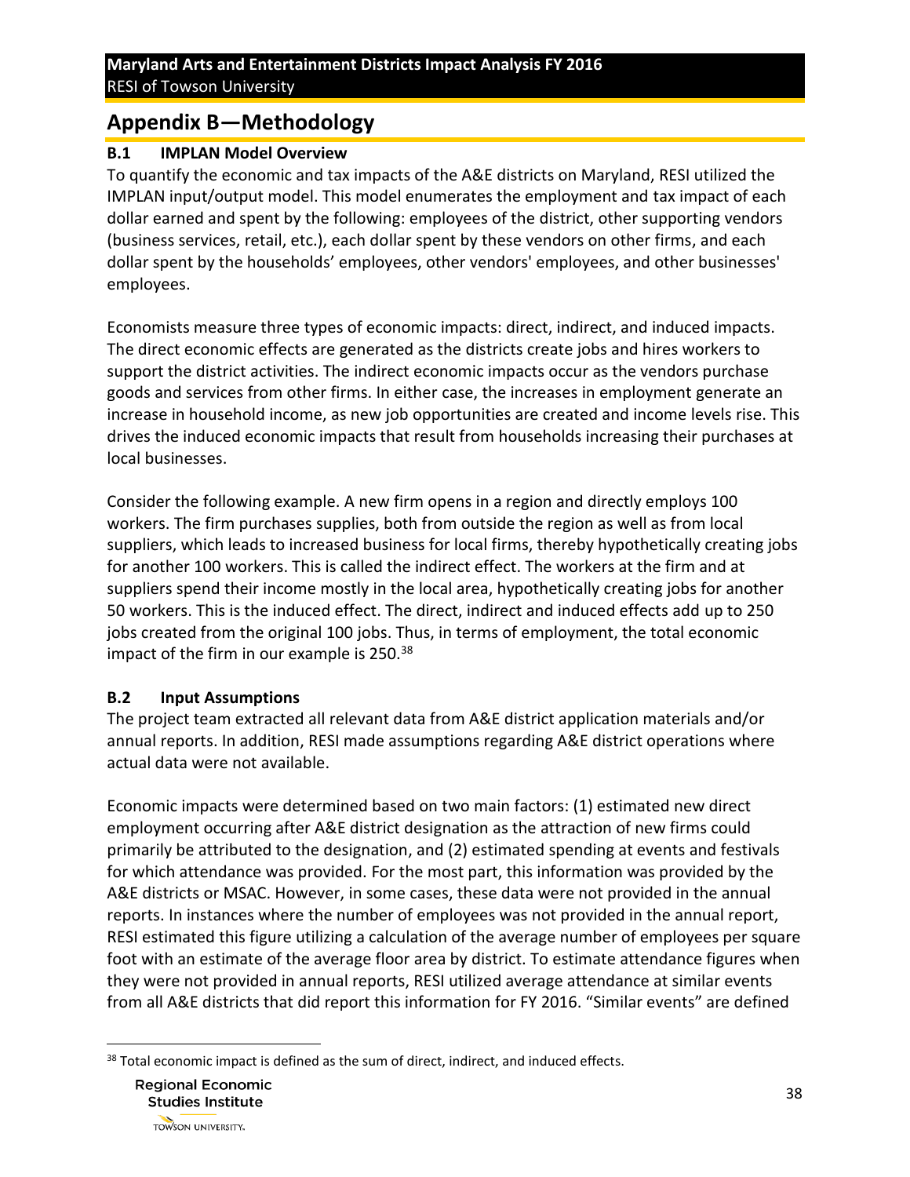## Appendix B—Methodology

### B.1 IMPLAN Model Overview

To quantify the economic and tax impacts of the A&E districts on Maryland, RESI utilized the IMPLAN input/output model. This model enumerates the employment and tax impact of each dollar earned and spent by the following: employees of the district, other supporting vendors (business services, retail, etc.), each dollar spent by these vendors on other firms, and each dollar spent by the households' employees, other vendors' employees, and other businesses' employees.

Economists measure three types of economic impacts: direct, indirect, and induced impacts. The direct economic effects are generated as the districts create jobs and hires workers to support the district activities. The indirect economic impacts occur as the vendors purchase goods and services from other firms. In either case, the increases in employment generate an increase in household income, as new job opportunities are created and income levels rise. This drives the induced economic impacts that result from households increasing their purchases at local businesses.

Consider the following example. A new firm opens in a region and directly employs 100 workers. The firm purchases supplies, both from outside the region as well as from local suppliers, which leads to increased business for local firms, thereby hypothetically creating jobs for another 100 workers. This is called the indirect effect. The workers at the firm and at suppliers spend their income mostly in the local area, hypothetically creating jobs for another 50 workers. This is the induced effect. The direct, indirect and induced effects add up to 250 jobs created from the original 100 jobs. Thus, in terms of employment, the total economic impact of the firm in our example is 250.[38]

### B.2 Input Assumptions

The project team extracted all relevant data from A&E district application materials and/or annual reports. In addition, RESI made assumptions regarding A&E district operations where actual data were not available.

Economic impacts were determined based on two main factors: (1) estimated new direct employment occurring after A&E district designation as the attraction of new firms could primarily be attributed to the designation, and (2) estimated spending at events and festivals for which attendance was provided. For the most part, this information was provided by the A&E districts or MSAC. However, in some cases, these data were not provided in the annual reports. In instances where the number of employees was not provided in the annual report, RESI estimated this figure utilizing a calculation of the average number of employees per square foot with an estimate of the average floor area by district. To estimate attendance figures when they were not provided in annual reports, RESI utilized average attendance at similar events from all A&E districts that did report this information for FY 2016. "Similar events" are defined

[38] Total economic impact is defined as the sum of direct, indirect, and induced effects.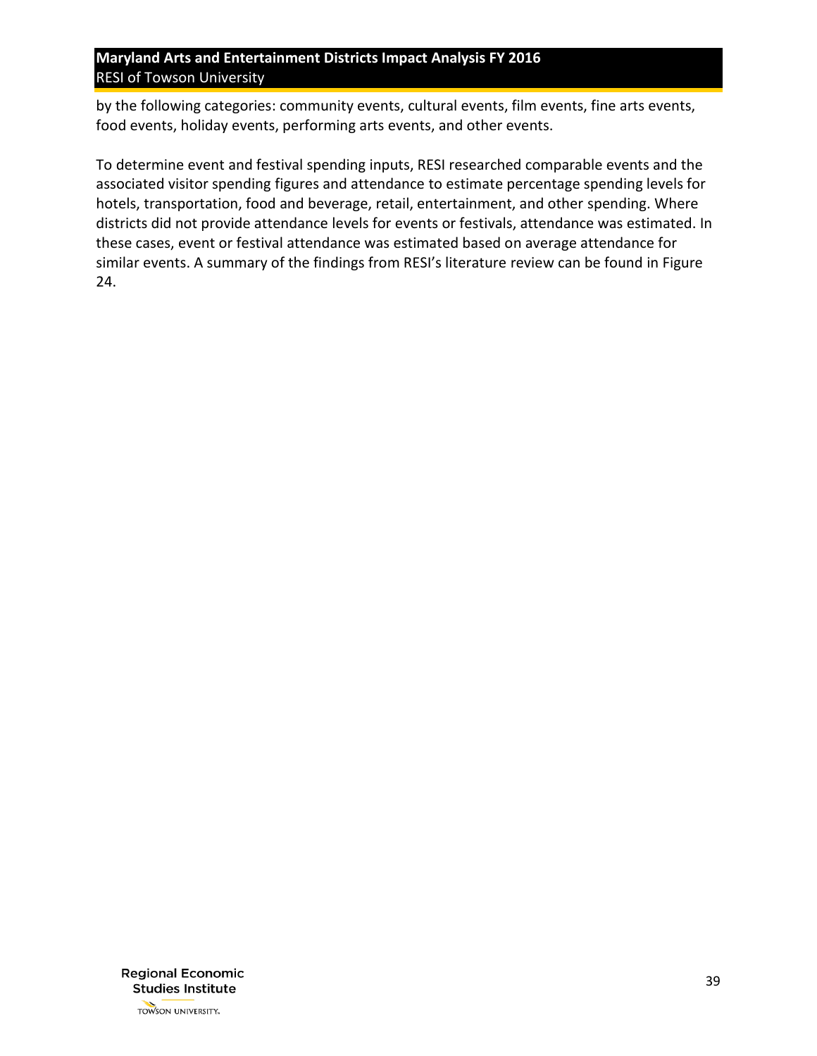by the following categories: community events, cultural events, film events, fine arts events, food events, holiday events, performing arts events, and other events.

To determine event and festival spending inputs, RESI researched comparable events and the associated visitor spending figures and attendance to estimate percentage spending levels for hotels, transportation, food and beverage, retail, entertainment, and other spending. Where districts did not provide attendance levels for events or festivals, attendance was estimated. In these cases, event or festival attendance was estimated based on average attendance for similar events. A summary of the findings from RESI's literature review can be found in Figure 24.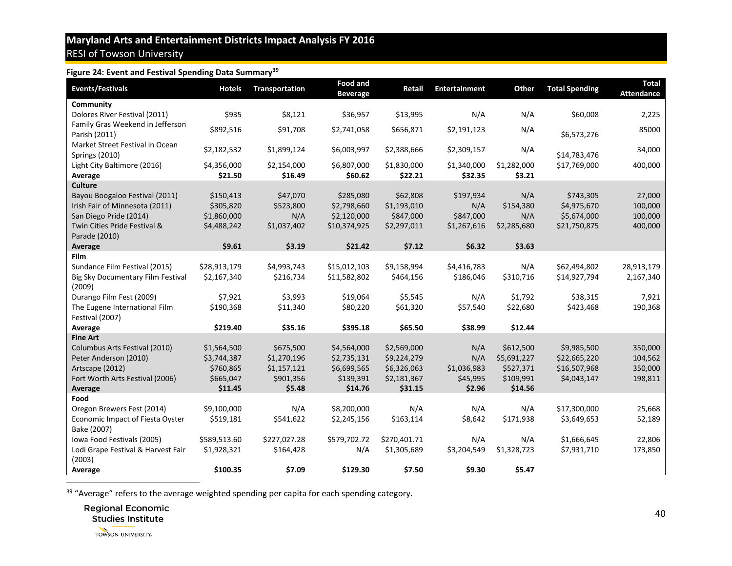**Figure 24: Event and Festival Spending Data Summary**[39]

| Events/Festivals | Hotels | Transportation | Food and Beverage | Retail | Entertainment | Other | Total Spending | Total Attendance |
|---|---|---|---|---|---|---|---|---|
| **Community** | | | | | | | | |
| Dolores River Festival (2011) | $935 | $8,121 | $36,957 | $13,995 | N/A | N/A | $60,008 | 2,225 |
| Family Gras Weekend in Jefferson Parish (2011) | $892,516 | $91,708 | $2,741,058 | $656,871 | $2,191,123 | N/A | $6,573,276 | 85000 |
| Market Street Festival in Ocean Springs (2010) | $2,182,532 | $1,899,124 | $6,003,997 | $2,388,666 | $2,309,157 | N/A | $14,783,476 | 34,000 |
| Light City Baltimore (2016) | $4,356,000 | $2,154,000 | $6,807,000 | $1,830,000 | $1,340,000 | $1,282,000 | $17,769,000 | 400,000 |
| **Average** | **$21.50** | **$16.49** | **$60.62** | **$22.21** | **$32.35** | **$3.21** | | |
| **Culture** | | | | | | | | |
| Bayou Boogaloo Festival (2011) | $150,413 | $47,070 | $285,080 | $62,808 | $197,934 | N/A | $743,305 | 27,000 |
| Irish Fair of Minnesota (2011) | $305,820 | $523,800 | $2,798,660 | $1,193,010 | N/A | $154,380 | $4,975,670 | 100,000 |
| San Diego Pride (2014) | $1,860,000 | N/A | $2,120,000 | $847,000 | $847,000 | N/A | $5,674,000 | 100,000 |
| Twin Cities Pride Festival & Parade (2010) | $4,488,242 | $1,037,402 | $10,374,925 | $2,297,011 | $1,267,616 | $2,285,680 | $21,750,875 | 400,000 |
| **Average** | **$9.61** | **$3.19** | **$21.42** | **$7.12** | **$6.32** | **$3.63** | | |
| **Film** | | | | | | | | |
| Sundance Film Festival (2015) | $28,913,179 | $4,993,743 | $15,012,103 | $9,158,994 | $4,416,783 | N/A | $62,494,802 | 28,913,179 |
| Big Sky Documentary Film Festival (2009) | $2,167,340 | $216,734 | $11,582,802 | $464,156 | $186,046 | $310,716 | $14,927,794 | 2,167,340 |
| Durango Film Fest (2009) | $7,921 | $3,993 | $19,064 | $5,545 | N/A | $1,792 | $38,315 | 7,921 |
| The Eugene International Film Festival (2007) | $190,368 | $11,340 | $80,220 | $61,320 | $57,540 | $22,680 | $423,468 | 190,368 |
| **Average** | **$219.40** | **$35.16** | **$395.18** | **$65.50** | **$38.99** | **$12.44** | | |
| **Fine Art** | | | | | | | | |
| Columbus Arts Festival (2010) | $1,564,500 | $675,500 | $4,564,000 | $2,569,000 | N/A | $612,500 | $9,985,500 | 350,000 |
| Peter Anderson (2010) | $3,744,387 | $1,270,196 | $2,735,131 | $9,224,279 | N/A | $5,691,227 | $22,665,220 | 104,562 |
| Artscape (2012) | $760,865 | $1,157,121 | $6,699,565 | $6,326,063 | $1,036,983 | $527,371 | $16,507,968 | 350,000 |
| Fort Worth Arts Festival (2006) | $665,047 | $901,356 | $139,391 | $2,181,367 | $45,995 | $109,991 | $4,043,147 | 198,811 |
| **Average** | **$11.45** | **$5.48** | **$14.76** | **$31.15** | **$2.96** | **$14.56** | | |
| **Food** | | | | | | | | |
| Oregon Brewers Fest (2014) | $9,100,000 | N/A | $8,200,000 | N/A | N/A | N/A | $17,300,000 | 25,668 |
| Economic Impact of Fiesta Oyster Bake (2007) | $519,181 | $541,622 | $2,245,156 | $163,114 | $8,642 | $171,938 | $3,649,653 | 52,189 |
| Iowa Food Festivals (2005) | $589,513.60 | $227,027.28 | $579,702.72 | $270,401.71 | N/A | N/A | $1,666,645 | 22,806 |
| Lodi Grape Festival & Harvest Fair (2003) | $1,928,321 | $164,428 | N/A | $1,305,689 | $3,204,549 | $1,328,723 | $7,931,710 | 173,850 |
| **Average** | **$100.35** | **$7.09** | **$129.30** | **$7.50** | **$9.30** | **$5.47** | | |

[39] "Average" refers to the average weighted spending per capita for each spending category.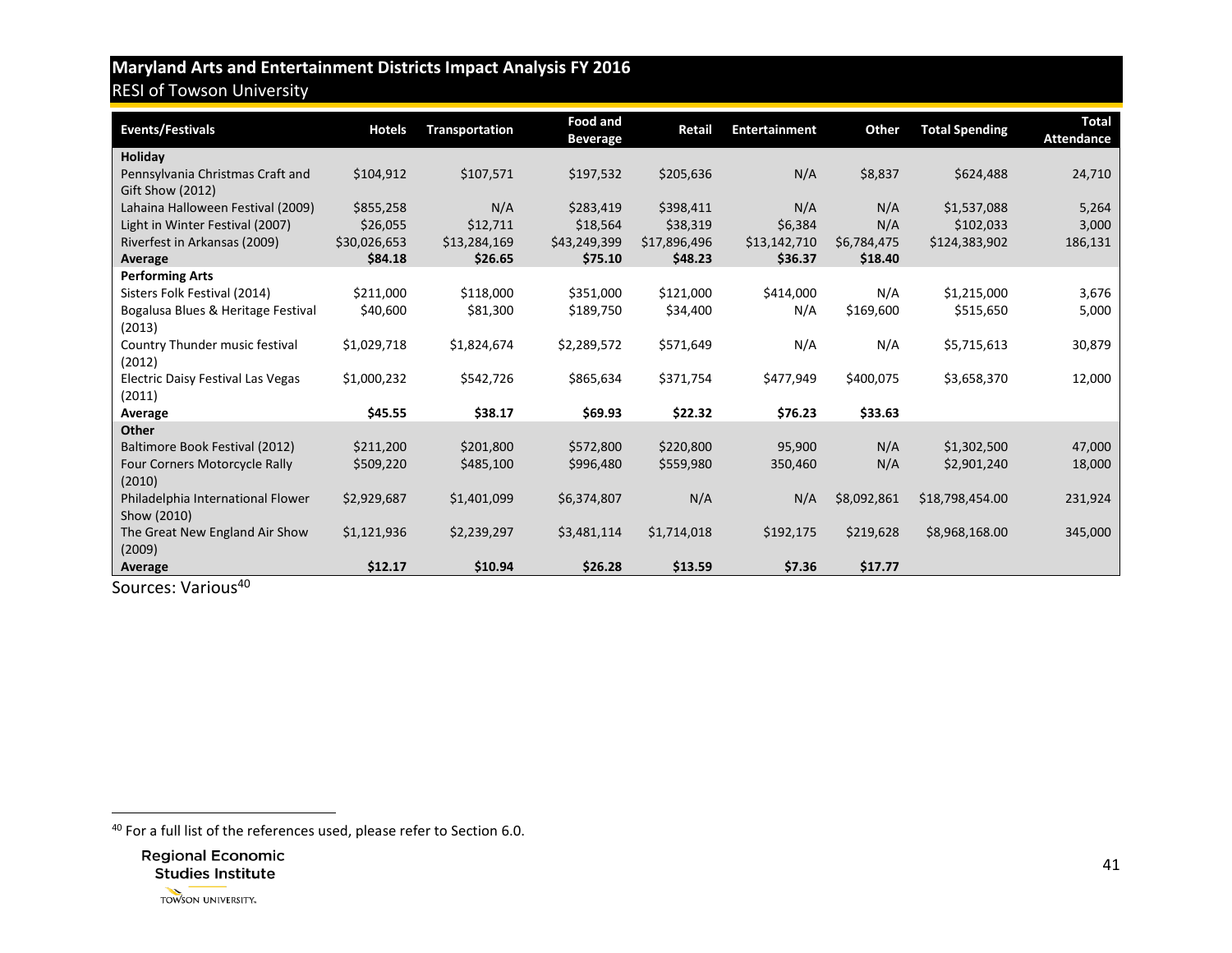**Maryland Arts and Entertainment Districts Impact Analysis FY 2016**
RESI of Towson University

| Events/Festivals | Hotels | Transportation | Food and Beverage | Retail | Entertainment | Other | Total Spending | Total Attendance |
|---|---|---|---|---|---|---|---|---|
| **Holiday** | | | | | | | | |
| Pennsylvania Christmas Craft and Gift Show (2012) | $104,912 | $107,571 | $197,532 | $205,636 | N/A | $8,837 | $624,488 | 24,710 |
| Lahaina Halloween Festival (2009) | $855,258 | N/A | $283,419 | $398,411 | N/A | N/A | $1,537,088 | 5,264 |
| Light in Winter Festival (2007) | $26,055 | $12,711 | $18,564 | $38,319 | $6,384 | N/A | $102,033 | 3,000 |
| Riverfest in Arkansas (2009) | $30,026,653 | $13,284,169 | $43,249,399 | $17,896,496 | $13,142,710 | $6,784,475 | $124,383,902 | 186,131 |
| **Average** | **$84.18** | **$26.65** | **$75.10** | **$48.23** | **$36.37** | **$18.40** | | |
| **Performing Arts** | | | | | | | | |
| Sisters Folk Festival (2014) | $211,000 | $118,000 | $351,000 | $121,000 | $414,000 | N/A | $1,215,000 | 3,676 |
| Bogalusa Blues & Heritage Festival (2013) | $40,600 | $81,300 | $189,750 | $34,400 | N/A | $169,600 | $515,650 | 5,000 |
| Country Thunder music festival (2012) | $1,029,718 | $1,824,674 | $2,289,572 | $571,649 | N/A | N/A | $5,715,613 | 30,879 |
| Electric Daisy Festival Las Vegas (2011) | $1,000,232 | $542,726 | $865,634 | $371,754 | $477,949 | $400,075 | $3,658,370 | 12,000 |
| **Average** | **$45.55** | **$38.17** | **$69.93** | **$22.32** | **$76.23** | **$33.63** | | |
| **Other** | | | | | | | | |
| Baltimore Book Festival (2012) | $211,200 | $201,800 | $572,800 | $220,800 | 95,900 | N/A | $1,302,500 | 47,000 |
| Four Corners Motorcycle Rally (2010) | $509,220 | $485,100 | $996,480 | $559,980 | 350,460 | N/A | $2,901,240 | 18,000 |
| Philadelphia International Flower Show (2010) | $2,929,687 | $1,401,099 | $6,374,807 | N/A | N/A | $8,092,861 | $18,798,454.00 | 231,924 |
| The Great New England Air Show (2009) | $1,121,936 | $2,239,297 | $3,481,114 | $1,714,018 | $192,175 | $219,628 | $8,968,168.00 | 345,000 |
| **Average** | **$12.17** | **$10.94** | **$26.28** | **$13.59** | **$7.36** | **$17.77** | | |

Sources: Various[40]

[40] For a full list of the references used, please refer to Section 6.0.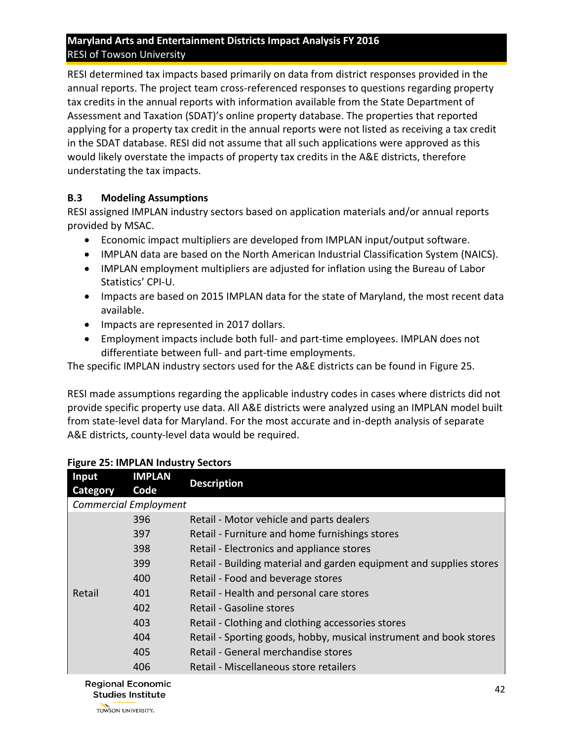RESI determined tax impacts based primarily on data from district responses provided in the annual reports. The project team cross-referenced responses to questions regarding property tax credits in the annual reports with information available from the State Department of Assessment and Taxation (SDAT)'s online property database. The properties that reported applying for a property tax credit in the annual reports were not listed as receiving a tax credit in the SDAT database. RESI did not assume that all such applications were approved as this would likely overstate the impacts of property tax credits in the A&E districts, therefore understating the tax impacts.

### B.3 Modeling Assumptions

RESI assigned IMPLAN industry sectors based on application materials and/or annual reports provided by MSAC.

- Economic impact multipliers are developed from IMPLAN input/output software.
- IMPLAN data are based on the North American Industrial Classification System (NAICS).
- IMPLAN employment multipliers are adjusted for inflation using the Bureau of Labor Statistics' CPI-U.
- Impacts are based on 2015 IMPLAN data for the state of Maryland, the most recent data available.
- Impacts are represented in 2017 dollars.
- Employment impacts include both full- and part-time employees. IMPLAN does not differentiate between full- and part-time employments.

The specific IMPLAN industry sectors used for the A&E districts can be found in Figure 25.

RESI made assumptions regarding the applicable industry codes in cases where districts did not provide specific property use data. All A&E districts were analyzed using an IMPLAN model built from state-level data for Maryland. For the most accurate and in-depth analysis of separate A&E districts, county-level data would be required.

**Figure 25: IMPLAN Industry Sectors**

| Input Category | IMPLAN Code | Description |
|---|---|---|
| *Commercial Employment* | | |
| Retail | 396 | Retail - Motor vehicle and parts dealers |
| | 397 | Retail - Furniture and home furnishings stores |
| | 398 | Retail - Electronics and appliance stores |
| | 399 | Retail - Building material and garden equipment and supplies stores |
| | 400 | Retail - Food and beverage stores |
| | 401 | Retail - Health and personal care stores |
| | 402 | Retail - Gasoline stores |
| | 403 | Retail - Clothing and clothing accessories stores |
| | 404 | Retail - Sporting goods, hobby, musical instrument and book stores |
| | 405 | Retail - General merchandise stores |
| | 406 | Retail - Miscellaneous store retailers |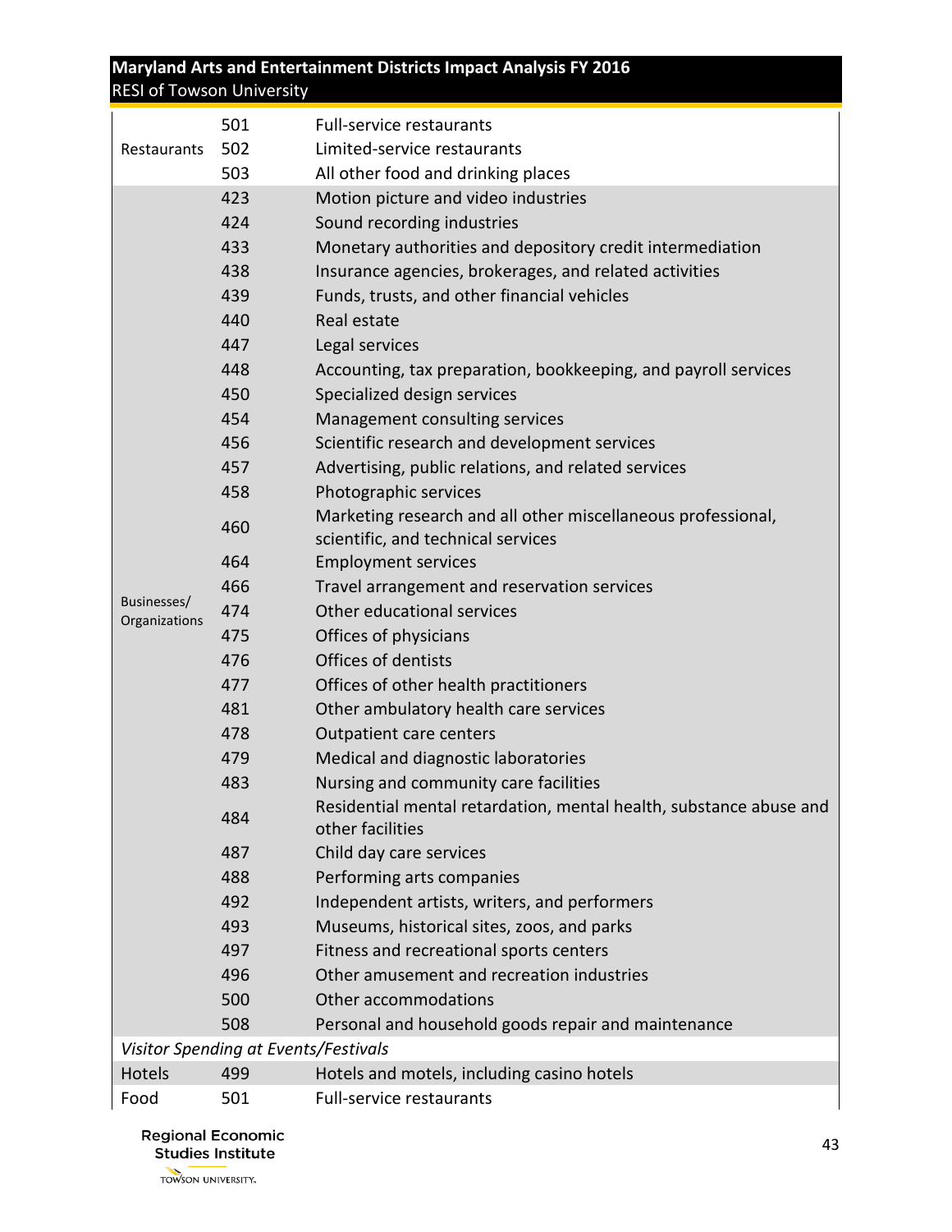| | | |
|---|---|---|
| Restaurants | 501 | Full-service restaurants |
| | 502 | Limited-service restaurants |
| | 503 | All other food and drinking places |
| Businesses/ Organizations | 423 | Motion picture and video industries |
| | 424 | Sound recording industries |
| | 433 | Monetary authorities and depository credit intermediation |
| | 438 | Insurance agencies, brokerages, and related activities |
| | 439 | Funds, trusts, and other financial vehicles |
| | 440 | Real estate |
| | 447 | Legal services |
| | 448 | Accounting, tax preparation, bookkeeping, and payroll services |
| | 450 | Specialized design services |
| | 454 | Management consulting services |
| | 456 | Scientific research and development services |
| | 457 | Advertising, public relations, and related services |
| | 458 | Photographic services |
| | 460 | Marketing research and all other miscellaneous professional, scientific, and technical services |
| | 464 | Employment services |
| | 466 | Travel arrangement and reservation services |
| | 474 | Other educational services |
| | 475 | Offices of physicians |
| | 476 | Offices of dentists |
| | 477 | Offices of other health practitioners |
| | 481 | Other ambulatory health care services |
| | 478 | Outpatient care centers |
| | 479 | Medical and diagnostic laboratories |
| | 483 | Nursing and community care facilities |
| | 484 | Residential mental retardation, mental health, substance abuse and other facilities |
| | 487 | Child day care services |
| | 488 | Performing arts companies |
| | 492 | Independent artists, writers, and performers |
| | 493 | Museums, historical sites, zoos, and parks |
| | 497 | Fitness and recreational sports centers |
| | 496 | Other amusement and recreation industries |
| | 500 | Other accommodations |
| | 508 | Personal and household goods repair and maintenance |
| *Visitor Spending at Events/Festivals* | | |
| Hotels | 499 | Hotels and motels, including casino hotels |
| Food | 501 | Full-service restaurants |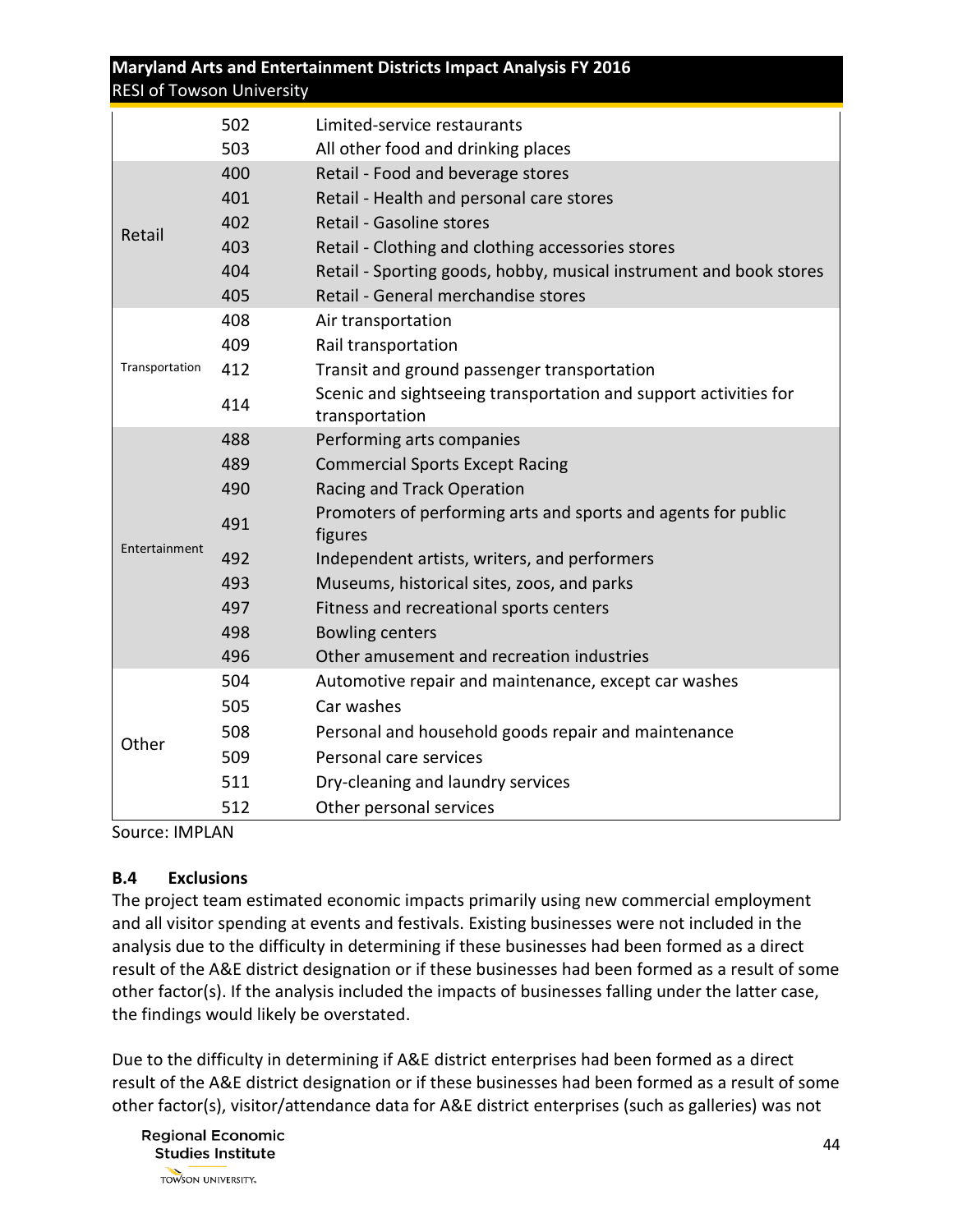| | | |
|---|---|---|
| | 502 | Limited-service restaurants |
| | 503 | All other food and drinking places |
| Retail | 400 | Retail - Food and beverage stores |
| | 401 | Retail - Health and personal care stores |
| | 402 | Retail - Gasoline stores |
| | 403 | Retail - Clothing and clothing accessories stores |
| | 404 | Retail - Sporting goods, hobby, musical instrument and book stores |
| | 405 | Retail - General merchandise stores |
| Transportation | 408 | Air transportation |
| | 409 | Rail transportation |
| | 412 | Transit and ground passenger transportation |
| | 414 | Scenic and sightseeing transportation and support activities for transportation |
| Entertainment | 488 | Performing arts companies |
| | 489 | Commercial Sports Except Racing |
| | 490 | Racing and Track Operation |
| | 491 | Promoters of performing arts and sports and agents for public figures |
| | 492 | Independent artists, writers, and performers |
| | 493 | Museums, historical sites, zoos, and parks |
| | 497 | Fitness and recreational sports centers |
| | 498 | Bowling centers |
| | 496 | Other amusement and recreation industries |
| Other | 504 | Automotive repair and maintenance, except car washes |
| | 505 | Car washes |
| | 508 | Personal and household goods repair and maintenance |
| | 509 | Personal care services |
| | 511 | Dry-cleaning and laundry services |
| | 512 | Other personal services |

Source: IMPLAN

### B.4 Exclusions

The project team estimated economic impacts primarily using new commercial employment and all visitor spending at events and festivals. Existing businesses were not included in the analysis due to the difficulty in determining if these businesses had been formed as a direct result of the A&E district designation or if these businesses had been formed as a result of some other factor(s). If the analysis included the impacts of businesses falling under the latter case, the findings would likely be overstated.

Due to the difficulty in determining if A&E district enterprises had been formed as a direct result of the A&E district designation or if these businesses had been formed as a result of some other factor(s), visitor/attendance data for A&E district enterprises (such as galleries) was not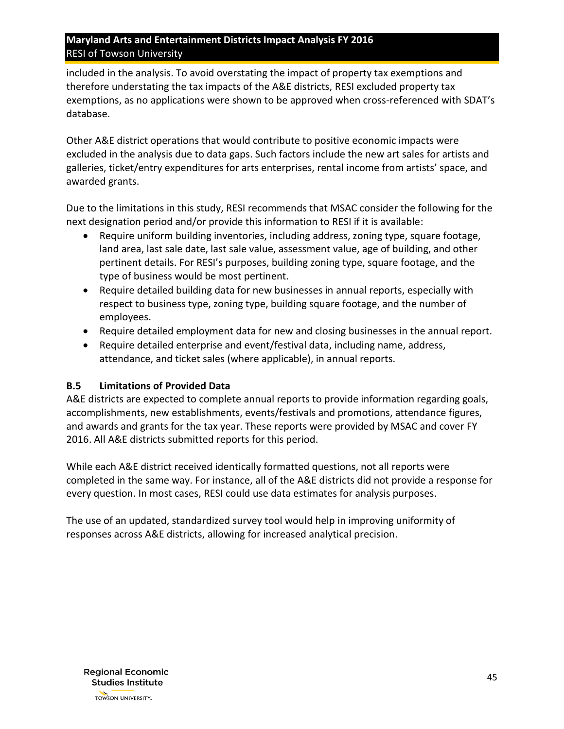included in the analysis. To avoid overstating the impact of property tax exemptions and therefore understating the tax impacts of the A&E districts, RESI excluded property tax exemptions, as no applications were shown to be approved when cross-referenced with SDAT's database.

Other A&E district operations that would contribute to positive economic impacts were excluded in the analysis due to data gaps. Such factors include the new art sales for artists and galleries, ticket/entry expenditures for arts enterprises, rental income from artists' space, and awarded grants.

Due to the limitations in this study, RESI recommends that MSAC consider the following for the next designation period and/or provide this information to RESI if it is available:

- Require uniform building inventories, including address, zoning type, square footage, land area, last sale date, last sale value, assessment value, age of building, and other pertinent details. For RESI's purposes, building zoning type, square footage, and the type of business would be most pertinent.
- Require detailed building data for new businesses in annual reports, especially with respect to business type, zoning type, building square footage, and the number of employees.
- Require detailed employment data for new and closing businesses in the annual report.
- Require detailed enterprise and event/festival data, including name, address, attendance, and ticket sales (where applicable), in annual reports.

### B.5 Limitations of Provided Data

A&E districts are expected to complete annual reports to provide information regarding goals, accomplishments, new establishments, events/festivals and promotions, attendance figures, and awards and grants for the tax year. These reports were provided by MSAC and cover FY 2016. All A&E districts submitted reports for this period.

While each A&E district received identically formatted questions, not all reports were completed in the same way. For instance, all of the A&E districts did not provide a response for every question. In most cases, RESI could use data estimates for analysis purposes.

The use of an updated, standardized survey tool would help in improving uniformity of responses across A&E districts, allowing for increased analytical precision.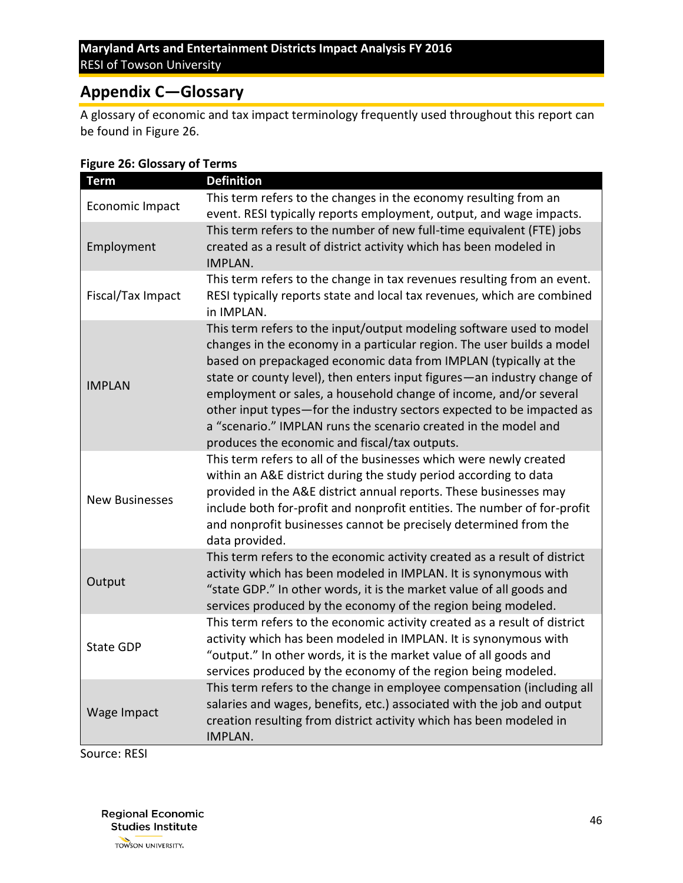## Appendix C—Glossary

A glossary of economic and tax impact terminology frequently used throughout this report can be found in Figure 26.

**Figure 26: Glossary of Terms**

| Term | Definition |
|---|---|
| Economic Impact | This term refers to the changes in the economy resulting from an event. RESI typically reports employment, output, and wage impacts. |
| Employment | This term refers to the number of new full-time equivalent (FTE) jobs created as a result of district activity which has been modeled in IMPLAN. |
| Fiscal/Tax Impact | This term refers to the change in tax revenues resulting from an event. RESI typically reports state and local tax revenues, which are combined in IMPLAN. |
| IMPLAN | This term refers to the input/output modeling software used to model changes in the economy in a particular region. The user builds a model based on prepackaged economic data from IMPLAN (typically at the state or county level), then enters input figures—an industry change of employment or sales, a household change of income, and/or several other input types—for the industry sectors expected to be impacted as a "scenario." IMPLAN runs the scenario created in the model and produces the economic and fiscal/tax outputs. |
| New Businesses | This term refers to all of the businesses which were newly created within an A&E district during the study period according to data provided in the A&E district annual reports. These businesses may include both for-profit and nonprofit entities. The number of for-profit and nonprofit businesses cannot be precisely determined from the data provided. |
| Output | This term refers to the economic activity created as a result of district activity which has been modeled in IMPLAN. It is synonymous with "state GDP." In other words, it is the market value of all goods and services produced by the economy of the region being modeled. |
| State GDP | This term refers to the economic activity created as a result of district activity which has been modeled in IMPLAN. It is synonymous with "output." In other words, it is the market value of all goods and services produced by the economy of the region being modeled. |
| Wage Impact | This term refers to the change in employee compensation (including all salaries and wages, benefits, etc.) associated with the job and output creation resulting from district activity which has been modeled in IMPLAN. |

Source: RESI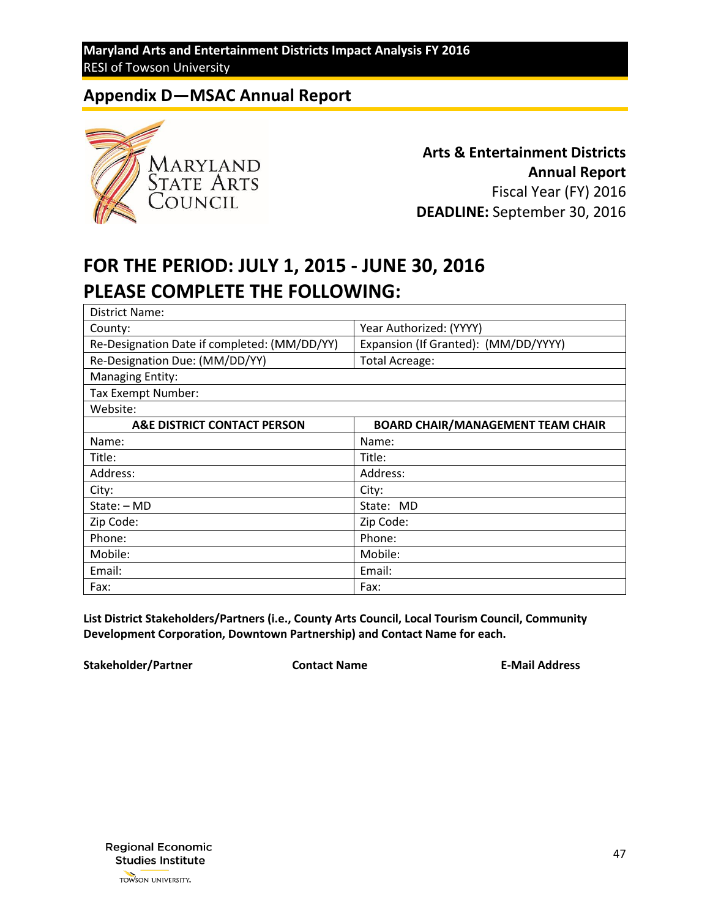## Appendix D—MSAC Annual Report

**Arts & Entertainment Districts Annual Report**
Fiscal Year (FY) 2016
**DEADLINE:** September 30, 2016

# FOR THE PERIOD: JULY 1, 2015 - JUNE 30, 2016
# PLEASE COMPLETE THE FOLLOWING:

| District Name: | |
|---|---|
| County: | Year Authorized: (YYYY) |
| Re-Designation Date if completed: (MM/DD/YY) | Expansion (If Granted): (MM/DD/YYYY) |
| Re-Designation Due: (MM/DD/YY) | Total Acreage: |
| Managing Entity: | |
| Tax Exempt Number: | |
| Website: | |
| **A&E DISTRICT CONTACT PERSON** | **BOARD CHAIR/MANAGEMENT TEAM CHAIR** |
| Name: | Name: |
| Title: | Title: |
| Address: | Address: |
| City: | City: |
| State: – MD | State: MD |
| Zip Code: | Zip Code: |
| Phone: | Phone: |
| Mobile: | Mobile: |
| Email: | Email: |
| Fax: | Fax: |

**List District Stakeholders/Partners (i.e., County Arts Council, Local Tourism Council, Community Development Corporation, Downtown Partnership) and Contact Name for each.**

| Stakeholder/Partner | Contact Name | E-Mail Address |
|---|---|---|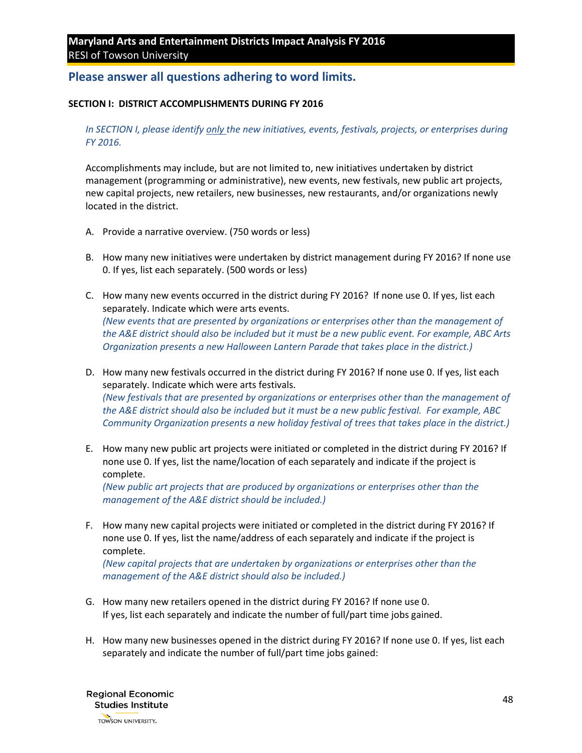## Please answer all questions adhering to word limits.

**SECTION I: DISTRICT ACCOMPLISHMENTS DURING FY 2016**

*In SECTION I, please identify only the new initiatives, events, festivals, projects, or enterprises during FY 2016.*

Accomplishments may include, but are not limited to, new initiatives undertaken by district management (programming or administrative), new events, new festivals, new public art projects, new capital projects, new retailers, new businesses, new restaurants, and/or organizations newly located in the district.

A. Provide a narrative overview. (750 words or less)

B. How many new initiatives were undertaken by district management during FY 2016? If none use 0. If yes, list each separately. (500 words or less)

C. How many new events occurred in the district during FY 2016? If none use 0. If yes, list each separately. Indicate which were arts events.
*(New events that are presented by organizations or enterprises other than the management of the A&E district should also be included but it must be a new public event. For example, ABC Arts Organization presents a new Halloween Lantern Parade that takes place in the district.)*

D. How many new festivals occurred in the district during FY 2016? If none use 0. If yes, list each separately. Indicate which were arts festivals.
*(New festivals that are presented by organizations or enterprises other than the management of the A&E district should also be included but it must be a new public festival. For example, ABC Community Organization presents a new holiday festival of trees that takes place in the district.)*

E. How many new public art projects were initiated or completed in the district during FY 2016? If none use 0. If yes, list the name/location of each separately and indicate if the project is complete.
*(New public art projects that are produced by organizations or enterprises other than the management of the A&E district should be included.)*

F. How many new capital projects were initiated or completed in the district during FY 2016? If none use 0. If yes, list the name/address of each separately and indicate if the project is complete.
*(New capital projects that are undertaken by organizations or enterprises other than the management of the A&E district should also be included.)*

G. How many new retailers opened in the district during FY 2016? If none use 0. If yes, list each separately and indicate the number of full/part time jobs gained.

H. How many new businesses opened in the district during FY 2016? If none use 0. If yes, list each separately and indicate the number of full/part time jobs gained: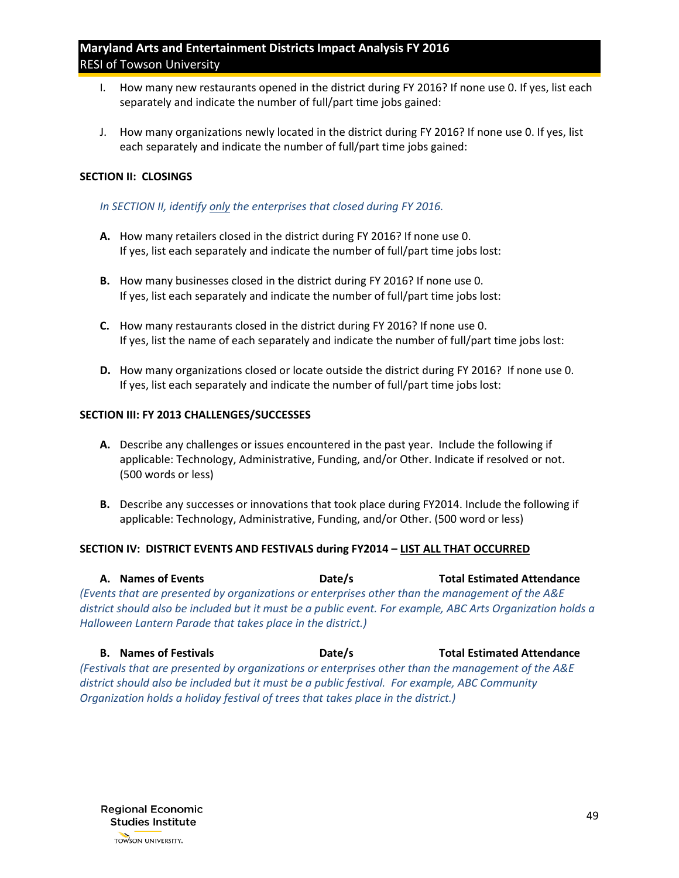I. How many new restaurants opened in the district during FY 2016? If none use 0. If yes, list each separately and indicate the number of full/part time jobs gained:

J. How many organizations newly located in the district during FY 2016? If none use 0. If yes, list each separately and indicate the number of full/part time jobs gained:

**SECTION II: CLOSINGS**

*In SECTION II, identify only the enterprises that closed during FY 2016.*

**A.** How many retailers closed in the district during FY 2016? If none use 0.
If yes, list each separately and indicate the number of full/part time jobs lost:

**B.** How many businesses closed in the district during FY 2016? If none use 0.
If yes, list each separately and indicate the number of full/part time jobs lost:

**C.** How many restaurants closed in the district during FY 2016? If none use 0.
If yes, list the name of each separately and indicate the number of full/part time jobs lost:

**D.** How many organizations closed or locate outside the district during FY 2016? If none use 0.
If yes, list each separately and indicate the number of full/part time jobs lost:

**SECTION III: FY 2013 CHALLENGES/SUCCESSES**

**A.** Describe any challenges or issues encountered in the past year. Include the following if applicable: Technology, Administrative, Funding, and/or Other. Indicate if resolved or not. (500 words or less)

**B.** Describe any successes or innovations that took place during FY2014. Include the following if applicable: Technology, Administrative, Funding, and/or Other. (500 word or less)

**SECTION IV: DISTRICT EVENTS AND FESTIVALS during FY2014 – LIST ALL THAT OCCURRED**

**A. Names of Events** **Date/s** **Total Estimated Attendance**

*(Events that are presented by organizations or enterprises other than the management of the A&E district should also be included but it must be a public event. For example, ABC Arts Organization holds a Halloween Lantern Parade that takes place in the district.)*

**B. Names of Festivals** **Date/s** **Total Estimated Attendance**

*(Festivals that are presented by organizations or enterprises other than the management of the A&E district should also be included but it must be a public festival. For example, ABC Community Organization holds a holiday festival of trees that takes place in the district.)*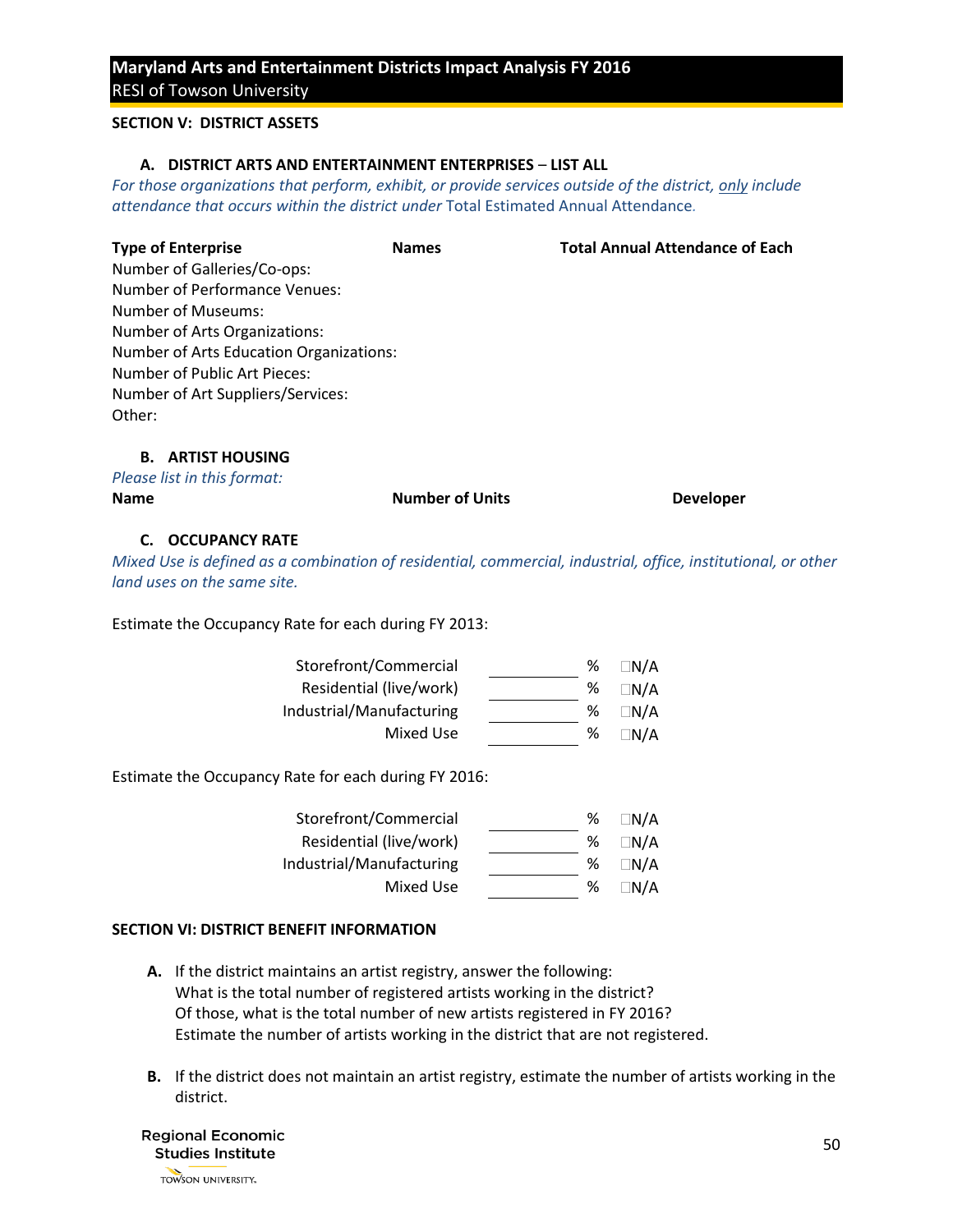**SECTION V: DISTRICT ASSETS**

**A. DISTRICT ARTS AND ENTERTAINMENT ENTERPRISES – LIST ALL**

*For those organizations that perform, exhibit, or provide services outside of the district, only include attendance that occurs within the district under* Total Estimated Annual Attendance.

| Type of Enterprise | Names | Total Annual Attendance of Each |
|---|---|---|
| Number of Galleries/Co-ops: | | |
| Number of Performance Venues: | | |
| Number of Museums: | | |
| Number of Arts Organizations: | | |
| Number of Arts Education Organizations: | | |
| Number of Public Art Pieces: | | |
| Number of Art Suppliers/Services: | | |
| Other: | | |

**B. ARTIST HOUSING**

*Please list in this format:*

| Name | Number of Units | Developer |
|---|---|---|

**C. OCCUPANCY RATE**

*Mixed Use is defined as a combination of residential, commercial, industrial, office, institutional, or other land uses on the same site.*

Estimate the Occupancy Rate for each during FY 2013:

| | | | |
|---|---|---|---|
| Storefront/Commercial | ________ | % | ☐N/A |
| Residential (live/work) | ________ | % | ☐N/A |
| Industrial/Manufacturing | ________ | % | ☐N/A |
| Mixed Use | ________ | % | ☐N/A |

Estimate the Occupancy Rate for each during FY 2016:

| | | | |
|---|---|---|---|
| Storefront/Commercial | ________ | % | ☐N/A |
| Residential (live/work) | ________ | % | ☐N/A |
| Industrial/Manufacturing | ________ | % | ☐N/A |
| Mixed Use | ________ | % | ☐N/A |

**SECTION VI: DISTRICT BENEFIT INFORMATION**

**A.** If the district maintains an artist registry, answer the following:
What is the total number of registered artists working in the district?
Of those, what is the total number of new artists registered in FY 2016?
Estimate the number of artists working in the district that are not registered.

**B.** If the district does not maintain an artist registry, estimate the number of artists working in the district.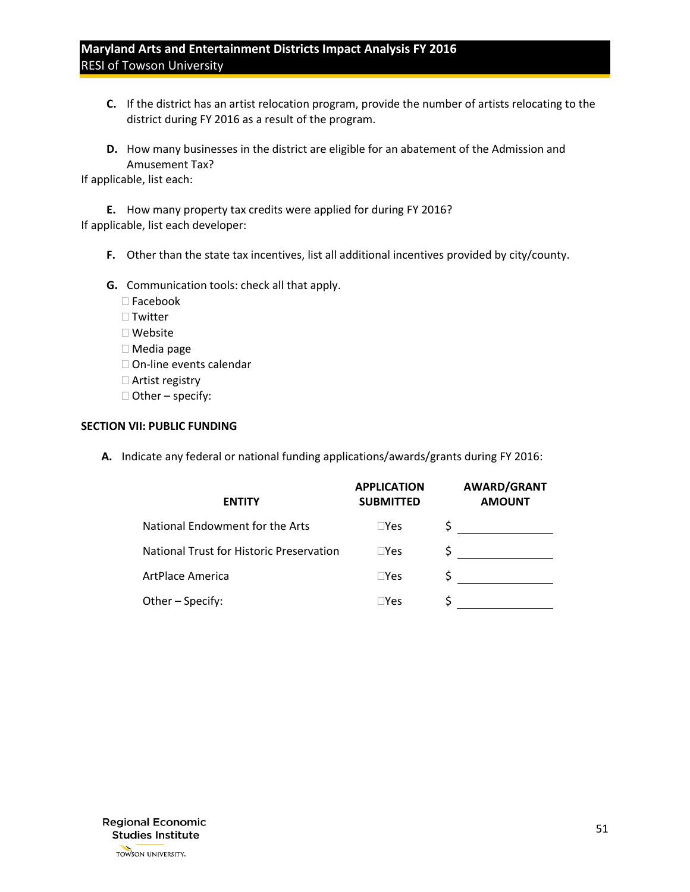C. If the district has an artist relocation program, provide the number of artists relocating to the district during FY 2016 as a result of the program.

D. How many businesses in the district are eligible for an abatement of the Admission and Amusement Tax?

If applicable, list each:

E. How many property tax credits were applied for during FY 2016?

If applicable, list each developer:

F. Other than the state tax incentives, list all additional incentives provided by city/county.

G. Communication tools: check all that apply.

- ☐ Facebook
- ☐ Twitter
- ☐ Website
- ☐ Media page
- ☐ On-line events calendar
- ☐ Artist registry
- ☐ Other – specify:

**SECTION VII: PUBLIC FUNDING**

A. Indicate any federal or national funding applications/awards/grants during FY 2016:

| ENTITY | APPLICATION SUBMITTED | AWARD/GRANT AMOUNT |
|---|---|---|
| National Endowment for the Arts | ☐Yes | $ ____________ |
| National Trust for Historic Preservation | ☐Yes | $ ____________ |
| ArtPlace America | ☐Yes | $ ____________ |
| Other – Specify: | ☐Yes | $ ____________ |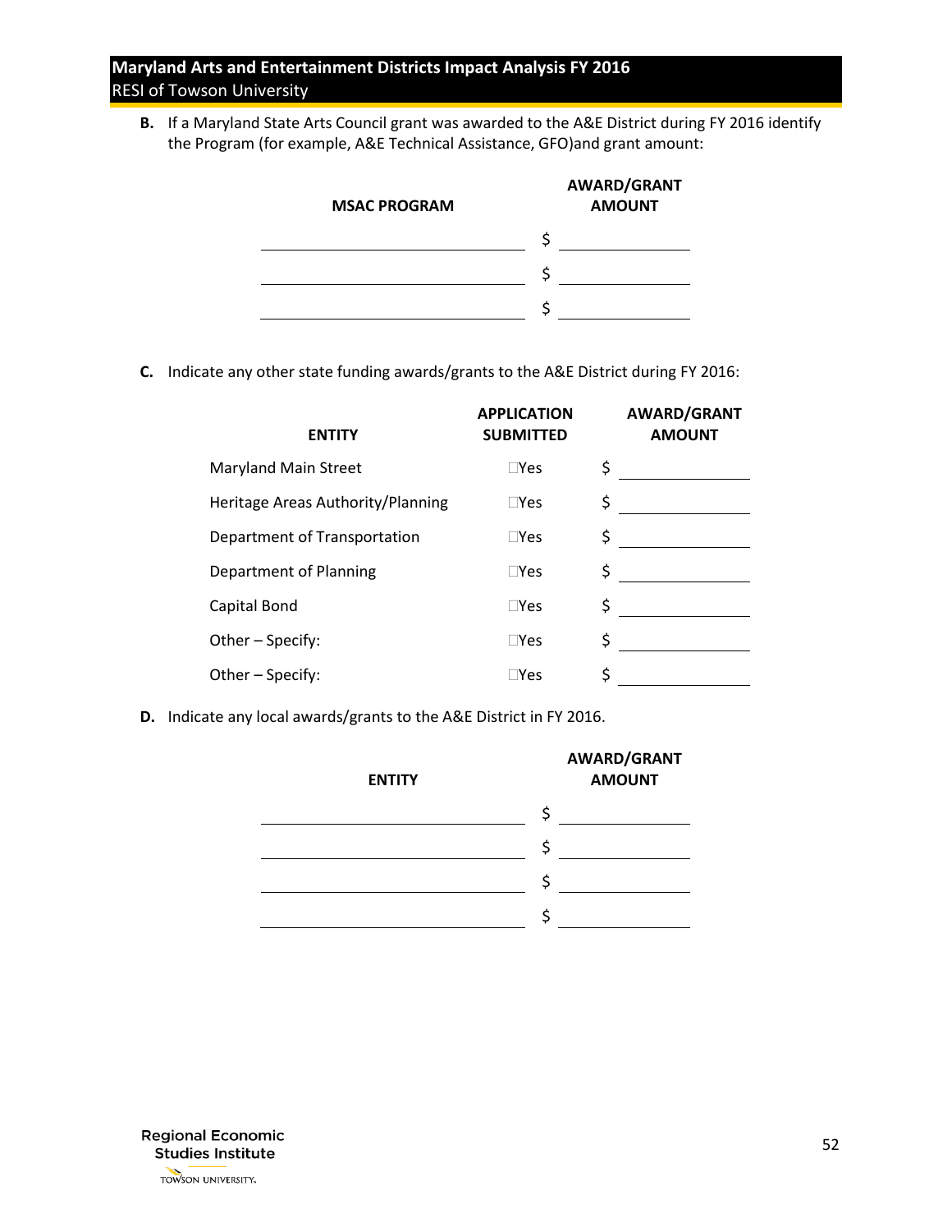**B.** If a Maryland State Arts Council grant was awarded to the A&E District during FY 2016 identify the Program (for example, A&E Technical Assistance, GFO)and grant amount:

| MSAC PROGRAM | AWARD/GRANT AMOUNT |
|---|---|
| \_\_\_\_\_\_\_\_\_\_\_\_\_\_\_\_ | $ \_\_\_\_\_\_\_\_ |
| \_\_\_\_\_\_\_\_\_\_\_\_\_\_\_\_ | $ \_\_\_\_\_\_\_\_ |
| \_\_\_\_\_\_\_\_\_\_\_\_\_\_\_\_ | $ \_\_\_\_\_\_\_\_ |

**C.** Indicate any other state funding awards/grants to the A&E District during FY 2016:

| ENTITY | APPLICATION SUBMITTED | AWARD/GRANT AMOUNT |
|---|---|---|
| Maryland Main Street | ☐Yes | $ \_\_\_\_\_\_\_\_ |
| Heritage Areas Authority/Planning | ☐Yes | $ \_\_\_\_\_\_\_\_ |
| Department of Transportation | ☐Yes | $ \_\_\_\_\_\_\_\_ |
| Department of Planning | ☐Yes | $ \_\_\_\_\_\_\_\_ |
| Capital Bond | ☐Yes | $ \_\_\_\_\_\_\_\_ |
| Other – Specify: | ☐Yes | $ \_\_\_\_\_\_\_\_ |
| Other – Specify: | ☐Yes | $ \_\_\_\_\_\_\_\_ |

**D.** Indicate any local awards/grants to the A&E District in FY 2016.

| ENTITY | AWARD/GRANT AMOUNT |
|---|---|
| \_\_\_\_\_\_\_\_\_\_\_\_\_\_\_\_ | $ \_\_\_\_\_\_\_\_ |
| \_\_\_\_\_\_\_\_\_\_\_\_\_\_\_\_ | $ \_\_\_\_\_\_\_\_ |
| \_\_\_\_\_\_\_\_\_\_\_\_\_\_\_\_ | $ \_\_\_\_\_\_\_\_ |
| \_\_\_\_\_\_\_\_\_\_\_\_\_\_\_\_ | $ \_\_\_\_\_\_\_\_ |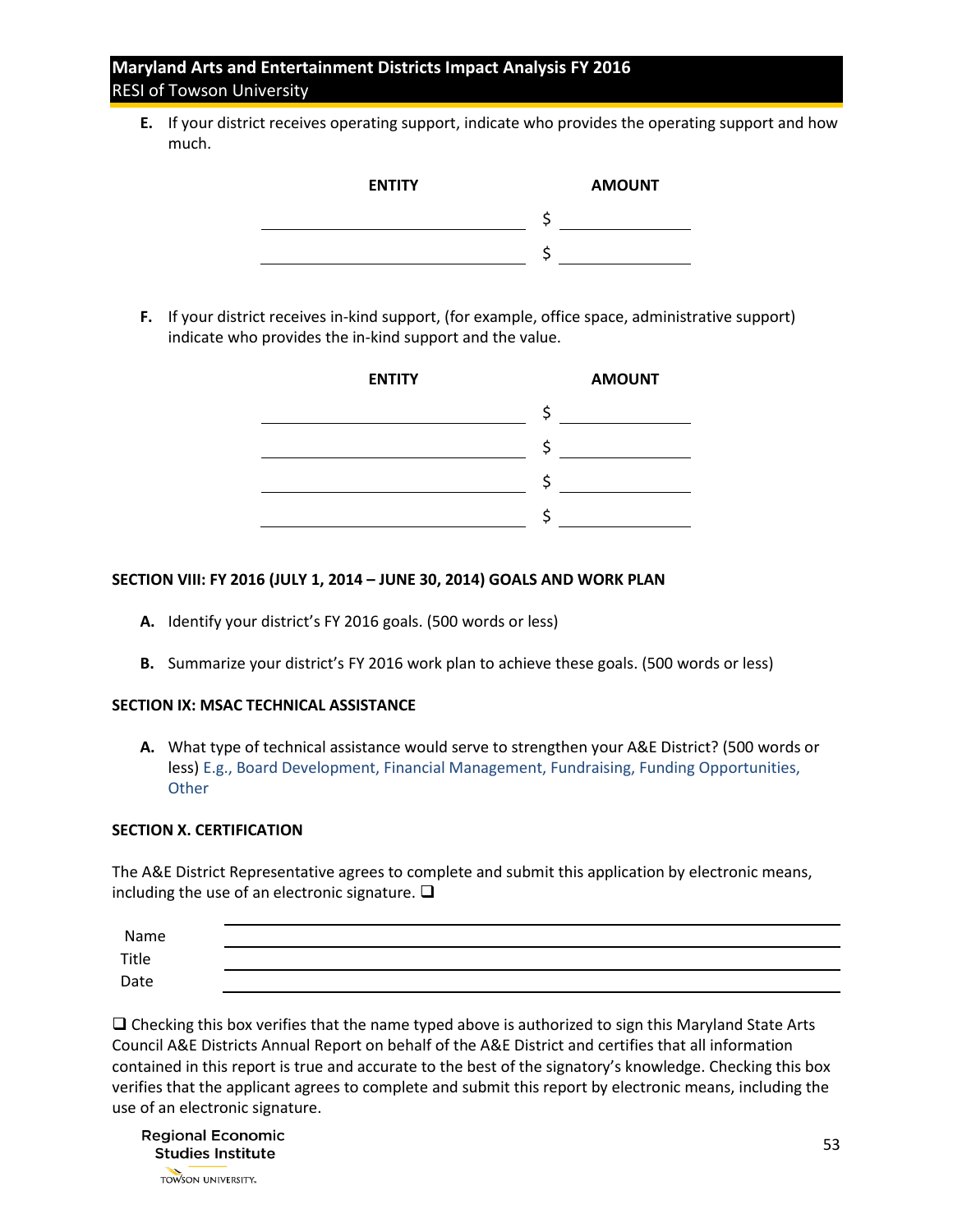E. If your district receives operating support, indicate who provides the operating support and how much.

| ENTITY | AMOUNT |
|---|---|
| ____________________ | $ __________ |
| ____________________ | $ __________ |

F. If your district receives in-kind support, (for example, office space, administrative support) indicate who provides the in-kind support and the value.

| ENTITY | AMOUNT |
|---|---|
| ____________________ | $ __________ |
| ____________________ | $ __________ |
| ____________________ | $ __________ |
| ____________________ | $ __________ |

**SECTION VIII: FY 2016 (JULY 1, 2014 – JUNE 30, 2014) GOALS AND WORK PLAN**

A. Identify your district's FY 2016 goals. (500 words or less)

B. Summarize your district's FY 2016 work plan to achieve these goals. (500 words or less)

**SECTION IX: MSAC TECHNICAL ASSISTANCE**

A. What type of technical assistance would serve to strengthen your A&E District? (500 words or less) E.g., Board Development, Financial Management, Fundraising, Funding Opportunities, Other

**SECTION X. CERTIFICATION**

The A&E District Representative agrees to complete and submit this application by electronic means, including the use of an electronic signature. ❑

Name ______________________________

Title ______________________________

Date ______________________________

❑ Checking this box verifies that the name typed above is authorized to sign this Maryland State Arts Council A&E Districts Annual Report on behalf of the A&E District and certifies that all information contained in this report is true and accurate to the best of the signatory's knowledge. Checking this box verifies that the applicant agrees to complete and submit this report by electronic means, including the use of an electronic signature.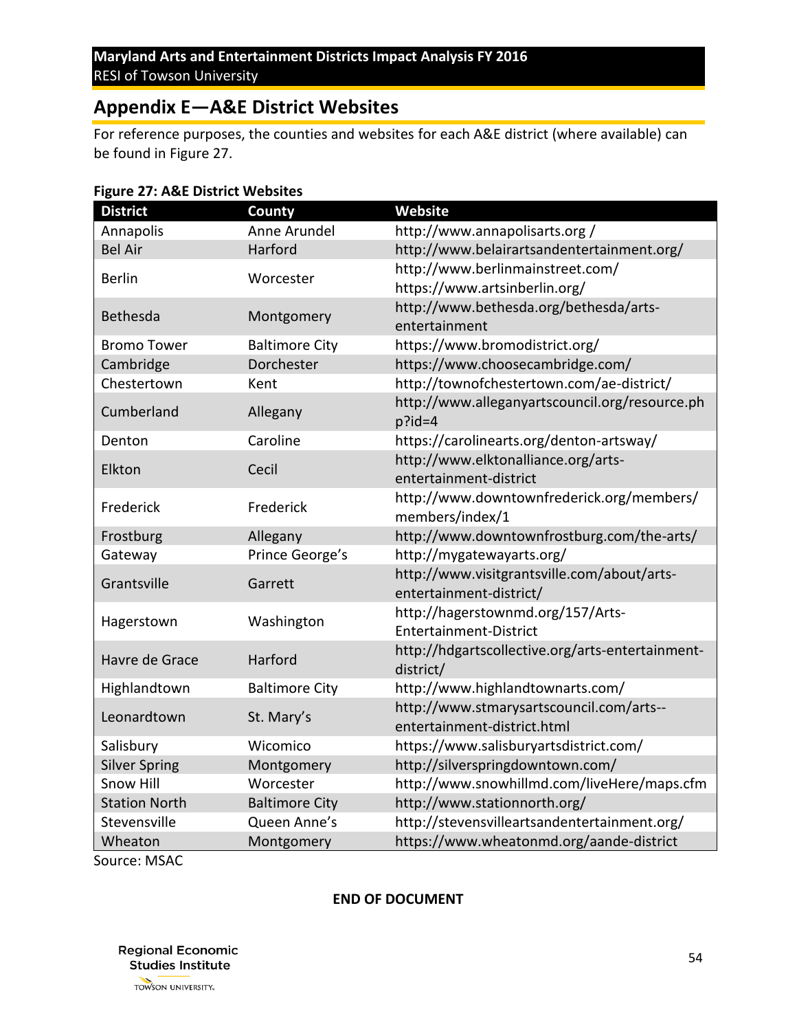## Appendix E—A&E District Websites

For reference purposes, the counties and websites for each A&E district (where available) can be found in Figure 27.

**Figure 27: A&E District Websites**

| District | County | Website |
|---|---|---|
| Annapolis | Anne Arundel | http://www.annapolisarts.org / |
| Bel Air | Harford | http://www.belairartsandentertainment.org/ |
| Berlin | Worcester | http://www.berlinmainstreet.com/ https://www.artsinberlin.org/ |
| Bethesda | Montgomery | http://www.bethesda.org/bethesda/arts-entertainment |
| Bromo Tower | Baltimore City | https://www.bromodistrict.org/ |
| Cambridge | Dorchester | https://www.choosecambridge.com/ |
| Chestertown | Kent | http://townofchestertown.com/ae-district/ |
| Cumberland | Allegany | http://www.alleganyartscouncil.org/resource.php?id=4 |
| Denton | Caroline | https://carolinearts.org/denton-artsway/ |
| Elkton | Cecil | http://www.elktonalliance.org/arts-entertainment-district |
| Frederick | Frederick | http://www.downtownfrederick.org/members/members/index/1 |
| Frostburg | Allegany | http://www.downtownfrostburg.com/the-arts/ |
| Gateway | Prince George's | http://mygatewayarts.org/ |
| Grantsville | Garrett | http://www.visitgrantsville.com/about/arts-entertainment-district/ |
| Hagerstown | Washington | http://hagerstownmd.org/157/Arts-Entertainment-District |
| Havre de Grace | Harford | http://hdgartscollective.org/arts-entertainment-district/ |
| Highlandtown | Baltimore City | http://www.highlandtownarts.com/ |
| Leonardtown | St. Mary's | http://www.stmarysartscouncil.com/arts--entertainment-district.html |
| Salisbury | Wicomico | https://www.salisburyartsdistrict.com/ |
| Silver Spring | Montgomery | http://silverspringdowntown.com/ |
| Snow Hill | Worcester | http://www.snowhillmd.com/liveHere/maps.cfm |
| Station North | Baltimore City | http://www.stationnorth.org/ |
| Stevensville | Queen Anne's | http://stevensvilleartsandentertainment.org/ |
| Wheaton | Montgomery | https://www.wheatonmd.org/aande-district |

Source: MSAC

**END OF DOCUMENT**